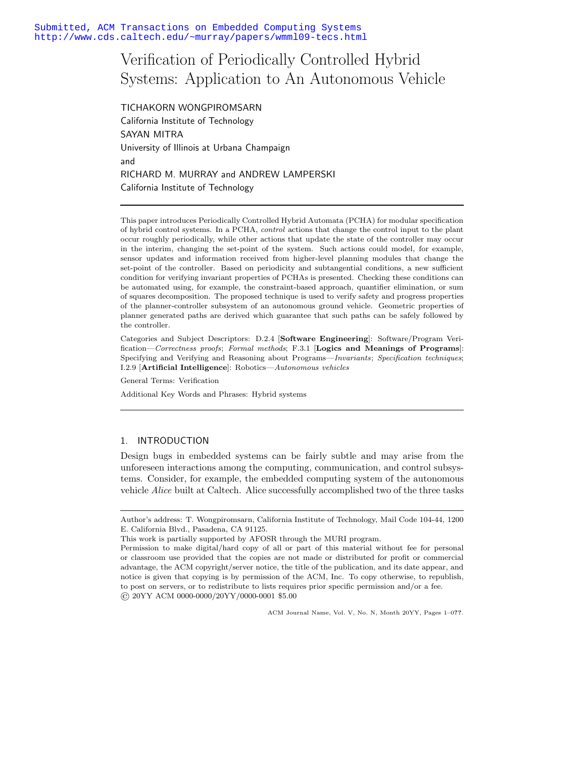Submitted, ACM Transactions on Embedded Computing Systems
http://www.cds.caltech.edu/~murray/papers/wmml09-tecs.html

# Verification of Periodically Controlled Hybrid Systems: Application to An Autonomous Vehicle

TICHAKORN WONGPIROMSARN
California Institute of Technology
SAYAN MITRA
University of Illinois at Urbana Champaign
and
RICHARD M. MURRAY and ANDREW LAMPERSKI
California Institute of Technology

---

This paper introduces Periodically Controlled Hybrid Automata (PCHA) for modular specification of hybrid control systems. In a PCHA, *control* actions that change the control input to the plant occur roughly periodically, while other actions that update the state of the controller may occur in the interim, changing the set-point of the system. Such actions could model, for example, sensor updates and information received from higher-level planning modules that change the set-point of the controller. Based on periodicity and subtangential conditions, a new sufficient condition for verifying invariant properties of PCHAs is presented. Checking these conditions can be automated using, for example, the constraint-based approach, quantifier elimination, or sum of squares decomposition. The proposed technique is used to verify safety and progress properties of the planner-controller subsystem of an autonomous ground vehicle. Geometric properties of planner generated paths are derived which guarantee that such paths can be safely followed by the controller.

Categories and Subject Descriptors: D.2.4 [**Software Engineering**]: Software/Program Verification—*Correctness proofs*; *Formal methods*; F.3.1 [**Logics and Meanings of Programs**]: Specifying and Verifying and Reasoning about Programs—*Invariants*; *Specification techniques*; I.2.9 [**Artificial Intelligence**]: Robotics—*Autonomous vehicles*

General Terms: Verification

Additional Key Words and Phrases: Hybrid systems

---

## 1. INTRODUCTION

Design bugs in embedded systems can be fairly subtle and may arise from the unforeseen interactions among the computing, communication, and control subsystems. Consider, for example, the embedded computing system of the autonomous vehicle *Alice* built at Caltech. Alice successfully accomplished two of the three tasks

---

Author's address: T. Wongpiromsarn, California Institute of Technology, Mail Code 104-44, 1200 E. California Blvd., Pasadena, CA 91125.

This work is partially supported by AFOSR through the MURI program.

Permission to make digital/hard copy of all or part of this material without fee for personal or classroom use provided that the copies are not made or distributed for profit or commercial advantage, the ACM copyright/server notice, the title of the publication, and its date appear, and notice is given that copying is by permission of the ACM, Inc. To copy otherwise, to republish, to post on servers, or to redistribute to lists requires prior specific permission and/or a fee.
© 20YY ACM 0000-0000/20YY/0000-0001 $5.00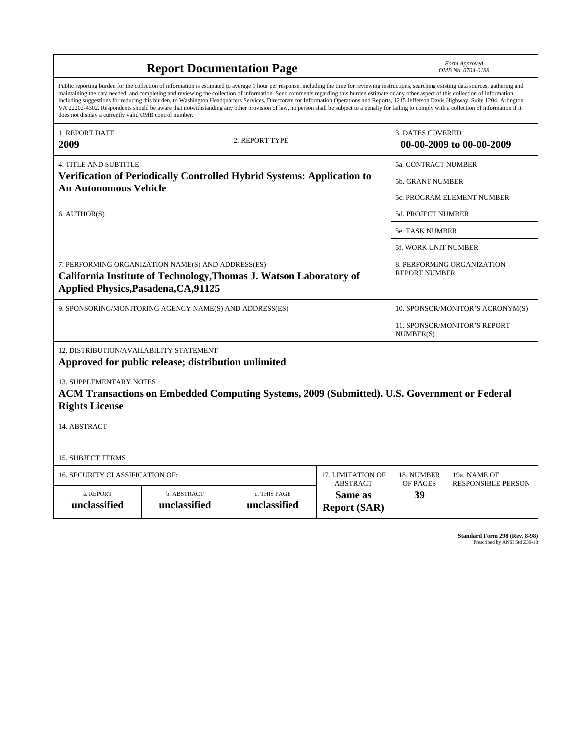# Report Documentation Page

*Form Approved*
*OMB No. 0704-0188*

Public reporting burden for the collection of information is estimated to average 1 hour per response, including the time for reviewing instructions, searching existing data sources, gathering and maintaining the data needed, and completing and reviewing the collection of information. Send comments regarding this burden estimate or any other aspect of this collection of information, including suggestions for reducing this burden, to Washington Headquarters Services, Directorate for Information Operations and Reports, 1215 Jefferson Davis Highway, Suite 1204, Arlington VA 22202-4302. Respondents should be aware that notwithstanding any other provision of law, no person shall be subject to a penalty for failing to comply with a collection of information if it does not display a currently valid OMB control number.

| 1. REPORT DATE | 2. REPORT TYPE | 3. DATES COVERED |
|---|---|---|
| **2009** | | **00-00-2009 to 00-00-2009** |

| 4. TITLE AND SUBTITLE | |
|---|---|
| **Verification of Periodically Controlled Hybrid Systems: Application to An Autonomous Vehicle** | 5a. CONTRACT NUMBER |
| | 5b. GRANT NUMBER |
| | 5c. PROGRAM ELEMENT NUMBER |
| 6. AUTHOR(S) | 5d. PROJECT NUMBER |
| | 5e. TASK NUMBER |
| | 5f. WORK UNIT NUMBER |
| 7. PERFORMING ORGANIZATION NAME(S) AND ADDRESS(ES) **California Institute of Technology,Thomas J. Watson Laboratory of Applied Physics,Pasadena,CA,91125** | 8. PERFORMING ORGANIZATION REPORT NUMBER |
| 9. SPONSORING/MONITORING AGENCY NAME(S) AND ADDRESS(ES) | 10. SPONSOR/MONITOR'S ACRONYM(S) |
| | 11. SPONSOR/MONITOR'S REPORT NUMBER(S) |

12. DISTRIBUTION/AVAILABILITY STATEMENT
**Approved for public release; distribution unlimited**

13. SUPPLEMENTARY NOTES
**ACM Transactions on Embedded Computing Systems, 2009 (Submitted). U.S. Government or Federal Rights License**

14. ABSTRACT

15. SUBJECT TERMS

| 16. SECURITY CLASSIFICATION OF: | | | 17. LIMITATION OF ABSTRACT | 18. NUMBER OF PAGES | 19a. NAME OF RESPONSIBLE PERSON |
|---|---|---|---|---|---|
| a. REPORT | b. ABSTRACT | c. THIS PAGE | | | |
| **unclassified** | **unclassified** | **unclassified** | **Same as Report (SAR)** | **39** | |

**Standard Form 298 (Rev. 8-98)**
Prescribed by ANSI Std Z39-18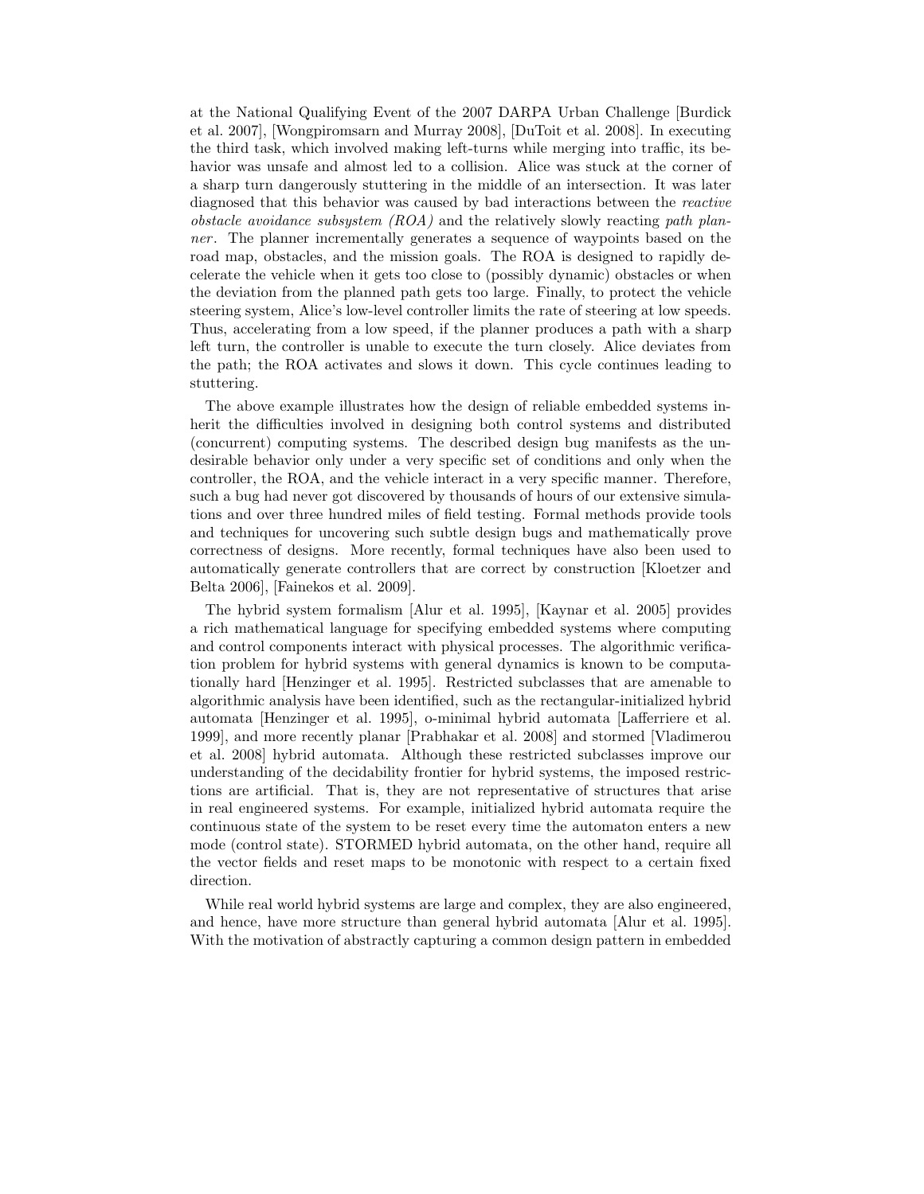at the National Qualifying Event of the 2007 DARPA Urban Challenge [Burdick et al. 2007], [Wongpiromsarn and Murray 2008], [DuToit et al. 2008]. In executing the third task, which involved making left-turns while merging into traffic, its behavior was unsafe and almost led to a collision. Alice was stuck at the corner of a sharp turn dangerously stuttering in the middle of an intersection. It was later diagnosed that this behavior was caused by bad interactions between the *reactive obstacle avoidance subsystem (ROA)* and the relatively slowly reacting *path planner*. The planner incrementally generates a sequence of waypoints based on the road map, obstacles, and the mission goals. The ROA is designed to rapidly decelerate the vehicle when it gets too close to (possibly dynamic) obstacles or when the deviation from the planned path gets too large. Finally, to protect the vehicle steering system, Alice's low-level controller limits the rate of steering at low speeds. Thus, accelerating from a low speed, if the planner produces a path with a sharp left turn, the controller is unable to execute the turn closely. Alice deviates from the path; the ROA activates and slows it down. This cycle continues leading to stuttering.

The above example illustrates how the design of reliable embedded systems inherit the difficulties involved in designing both control systems and distributed (concurrent) computing systems. The described design bug manifests as the undesirable behavior only under a very specific set of conditions and only when the controller, the ROA, and the vehicle interact in a very specific manner. Therefore, such a bug had never got discovered by thousands of hours of our extensive simulations and over three hundred miles of field testing. Formal methods provide tools and techniques for uncovering such subtle design bugs and mathematically prove correctness of designs. More recently, formal techniques have also been used to automatically generate controllers that are correct by construction [Kloetzer and Belta 2006], [Fainekos et al. 2009].

The hybrid system formalism [Alur et al. 1995], [Kaynar et al. 2005] provides a rich mathematical language for specifying embedded systems where computing and control components interact with physical processes. The algorithmic verification problem for hybrid systems with general dynamics is known to be computationally hard [Henzinger et al. 1995]. Restricted subclasses that are amenable to algorithmic analysis have been identified, such as the rectangular-initialized hybrid automata [Henzinger et al. 1995], o-minimal hybrid automata [Lafferriere et al. 1999], and more recently planar [Prabhakar et al. 2008] and stormed [Vladimerou et al. 2008] hybrid automata. Although these restricted subclasses improve our understanding of the decidability frontier for hybrid systems, the imposed restrictions are artificial. That is, they are not representative of structures that arise in real engineered systems. For example, initialized hybrid automata require the continuous state of the system to be reset every time the automaton enters a new mode (control state). STORMED hybrid automata, on the other hand, require all the vector fields and reset maps to be monotonic with respect to a certain fixed direction.

While real world hybrid systems are large and complex, they are also engineered, and hence, have more structure than general hybrid automata [Alur et al. 1995]. With the motivation of abstractly capturing a common design pattern in embedded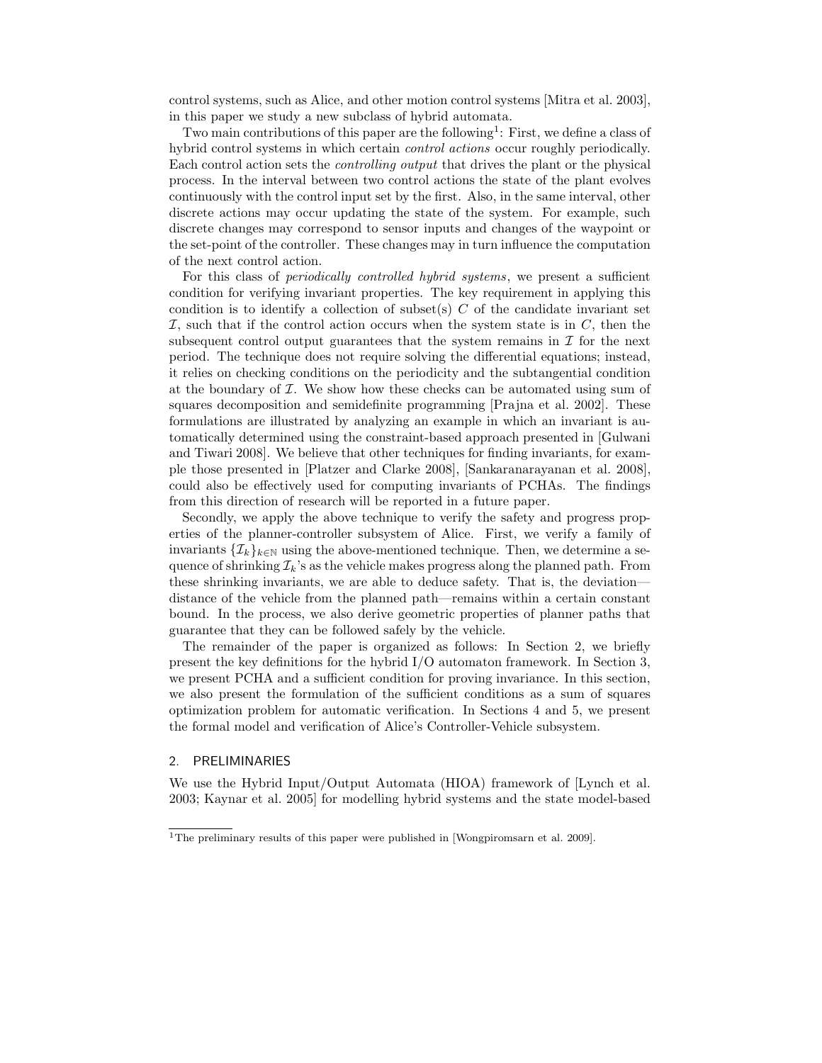control systems, such as Alice, and other motion control systems [Mitra et al. 2003], in this paper we study a new subclass of hybrid automata.

Two main contributions of this paper are the following[1]: First, we define a class of hybrid control systems in which certain *control actions* occur roughly periodically. Each control action sets the *controlling output* that drives the plant or the physical process. In the interval between two control actions the state of the plant evolves continuously with the control input set by the first. Also, in the same interval, other discrete actions may occur updating the state of the system. For example, such discrete changes may correspond to sensor inputs and changes of the waypoint or the set-point of the controller. These changes may in turn influence the computation of the next control action.

For this class of *periodically controlled hybrid systems*, we present a sufficient condition for verifying invariant properties. The key requirement in applying this condition is to identify a collection of subset(s) $C$ of the candidate invariant set $\mathcal{I}$, such that if the control action occurs when the system state is in $C$, then the subsequent control output guarantees that the system remains in $\mathcal{I}$ for the next period. The technique does not require solving the differential equations; instead, it relies on checking conditions on the periodicity and the subtangential condition at the boundary of $\mathcal{I}$. We show how these checks can be automated using sum of squares decomposition and semidefinite programming [Prajna et al. 2002]. These formulations are illustrated by analyzing an example in which an invariant is automatically determined using the constraint-based approach presented in [Gulwani and Tiwari 2008]. We believe that other techniques for finding invariants, for example those presented in [Platzer and Clarke 2008], [Sankaranarayanan et al. 2008], could also be effectively used for computing invariants of PCHAs. The findings from this direction of research will be reported in a future paper.

Secondly, we apply the above technique to verify the safety and progress properties of the planner-controller subsystem of Alice. First, we verify a family of invariants $\{\mathcal{I}_k\}_{k\in\mathbb{N}}$ using the above-mentioned technique. Then, we determine a sequence of shrinking $\mathcal{I}_k$'s as the vehicle makes progress along the planned path. From these shrinking invariants, we are able to deduce safety. That is, the deviation—distance of the vehicle from the planned path—remains within a certain constant bound. In the process, we also derive geometric properties of planner paths that guarantee that they can be followed safely by the vehicle.

The remainder of the paper is organized as follows: In Section 2, we briefly present the key definitions for the hybrid I/O automaton framework. In Section 3, we present PCHA and a sufficient condition for proving invariance. In this section, we also present the formulation of the sufficient conditions as a sum of squares optimization problem for automatic verification. In Sections 4 and 5, we present the formal model and verification of Alice's Controller-Vehicle subsystem.

## 2. PRELIMINARIES

We use the Hybrid Input/Output Automata (HIOA) framework of [Lynch et al. 2003; Kaynar et al. 2005] for modelling hybrid systems and the state model-based

[1]The preliminary results of this paper were published in [Wongpiromsarn et al. 2009].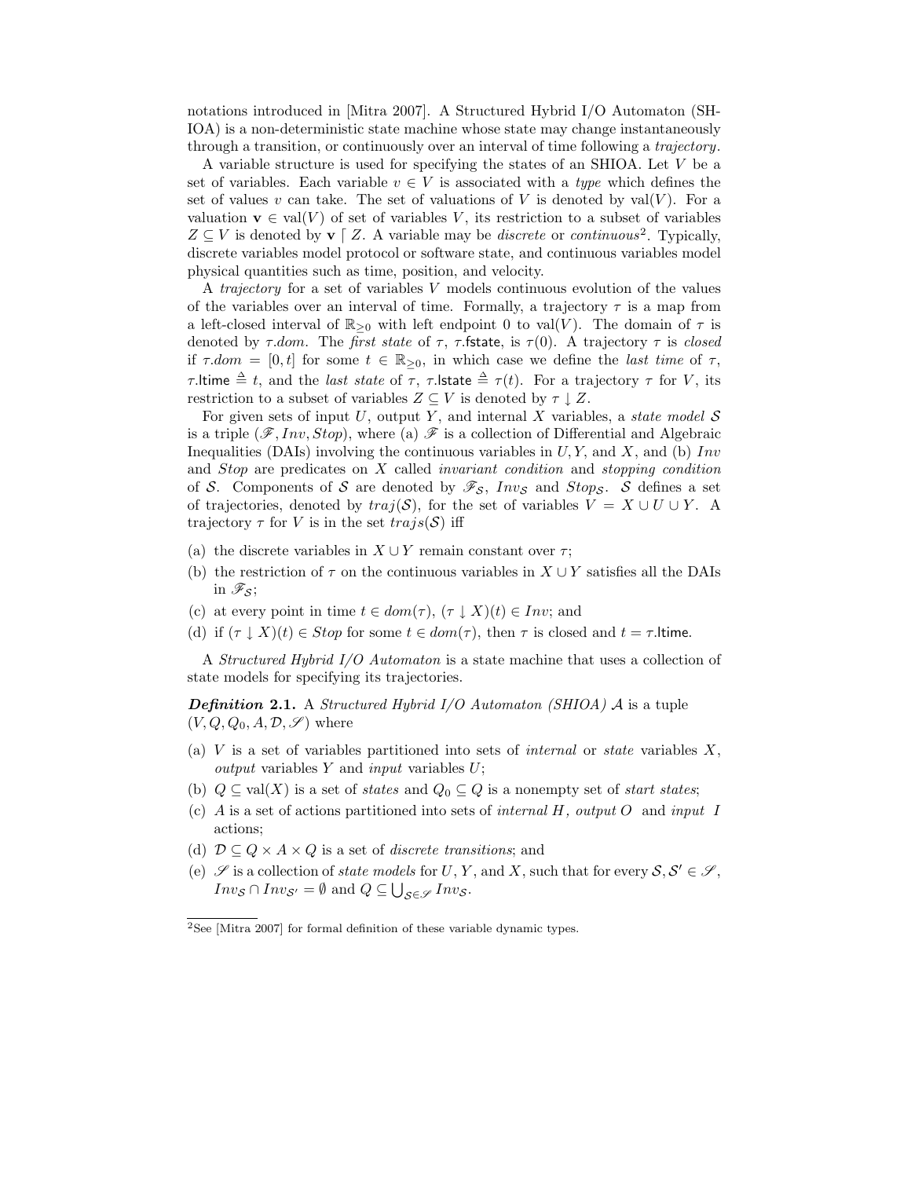notations introduced in [Mitra 2007]. A Structured Hybrid I/O Automaton (SHIOA) is a non-deterministic state machine whose state may change instantaneously through a transition, or continuously over an interval of time following a *trajectory*.

A variable structure is used for specifying the states of an SHIOA. Let $V$ be a set of variables. Each variable $v \in V$ is associated with a *type* which defines the set of values $v$ can take. The set of valuations of $V$ is denoted by $\text{val}(V)$. For a valuation $\mathbf{v} \in \text{val}(V)$ of set of variables $V$, its restriction to a subset of variables $Z \subseteq V$ is denoted by $\mathbf{v} \lceil Z$. A variable may be *discrete* or *continuous*[2]. Typically, discrete variables model protocol or software state, and continuous variables model physical quantities such as time, position, and velocity.

A *trajectory* for a set of variables $V$ models continuous evolution of the values of the variables over an interval of time. Formally, a trajectory $\tau$ is a map from a left-closed interval of $\mathbb{R}_{\geq 0}$ with left endpoint 0 to $\text{val}(V)$. The domain of $\tau$ is denoted by $\tau.dom$. The *first state* of $\tau$, $\tau.\mathsf{fstate}$, is $\tau(0)$. A trajectory $\tau$ is *closed* if $\tau.dom = [0, t]$ for some $t \in \mathbb{R}_{\geq 0}$, in which case we define the *last time* of $\tau$, $\tau.\mathsf{ltime} \triangleq t$, and the *last state* of $\tau$, $\tau.\mathsf{lstate} \triangleq \tau(t)$. For a trajectory $\tau$ for $V$, its restriction to a subset of variables $Z \subseteq V$ is denoted by $\tau \downarrow Z$.

For given sets of input $U$, output $Y$, and internal $X$ variables, a *state model* $\mathcal{S}$ is a triple $(\mathscr{F}, Inv, Stop)$, where (a) $\mathscr{F}$ is a collection of Differential and Algebraic Inequalities (DAIs) involving the continuous variables in $U, Y$, and $X$, and (b) $Inv$ and $Stop$ are predicates on $X$ called *invariant condition* and *stopping condition* of $\mathcal{S}$. Components of $\mathcal{S}$ are denoted by $\mathscr{F}_{\mathcal{S}}$, $Inv_{\mathcal{S}}$ and $Stop_{\mathcal{S}}$. $\mathcal{S}$ defines a set of trajectories, denoted by $traj(\mathcal{S})$, for the set of variables $V = X \cup U \cup Y$. A trajectory $\tau$ for $V$ is in the set $trajs(\mathcal{S})$ iff

(a) the discrete variables in $X \cup Y$ remain constant over $\tau$;

(b) the restriction of $\tau$ on the continuous variables in $X \cup Y$ satisfies all the DAIs in $\mathscr{F}_{\mathcal{S}}$;

(c) at every point in time $t \in dom(\tau)$, $(\tau \downarrow X)(t) \in Inv$; and

(d) if $(\tau \downarrow X)(t) \in Stop$ for some $t \in dom(\tau)$, then $\tau$ is closed and $t = \tau.\mathsf{ltime}$.

A *Structured Hybrid I/O Automaton* is a state machine that uses a collection of state models for specifying its trajectories.

***Definition* 2.1.** A *Structured Hybrid I/O Automaton (SHIOA)* $\mathcal{A}$ is a tuple $(V, Q, Q_0, A, \mathcal{D}, \mathscr{S})$ where

(a) $V$ is a set of variables partitioned into sets of *internal* or *state* variables $X$, *output* variables $Y$ and *input* variables $U$;

(b) $Q \subseteq \text{val}(X)$ is a set of *states* and $Q_0 \subseteq Q$ is a nonempty set of *start states*;

(c) $A$ is a set of actions partitioned into sets of *internal* $H$*, output* $O$ and *input* $I$ actions;

(d) $\mathcal{D} \subseteq Q \times A \times Q$ is a set of *discrete transitions*; and

(e) $\mathscr{S}$ is a collection of *state models* for $U$, $Y$, and $X$, such that for every $\mathcal{S}, \mathcal{S}' \in \mathscr{S}$, $Inv_{\mathcal{S}} \cap Inv_{\mathcal{S}'} = \emptyset$ and $Q \subseteq \bigcup_{\mathcal{S} \in \mathscr{S}} Inv_{\mathcal{S}}$.

[2] See [Mitra 2007] for formal definition of these variable dynamic types.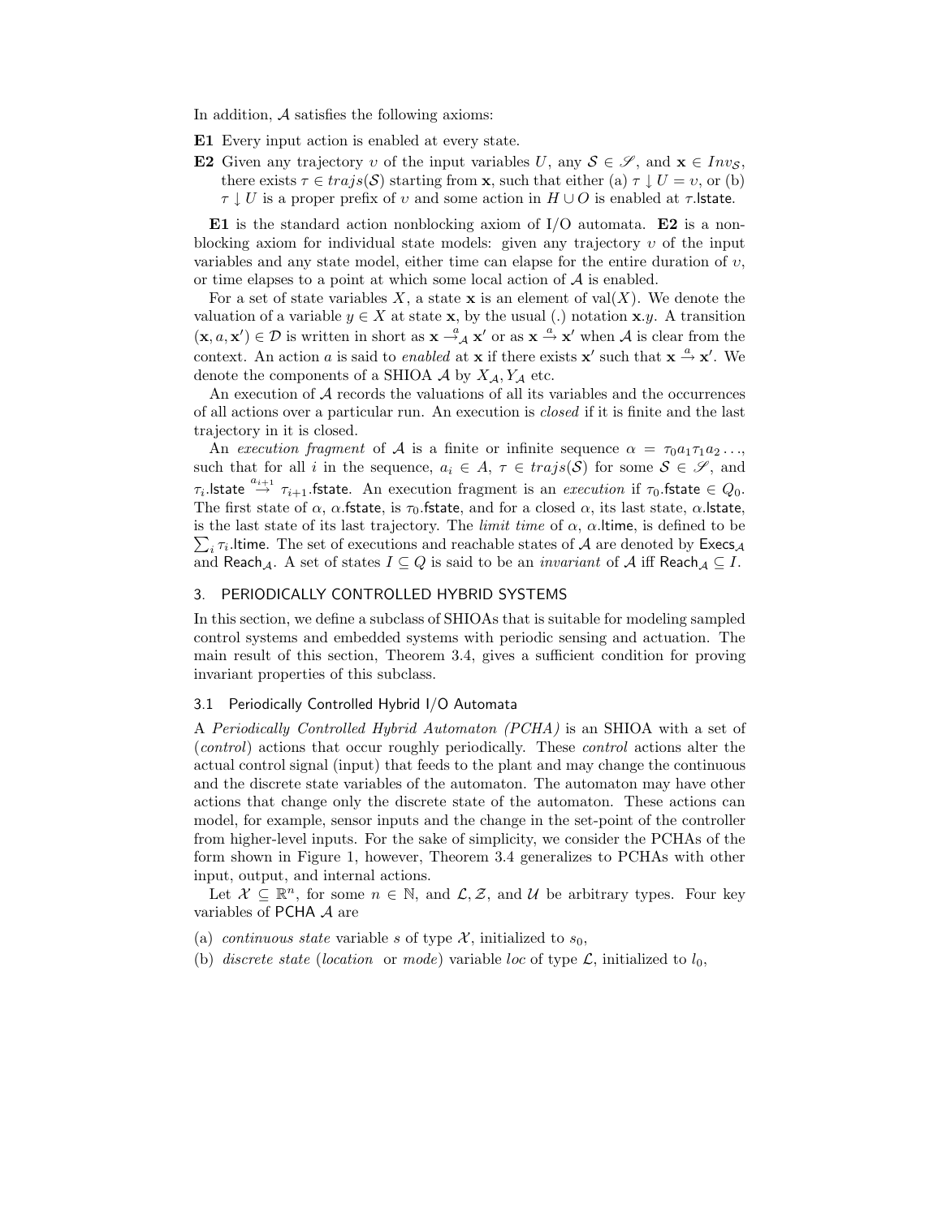In addition, $\mathcal{A}$ satisfies the following axioms:

**E1** Every input action is enabled at every state.

**E2** Given any trajectory $\upsilon$ of the input variables $U$, any $\mathcal{S} \in \mathscr{S}$, and $\mathbf{x} \in Inv_{\mathcal{S}}$, there exists $\tau \in trajs(\mathcal{S})$ starting from $\mathbf{x}$, such that either (a) $\tau \downarrow U = \upsilon$, or (b) $\tau \downarrow U$ is a proper prefix of $\upsilon$ and some action in $H \cup O$ is enabled at $\tau.\mathsf{lstate}$.

**E1** is the standard action nonblocking axiom of I/O automata. **E2** is a non-blocking axiom for individual state models: given any trajectory $\upsilon$ of the input variables and any state model, either time can elapse for the entire duration of $\upsilon$, or time elapses to a point at which some local action of $\mathcal{A}$ is enabled.

For a set of state variables $X$, a state $\mathbf{x}$ is an element of $\mathrm{val}(X)$. We denote the valuation of a variable $y \in X$ at state $\mathbf{x}$, by the usual (.) notation $\mathbf{x}.y$. A transition $(\mathbf{x}, a, \mathbf{x}') \in \mathcal{D}$ is written in short as $\mathbf{x} \xrightarrow{a}_{\mathcal{A}} \mathbf{x}'$ or as $\mathbf{x} \xrightarrow{a} \mathbf{x}'$ when $\mathcal{A}$ is clear from the context. An action $a$ is said to *enabled* at $\mathbf{x}$ if there exists $\mathbf{x}'$ such that $\mathbf{x} \xrightarrow{a} \mathbf{x}'$. We denote the components of a SHIOA $\mathcal{A}$ by $X_{\mathcal{A}}, Y_{\mathcal{A}}$ etc.

An execution of $\mathcal{A}$ records the valuations of all its variables and the occurrences of all actions over a particular run. An execution is *closed* if it is finite and the last trajectory in it is closed.

An *execution fragment* of $\mathcal{A}$ is a finite or infinite sequence $\alpha = \tau_0 a_1 \tau_1 a_2 \ldots$, such that for all $i$ in the sequence, $a_i \in A$, $\tau \in trajs(\mathcal{S})$ for some $\mathcal{S} \in \mathscr{S}$, and $\tau_i.\mathsf{lstate} \xrightarrow{a_{i+1}} \tau_{i+1}.\mathsf{fstate}$. An execution fragment is an *execution* if $\tau_0.\mathsf{fstate} \in Q_0$. The first state of $\alpha$, $\alpha.\mathsf{fstate}$, is $\tau_0.\mathsf{fstate}$, and for a closed $\alpha$, its last state, $\alpha.\mathsf{lstate}$, is the last state of its last trajectory. The *limit time* of $\alpha$, $\alpha.\mathsf{ltime}$, is defined to be $\sum_i \tau_i.\mathsf{ltime}$. The set of executions and reachable states of $\mathcal{A}$ are denoted by $\mathsf{Execs}_{\mathcal{A}}$ and $\mathsf{Reach}_{\mathcal{A}}$. A set of states $I \subseteq Q$ is said to be an *invariant* of $\mathcal{A}$ iff $\mathsf{Reach}_{\mathcal{A}} \subseteq I$.

## 3. PERIODICALLY CONTROLLED HYBRID SYSTEMS

In this section, we define a subclass of SHIOAs that is suitable for modeling sampled control systems and embedded systems with periodic sensing and actuation. The main result of this section, Theorem 3.4, gives a sufficient condition for proving invariant properties of this subclass.

### 3.1 Periodically Controlled Hybrid I/O Automata

A *Periodically Controlled Hybrid Automaton (PCHA)* is an SHIOA with a set of (*control*) actions that occur roughly periodically. These *control* actions alter the actual control signal (input) that feeds to the plant and may change the continuous and the discrete state variables of the automaton. The automaton may have other actions that change only the discrete state of the automaton. These actions can model, for example, sensor inputs and the change in the set-point of the controller from higher-level inputs. For the sake of simplicity, we consider the PCHAs of the form shown in Figure 1, however, Theorem 3.4 generalizes to PCHAs with other input, output, and internal actions.

Let $\mathcal{X} \subseteq \mathbb{R}^n$, for some $n \in \mathbb{N}$, and $\mathcal{L}, \mathcal{Z}$, and $\mathcal{U}$ be arbitrary types. Four key variables of $\mathsf{PCHA}$ $\mathcal{A}$ are

(a) *continuous state* variable $s$ of type $\mathcal{X}$, initialized to $s_0$,

(b) *discrete state* (*location* or *mode*) variable $loc$ of type $\mathcal{L}$, initialized to $l_0$,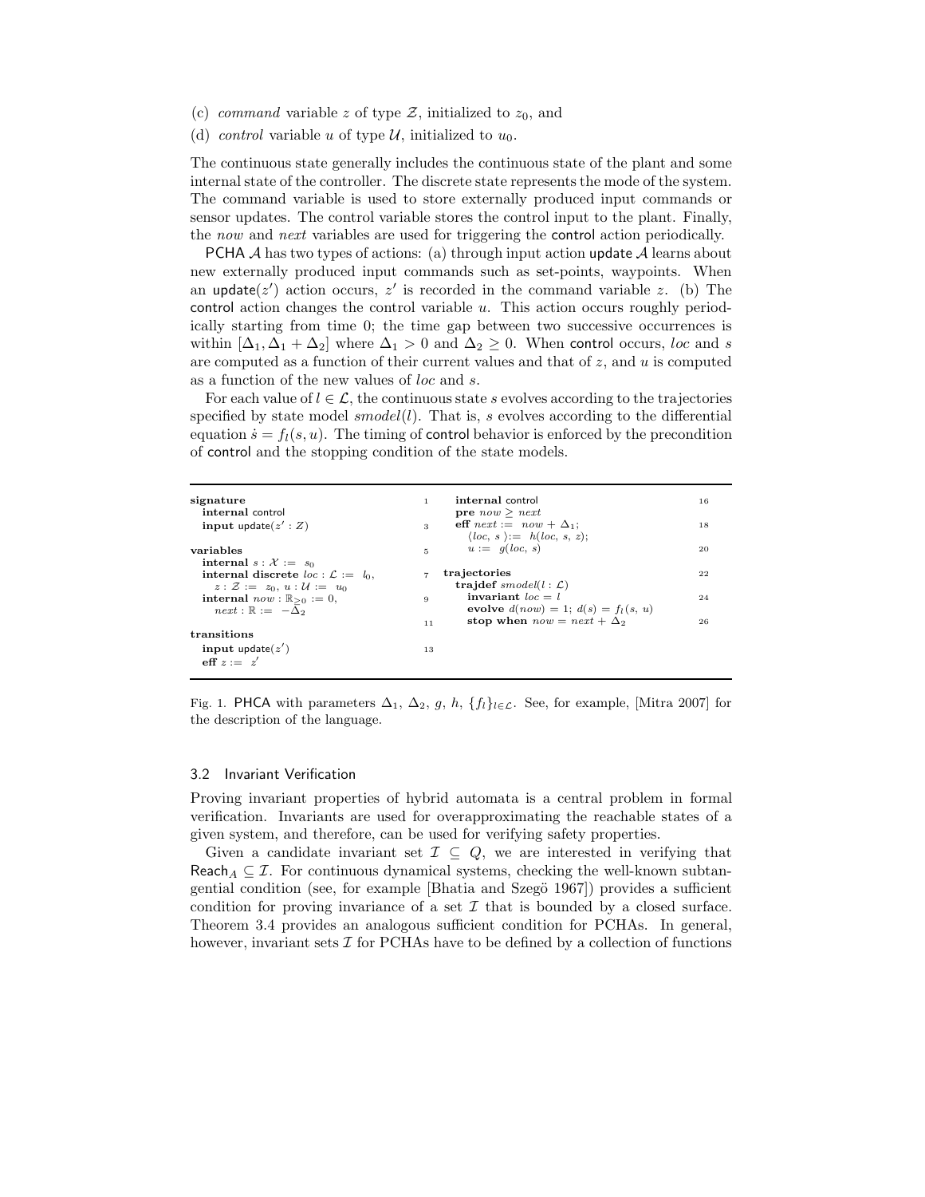(c) *command* variable $z$ of type $\mathcal{Z}$, initialized to $z_0$, and

(d) *control* variable $u$ of type $\mathcal{U}$, initialized to $u_0$.

The continuous state generally includes the continuous state of the plant and some internal state of the controller. The discrete state represents the mode of the system. The command variable is used to store externally produced input commands or sensor updates. The control variable stores the control input to the plant. Finally, the *now* and *next* variables are used for triggering the control action periodically.

PCHA $\mathcal{A}$ has two types of actions: (a) through input action update $\mathcal{A}$ learns about new externally produced input commands such as set-points, waypoints. When an update$(z')$ action occurs, $z'$ is recorded in the command variable $z$. (b) The control action changes the control variable $u$. This action occurs roughly periodically starting from time 0; the time gap between two successive occurrences is within $[\Delta_1, \Delta_1 + \Delta_2]$ where $\Delta_1 > 0$ and $\Delta_2 \geq 0$. When control occurs, *loc* and $s$ are computed as a function of their current values and that of $z$, and $u$ is computed as a function of the new values of *loc* and $s$.

For each value of $l \in \mathcal{L}$, the continuous state $s$ evolves according to the trajectories specified by state model $smodel(l)$. That is, $s$ evolves according to the differential equation $\dot{s} = f_l(s, u)$. The timing of control behavior is enforced by the precondition of control and the stopping condition of the state models.

```
signature                                        1      internal control                         16
  internal control                                        pre now ≥ next
  input update(z' : Z)                           3        eff next := now + Δ1;                   18
                                                              ⟨loc, s⟩ := h(loc, s, z);
variables                                        5            u := g(loc, s)                      20
  internal s : X := s0
  internal discrete loc : L := l0,               7      trajectories                             22
      z : Z := z0, u : U := u0                            trajdef smodel(l : L)
  internal now : R≥0 := 0,                       9          invariant loc = l                     24
      next : R := −Δ2                                        evolve d(now) = 1; d(s) = f_l(s, u)
                                                 11         stop when now = next + Δ2              26
transitions
  input update(z')                               13
  eff z := z'
```

Fig. 1. PHCA with parameters $\Delta_1$, $\Delta_2$, $g$, $h$, $\{f_l\}_{l \in \mathcal{L}}$. See, for example, [Mitra 2007] for the description of the language.

### 3.2 Invariant Verification

Proving invariant properties of hybrid automata is a central problem in formal verification. Invariants are used for overapproximating the reachable states of a given system, and therefore, can be used for verifying safety properties.

Given a candidate invariant set $\mathcal{I} \subseteq Q$, we are interested in verifying that $\mathsf{Reach}_A \subseteq \mathcal{I}$. For continuous dynamical systems, checking the well-known subtangential condition (see, for example [Bhatia and Szegö 1967]) provides a sufficient condition for proving invariance of a set $\mathcal{I}$ that is bounded by a closed surface. Theorem 3.4 provides an analogous sufficient condition for PCHAs. In general, however, invariant sets $\mathcal{I}$ for PCHAs have to be defined by a collection of functions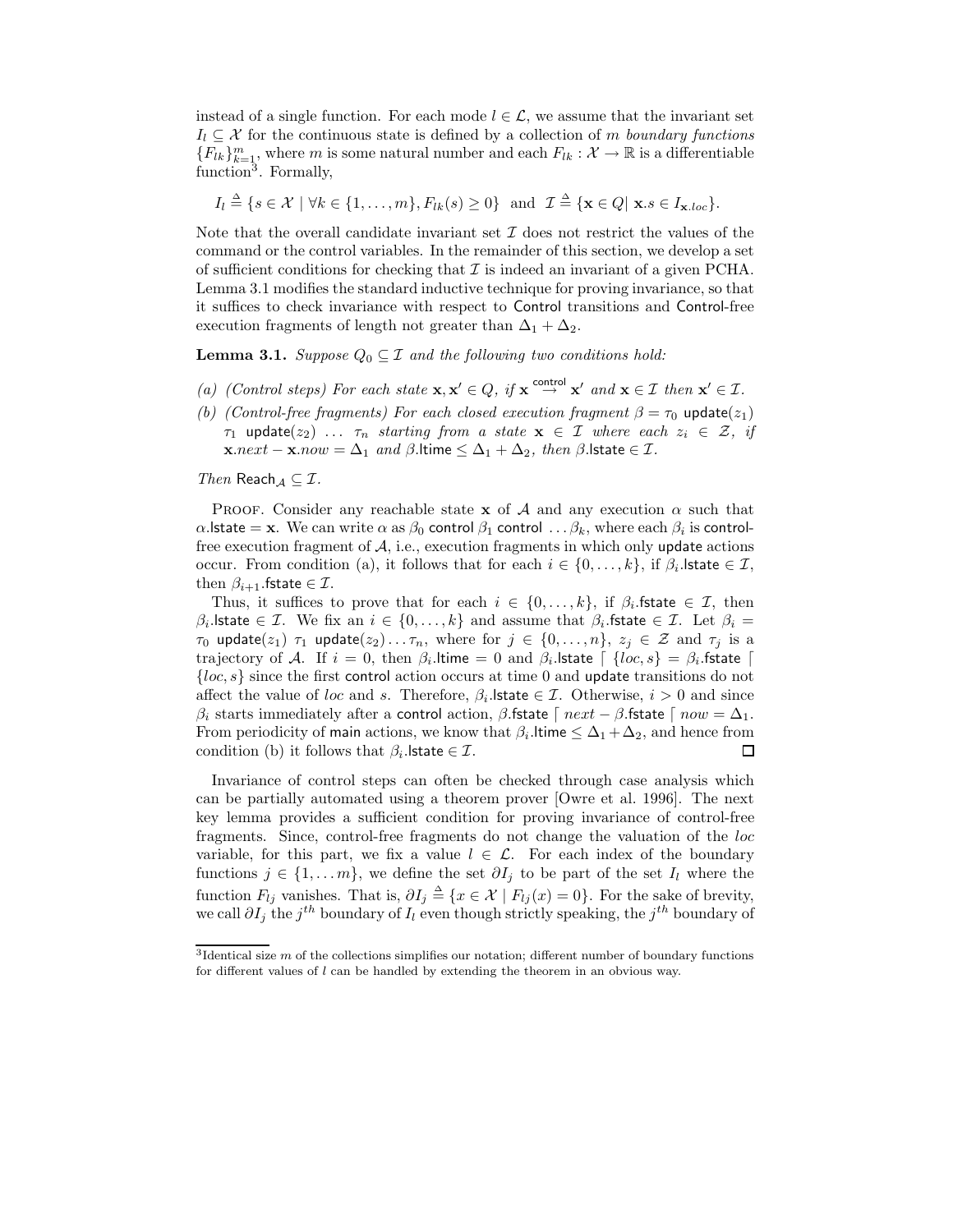instead of a single function. For each mode $l \in \mathcal{L}$, we assume that the invariant set $I_l \subseteq \mathcal{X}$ for the continuous state is defined by a collection of $m$ *boundary functions* $\{F_{lk}\}_{k=1}^{m}$, where $m$ is some natural number and each $F_{lk} : \mathcal{X} \to \mathbb{R}$ is a differentiable function[3]. Formally,

$$I_l \triangleq \{s \in \mathcal{X} \mid \forall k \in \{1, \ldots, m\}, F_{lk}(s) \geq 0\} \text{ and } \mathcal{I} \triangleq \{\mathbf{x} \in Q \mid \mathbf{x}.s \in I_{\mathbf{x}.loc}\}.$$

Note that the overall candidate invariant set $\mathcal{I}$ does not restrict the values of the command or the control variables. In the remainder of this section, we develop a set of sufficient conditions for checking that $\mathcal{I}$ is indeed an invariant of a given PCHA. Lemma 3.1 modifies the standard inductive technique for proving invariance, so that it suffices to check invariance with respect to Control transitions and Control-free execution fragments of length not greater than $\Delta_1 + \Delta_2$.

**Lemma 3.1.** *Suppose $Q_0 \subseteq \mathcal{I}$ and the following two conditions hold:*

*(a) (Control steps) For each state $\mathbf{x}, \mathbf{x}' \in Q$, if $\mathbf{x} \overset{\mathsf{control}}{\rightarrow} \mathbf{x}'$ and $\mathbf{x} \in \mathcal{I}$ then $\mathbf{x}' \in \mathcal{I}$.*

*(b) (Control-free fragments) For each closed execution fragment $\beta = \tau_0$ update$(z_1)$ $\tau_1$ update$(z_2)$ $\ldots$ $\tau_n$ starting from a state $\mathbf{x} \in \mathcal{I}$ where each $z_i \in \mathcal{Z}$, if $\mathbf{x}.next - \mathbf{x}.now = \Delta_1$ and $\beta$.ltime $\leq \Delta_1 + \Delta_2$, then $\beta$.lstate $\in \mathcal{I}$.*

*Then* Reach$_{\mathcal{A}} \subseteq \mathcal{I}$.

Proof. Consider any reachable state $\mathbf{x}$ of $\mathcal{A}$ and any execution $\alpha$ such that $\alpha$.lstate $= \mathbf{x}$. We can write $\alpha$ as $\beta_0$ control $\beta_1$ control $\ldots\beta_k$, where each $\beta_i$ is control-free execution fragment of $\mathcal{A}$, i.e., execution fragments in which only update actions occur. From condition (a), it follows that for each $i \in \{0, \ldots, k\}$, if $\beta_i$.lstate $\in \mathcal{I}$, then $\beta_{i+1}$.fstate $\in \mathcal{I}$.

Thus, it suffices to prove that for each $i \in \{0, \ldots, k\}$, if $\beta_i$.fstate $\in \mathcal{I}$, then $\beta_i$.lstate $\in \mathcal{I}$. We fix an $i \in \{0, \ldots, k\}$ and assume that $\beta_i$.fstate $\in \mathcal{I}$. Let $\beta_i = \tau_0$ update$(z_1)$ $\tau_1$ update$(z_2) \ldots \tau_n$, where for $j \in \{0, \ldots, n\}$, $z_j \in \mathcal{Z}$ and $\tau_j$ is a trajectory of $\mathcal{A}$. If $i = 0$, then $\beta_i$.ltime $= 0$ and $\beta_i$.lstate $\lceil \{loc, s\} = \beta_i$.fstate $\lceil \{loc, s\}$ since the first control action occurs at time 0 and update transitions do not affect the value of $loc$ and $s$. Therefore, $\beta_i$.lstate $\in \mathcal{I}$. Otherwise, $i > 0$ and since $\beta_i$ starts immediately after a control action, $\beta$.fstate $\lceil next - \beta$.fstate $\lceil now = \Delta_1$. From periodicity of main actions, we know that $\beta_i$.ltime $\leq \Delta_1 + \Delta_2$, and hence from condition (b) it follows that $\beta_i$.lstate $\in \mathcal{I}$. ☐

Invariance of control steps can often be checked through case analysis which can be partially automated using a theorem prover [Owre et al. 1996]. The next key lemma provides a sufficient condition for proving invariance of control-free fragments. Since, control-free fragments do not change the valuation of the $loc$ variable, for this part, we fix a value $l \in \mathcal{L}$. For each index of the boundary functions $j \in \{1, \ldots m\}$, we define the set $\partial I_j$ to be part of the set $I_l$ where the function $F_{lj}$ vanishes. That is, $\partial I_j \triangleq \{x \in \mathcal{X} \mid F_{lj}(x) = 0\}$. For the sake of brevity, we call $\partial I_j$ the $j^{th}$ boundary of $I_l$ even though strictly speaking, the $j^{th}$ boundary of

[3] Identical size $m$ of the collections simplifies our notation; different number of boundary functions for different values of $l$ can be handled by extending the theorem in an obvious way.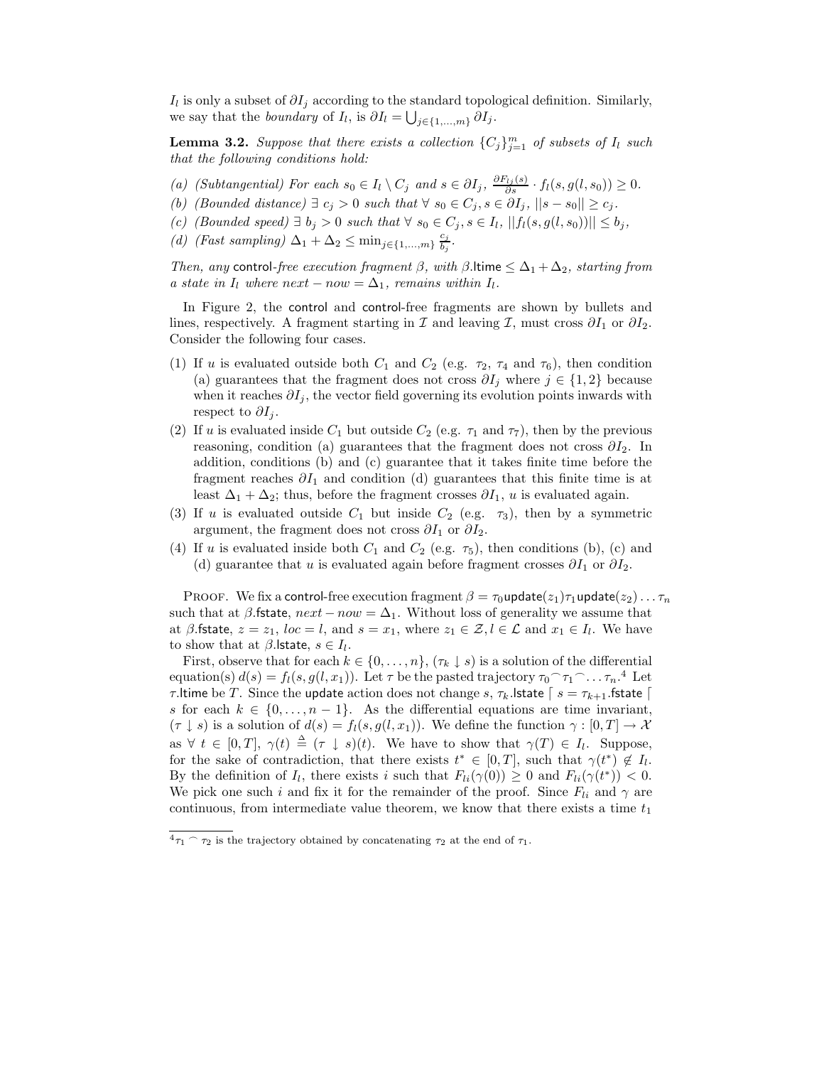$I_l$ is only a subset of $\partial I_j$ according to the standard topological definition. Similarly, we say that the *boundary* of $I_l$, is $\partial I_l = \bigcup_{j \in \{1,\ldots,m\}} \partial I_j$.

**Lemma 3.2.** *Suppose that there exists a collection $\{C_j\}_{j=1}^m$ of subsets of $I_l$ such that the following conditions hold:*

*(a) (Subtangential) For each $s_0 \in I_l \setminus C_j$ and $s \in \partial I_j$, $\frac{\partial F_{lj}(s)}{\partial s} \cdot f_l(s, g(l, s_0)) \geq 0$.*
*(b) (Bounded distance) $\exists\ c_j > 0$ such that $\forall\ s_0 \in C_j, s \in \partial I_j$, $||s - s_0|| \geq c_j$.*
*(c) (Bounded speed) $\exists\ b_j > 0$ such that $\forall\ s_0 \in C_j, s \in I_l$, $||f_l(s, g(l, s_0))|| \leq b_j$,*
*(d) (Fast sampling) $\Delta_1 + \Delta_2 \leq \min_{j \in \{1,\ldots,m\}} \frac{c_j}{b_j}$.*

*Then, any* control*-free execution fragment $\beta$, with $\beta$.*ltime *$\leq \Delta_1 + \Delta_2$, starting from a state in $I_l$ where $next - now = \Delta_1$, remains within $I_l$.*

In Figure 2, the control and control-free fragments are shown by bullets and lines, respectively. A fragment starting in $\mathcal{I}$ and leaving $\mathcal{I}$, must cross $\partial I_1$ or $\partial I_2$. Consider the following four cases.

(1) If $u$ is evaluated outside both $C_1$ and $C_2$ (e.g. $\tau_2$, $\tau_4$ and $\tau_6$), then condition (a) guarantees that the fragment does not cross $\partial I_j$ where $j \in \{1, 2\}$ because when it reaches $\partial I_j$, the vector field governing its evolution points inwards with respect to $\partial I_j$.
(2) If $u$ is evaluated inside $C_1$ but outside $C_2$ (e.g. $\tau_1$ and $\tau_7$), then by the previous reasoning, condition (a) guarantees that the fragment does not cross $\partial I_2$. In addition, conditions (b) and (c) guarantee that it takes finite time before the fragment reaches $\partial I_1$ and condition (d) guarantees that this finite time is at least $\Delta_1 + \Delta_2$; thus, before the fragment crosses $\partial I_1$, $u$ is evaluated again.
(3) If $u$ is evaluated outside $C_1$ but inside $C_2$ (e.g. $\tau_3$), then by a symmetric argument, the fragment does not cross $\partial I_1$ or $\partial I_2$.
(4) If $u$ is evaluated inside both $C_1$ and $C_2$ (e.g. $\tau_5$), then conditions (b), (c) and (d) guarantee that $u$ is evaluated again before fragment crosses $\partial I_1$ or $\partial I_2$.

Proof. We fix a control-free execution fragment $\beta = \tau_0 \mathsf{update}(z_1) \tau_1 \mathsf{update}(z_2) \ldots \tau_n$ such that at $\beta$.fstate, $next - now = \Delta_1$. Without loss of generality we assume that at $\beta$.fstate, $z = z_1$, $loc = l$, and $s = x_1$, where $z_1 \in \mathcal{Z}, l \in \mathcal{L}$ and $x_1 \in I_l$. We have to show that at $\beta$.lstate, $s \in I_l$.

First, observe that for each $k \in \{0, \ldots, n\}$, $(\tau_k \downarrow s)$ is a solution of the differential equation(s) $d(s) = f_l(s, g(l, x_1))$. Let $\tau$ be the pasted trajectory $\tau_0 {}^\frown \tau_1 {}^\frown \ldots \tau_n$.[4] Let $\tau$.ltime be $T$. Since the update action does not change $s$, $\tau_k$.lstate $\lceil s = \tau_{k+1}$.fstate $\lceil s$ for each $k \in \{0, \ldots, n-1\}$. As the differential equations are time invariant, $(\tau \downarrow s)$ is a solution of $d(s) = f_l(s, g(l, x_1))$. We define the function $\gamma : [0, T] \to \mathcal{X}$ as $\forall\ t \in [0, T]$, $\gamma(t) \triangleq (\tau \downarrow s)(t)$. We have to show that $\gamma(T) \in I_l$. Suppose, for the sake of contradiction, that there exists $t^* \in [0, T]$, such that $\gamma(t^*) \notin I_l$. By the definition of $I_l$, there exists $i$ such that $F_{li}(\gamma(0)) \geq 0$ and $F_{li}(\gamma(t^*)) < 0$. We pick one such $i$ and fix it for the remainder of the proof. Since $F_{li}$ and $\gamma$ are continuous, from intermediate value theorem, we know that there exists a time $t_1$

[4] $\tau_1 {}^\frown \tau_2$ is the trajectory obtained by concatenating $\tau_2$ at the end of $\tau_1$.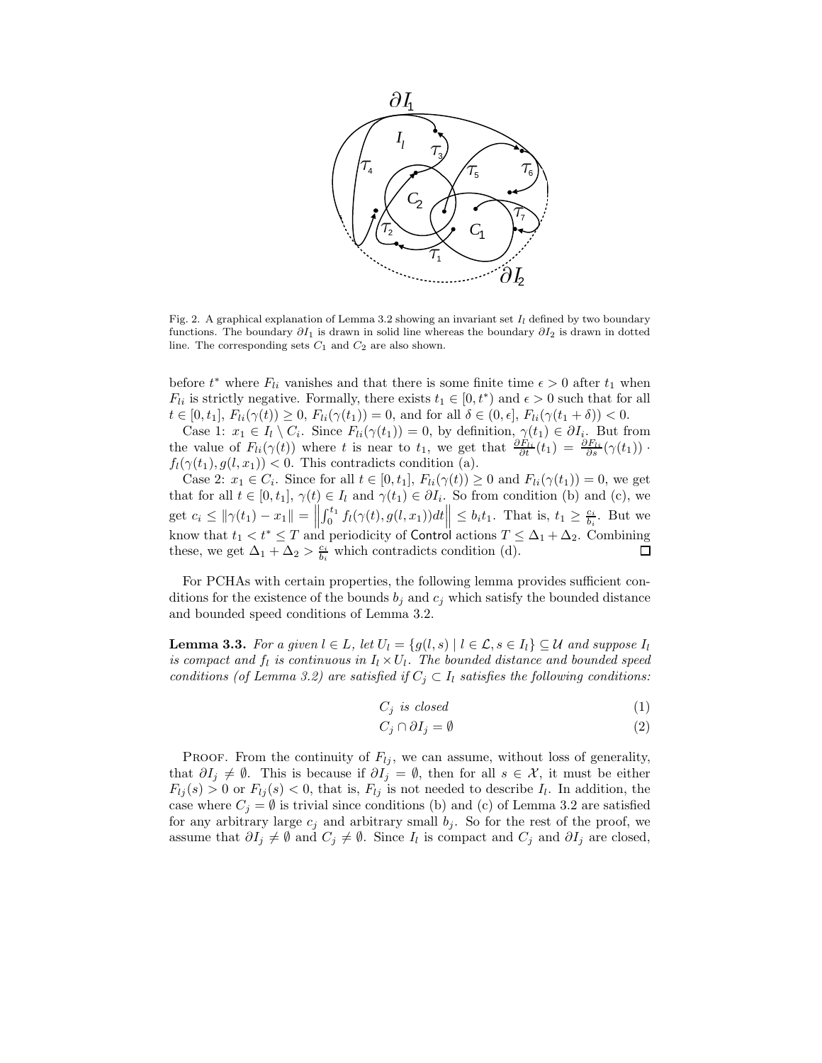Fig. 2. A graphical explanation of Lemma 3.2 showing an invariant set $I_l$ defined by two boundary functions. The boundary $\partial I_1$ is drawn in solid line whereas the boundary $\partial I_2$ is drawn in dotted line. The corresponding sets $C_1$ and $C_2$ are also shown.

before $t^*$ where $F_{li}$ vanishes and that there is some finite time $\epsilon > 0$ after $t_1$ when $F_{li}$ is strictly negative. Formally, there exists $t_1 \in [0, t^*)$ and $\epsilon > 0$ such that for all $t \in [0, t_1]$, $F_{li}(\gamma(t)) \geq 0$, $F_{li}(\gamma(t_1)) = 0$, and for all $\delta \in (0, \epsilon]$, $F_{li}(\gamma(t_1 + \delta)) < 0$.

Case 1: $x_1 \in I_l \setminus C_i$. Since $F_{li}(\gamma(t_1)) = 0$, by definition, $\gamma(t_1) \in \partial I_i$. But from the value of $F_{li}(\gamma(t))$ where $t$ is near to $t_1$, we get that $\frac{\partial F_{li}}{\partial t}(t_1) = \frac{\partial F_{li}}{\partial s}(\gamma(t_1)) \cdot f_l(\gamma(t_1), g(l, x_1)) < 0$. This contradicts condition (a).

Case 2: $x_1 \in C_i$. Since for all $t \in [0, t_1]$, $F_{li}(\gamma(t)) \geq 0$ and $F_{li}(\gamma(t_1)) = 0$, we get that for all $t \in [0, t_1]$, $\gamma(t) \in I_l$ and $\gamma(t_1) \in \partial I_i$. So from condition (b) and (c), we get $c_i \leq \|\gamma(t_1) - x_1\| = \left\| \int_0^{t_1} f_l(\gamma(t), g(l, x_1)) dt \right\| \leq b_i t_1$. That is, $t_1 \geq \frac{c_i}{b_i}$. But we know that $t_1 < t^* \leq T$ and periodicity of Control actions $T \leq \Delta_1 + \Delta_2$. Combining these, we get $\Delta_1 + \Delta_2 > \frac{c_i}{b_i}$ which contradicts condition (d). □

For PCHAs with certain properties, the following lemma provides sufficient conditions for the existence of the bounds $b_j$ and $c_j$ which satisfy the bounded distance and bounded speed conditions of Lemma 3.2.

**Lemma 3.3.** *For a given $l \in L$, let $U_l = \{g(l, s) \mid l \in \mathcal{L}, s \in I_l\} \subseteq \mathcal{U}$ and suppose $I_l$ is compact and $f_l$ is continuous in $I_l \times U_l$. The bounded distance and bounded speed conditions (of Lemma 3.2) are satisfied if $C_j \subset I_l$ satisfies the following conditions:*

$$C_j \text{ is closed} \tag{1}$$

$$C_j \cap \partial I_j = \emptyset \tag{2}$$

Proof. From the continuity of $F_{lj}$, we can assume, without loss of generality, that $\partial I_j \neq \emptyset$. This is because if $\partial I_j = \emptyset$, then for all $s \in \mathcal{X}$, it must be either $F_{lj}(s) > 0$ or $F_{lj}(s) < 0$, that is, $F_{lj}$ is not needed to describe $I_l$. In addition, the case where $C_j = \emptyset$ is trivial since conditions (b) and (c) of Lemma 3.2 are satisfied for any arbitrary large $c_j$ and arbitrary small $b_j$. So for the rest of the proof, we assume that $\partial I_j \neq \emptyset$ and $C_j \neq \emptyset$. Since $I_l$ is compact and $C_j$ and $\partial I_j$ are closed,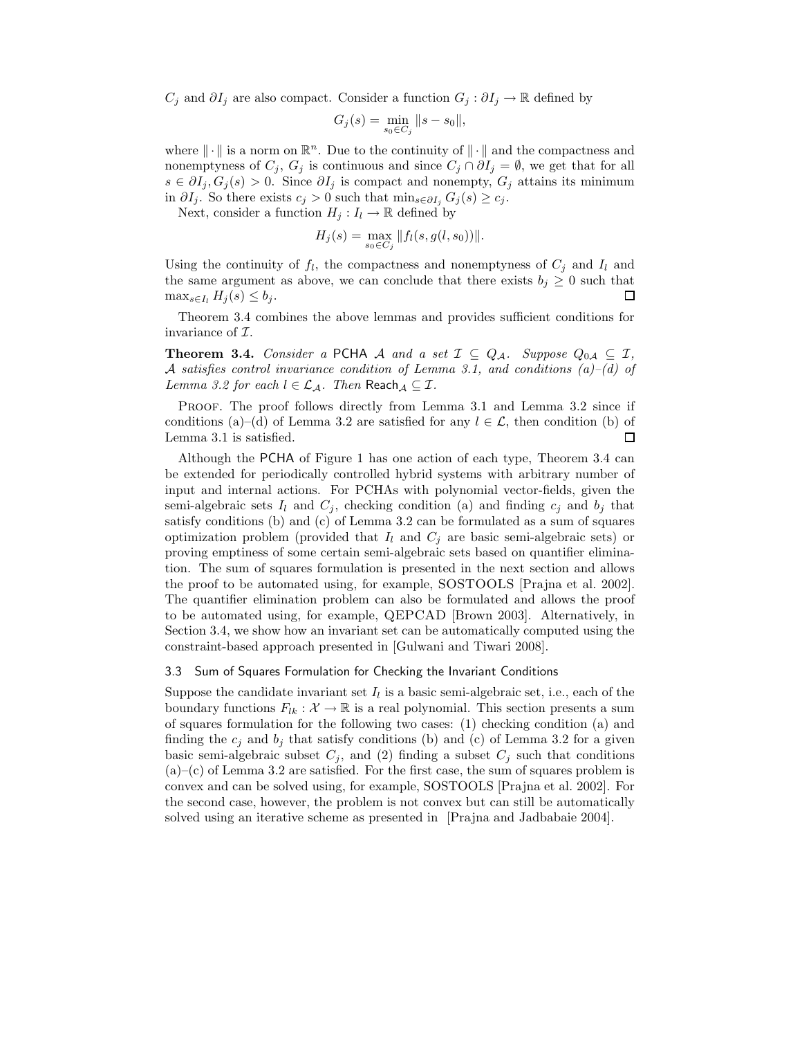$C_j$ and $\partial I_j$ are also compact. Consider a function $G_j : \partial I_j \to \mathbb{R}$ defined by

$$G_j(s) = \min_{s_0 \in C_j} \|s - s_0\|,$$

where $\|\cdot\|$ is a norm on $\mathbb{R}^n$. Due to the continuity of $\|\cdot\|$ and the compactness and nonemptyness of $C_j$, $G_j$ is continuous and since $C_j \cap \partial I_j = \emptyset$, we get that for all $s \in \partial I_j, G_j(s) > 0$. Since $\partial I_j$ is compact and nonempty, $G_j$ attains its minimum in $\partial I_j$. So there exists $c_j > 0$ such that $\min_{s \in \partial I_j} G_j(s) \geq c_j$.

Next, consider a function $H_j : I_l \to \mathbb{R}$ defined by

$$H_j(s) = \max_{s_0 \in C_j} \|f_l(s, g(l, s_0))\|.$$

Using the continuity of $f_l$, the compactness and nonemptyness of $C_j$ and $I_l$ and the same argument as above, we can conclude that there exists $b_j \geq 0$ such that $\max_{s \in I_l} H_j(s) \leq b_j$. ◻

Theorem 3.4 combines the above lemmas and provides sufficient conditions for invariance of $\mathcal{I}$.

**Theorem 3.4.** *Consider a* PCHA $\mathcal{A}$ *and a set* $\mathcal{I} \subseteq Q_{\mathcal{A}}$. *Suppose* $Q_{0\mathcal{A}} \subseteq \mathcal{I}$, $\mathcal{A}$ *satisfies control invariance condition of Lemma 3.1, and conditions (a)–(d) of Lemma 3.2 for each* $l \in \mathcal{L}_{\mathcal{A}}$. *Then* $\mathsf{Reach}_{\mathcal{A}} \subseteq \mathcal{I}$.

Proof. The proof follows directly from Lemma 3.1 and Lemma 3.2 since if conditions (a)–(d) of Lemma 3.2 are satisfied for any $l \in \mathcal{L}$, then condition (b) of Lemma 3.1 is satisfied. ◻

Although the PCHA of Figure 1 has one action of each type, Theorem 3.4 can be extended for periodically controlled hybrid systems with arbitrary number of input and internal actions. For PCHAs with polynomial vector-fields, given the semi-algebraic sets $I_l$ and $C_j$, checking condition (a) and finding $c_j$ and $b_j$ that satisfy conditions (b) and (c) of Lemma 3.2 can be formulated as a sum of squares optimization problem (provided that $I_l$ and $C_j$ are basic semi-algebraic sets) or proving emptiness of some certain semi-algebraic sets based on quantifier elimination. The sum of squares formulation is presented in the next section and allows the proof to be automated using, for example, SOSTOOLS [Prajna et al. 2002]. The quantifier elimination problem can also be formulated and allows the proof to be automated using, for example, QEPCAD [Brown 2003]. Alternatively, in Section 3.4, we show how an invariant set can be automatically computed using the constraint-based approach presented in [Gulwani and Tiwari 2008].

### 3.3 Sum of Squares Formulation for Checking the Invariant Conditions

Suppose the candidate invariant set $I_l$ is a basic semi-algebraic set, i.e., each of the boundary functions $F_{lk} : \mathcal{X} \to \mathbb{R}$ is a real polynomial. This section presents a sum of squares formulation for the following two cases: (1) checking condition (a) and finding the $c_j$ and $b_j$ that satisfy conditions (b) and (c) of Lemma 3.2 for a given basic semi-algebraic subset $C_j$, and (2) finding a subset $C_j$ such that conditions (a)–(c) of Lemma 3.2 are satisfied. For the first case, the sum of squares problem is convex and can be solved using, for example, SOSTOOLS [Prajna et al. 2002]. For the second case, however, the problem is not convex but can still be automatically solved using an iterative scheme as presented in [Prajna and Jadbabaie 2004].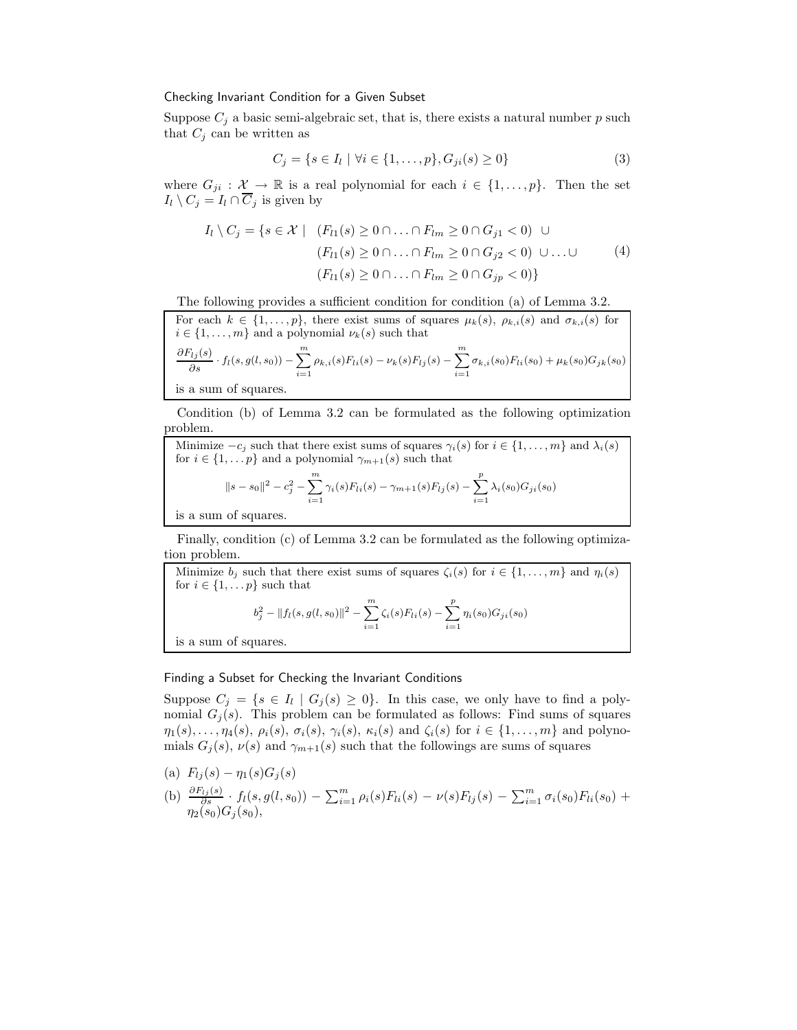### Checking Invariant Condition for a Given Subset

Suppose $C_j$ a basic semi-algebraic set, that is, there exists a natural number $p$ such that $C_j$ can be written as

$$C_j = \{s \in I_l \mid \forall i \in \{1, \dots, p\}, G_{ji}(s) \geq 0\} \tag{3}$$

where $G_{ji} : \mathcal{X} \to \mathbb{R}$ is a real polynomial for each $i \in \{1, \dots, p\}$. Then the set $I_l \setminus C_j = I_l \cap \overline{C}_j$ is given by

$$\begin{aligned} I_l \setminus C_j = \{s \in \mathcal{X} \mid \ & (F_{l1}(s) \geq 0 \cap \dots \cap F_{lm} \geq 0 \cap G_{j1} < 0) \ \cup \\ & (F_{l1}(s) \geq 0 \cap \dots \cap F_{lm} \geq 0 \cap G_{j2} < 0) \ \cup \dots \cup \\ & (F_{l1}(s) \geq 0 \cap \dots \cap F_{lm} \geq 0 \cap G_{jp} < 0)\} \end{aligned} \tag{4}$$

The following provides a sufficient condition for condition (a) of Lemma 3.2.

For each $k \in \{1, \dots, p\}$, there exist sums of squares $\mu_k(s)$, $\rho_{k,i}(s)$ and $\sigma_{k,i}(s)$ for $i \in \{1, \dots, m\}$ and a polynomial $\nu_k(s)$ such that

$$\frac{\partial F_{lj}(s)}{\partial s} \cdot f_l(s, g(l, s_0)) - \sum_{i=1}^{m} \rho_{k,i}(s) F_{li}(s) - \nu_k(s) F_{lj}(s) - \sum_{i=1}^{m} \sigma_{k,i}(s_0) F_{li}(s_0) + \mu_k(s_0) G_{jk}(s_0)$$

is a sum of squares.

Condition (b) of Lemma 3.2 can be formulated as the following optimization problem.

Minimize $-c_j$ such that there exist sums of squares $\gamma_i(s)$ for $i \in \{1, \dots, m\}$ and $\lambda_i(s)$ for $i \in \{1, \dots p\}$ and a polynomial $\gamma_{m+1}(s)$ such that

$$\|s - s_0\|^2 - c_j^2 - \sum_{i=1}^{m} \gamma_i(s) F_{li}(s) - \gamma_{m+1}(s) F_{lj}(s) - \sum_{i=1}^{p} \lambda_i(s_0) G_{ji}(s_0)$$

is a sum of squares.

Finally, condition (c) of Lemma 3.2 can be formulated as the following optimization problem.

Minimize $b_j$ such that there exist sums of squares $\zeta_i(s)$ for $i \in \{1, \dots, m\}$ and $\eta_i(s)$ for $i \in \{1, \dots p\}$ such that

$$b_j^2 - \|f_l(s, g(l, s_0))\|^2 - \sum_{i=1}^{m} \zeta_i(s) F_{li}(s) - \sum_{i=1}^{p} \eta_i(s_0) G_{ji}(s_0)$$

is a sum of squares.

### Finding a Subset for Checking the Invariant Conditions

Suppose $C_j = \{s \in I_l \mid G_j(s) \geq 0\}$. In this case, we only have to find a polynomial $G_j(s)$. This problem can be formulated as follows: Find sums of squares $\eta_1(s), \dots, \eta_4(s)$, $\rho_i(s)$, $\sigma_i(s)$, $\gamma_i(s)$, $\kappa_i(s)$ and $\zeta_i(s)$ for $i \in \{1, \dots, m\}$ and polynomials $G_j(s)$, $\nu(s)$ and $\gamma_{m+1}(s)$ such that the followings are sums of squares

(a) $F_{lj}(s) - \eta_1(s) G_j(s)$

(b) $\frac{\partial F_{lj}(s)}{\partial s} \cdot f_l(s, g(l, s_0)) - \sum_{i=1}^{m} \rho_i(s) F_{li}(s) - \nu(s) F_{lj}(s) - \sum_{i=1}^{m} \sigma_i(s_0) F_{li}(s_0) + \eta_2(s_0) G_j(s_0)$,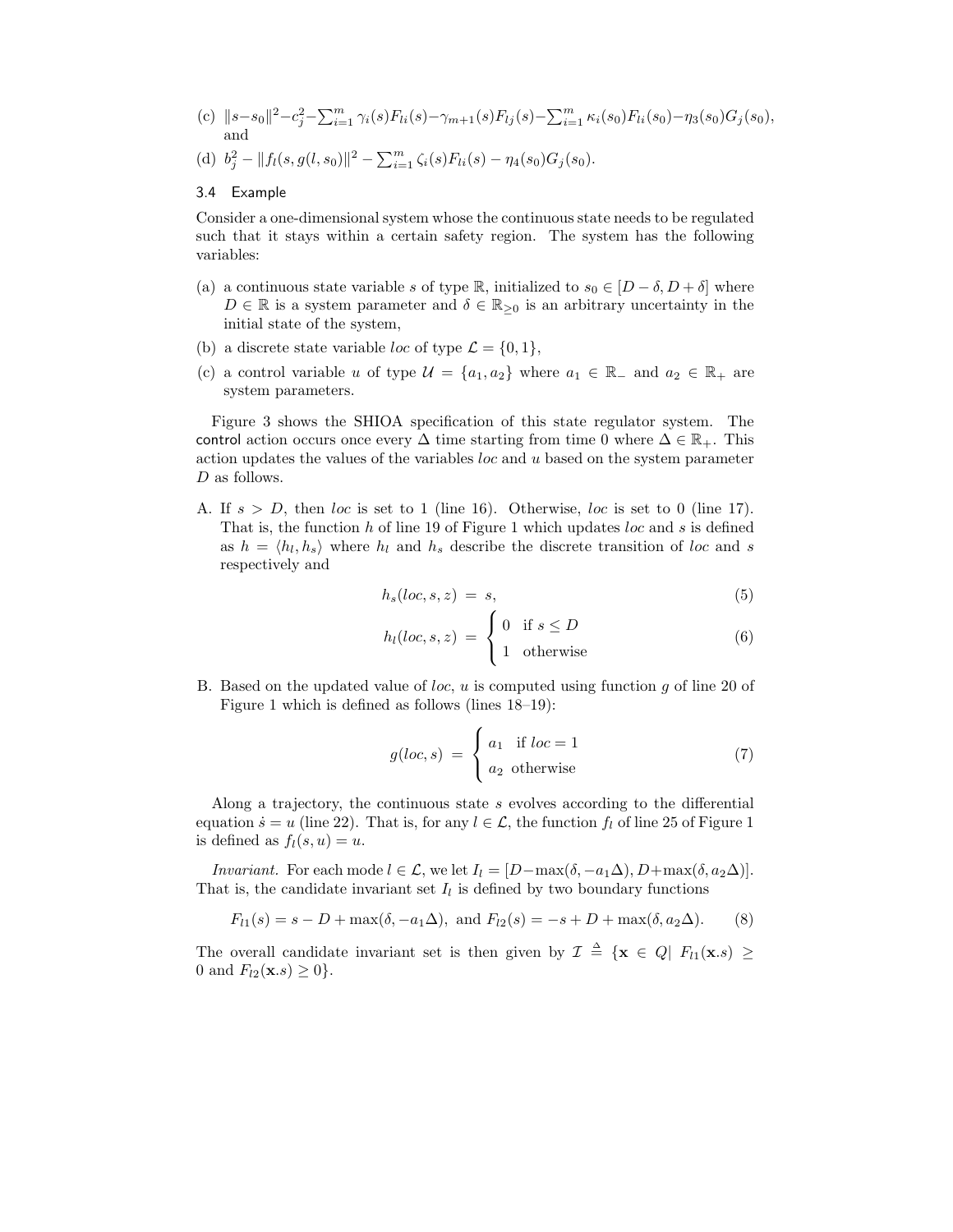(c) $\|s-s_0\|^2-c_j^2-\sum_{i=1}^m \gamma_i(s)F_{li}(s)-\gamma_{m+1}(s)F_{lj}(s)-\sum_{i=1}^m \kappa_i(s_0)F_{li}(s_0)-\eta_3(s_0)G_j(s_0)$, and

(d) $b_j^2 - \|f_l(s, g(l, s_0))\|^2 - \sum_{i=1}^m \zeta_i(s)F_{li}(s) - \eta_4(s_0)G_j(s_0)$.

### 3.4 Example

Consider a one-dimensional system whose the continuous state needs to be regulated such that it stays within a certain safety region. The system has the following variables:

(a) a continuous state variable $s$ of type $\mathbb{R}$, initialized to $s_0 \in [D-\delta, D+\delta]$ where $D \in \mathbb{R}$ is a system parameter and $\delta \in \mathbb{R}_{\geq 0}$ is an arbitrary uncertainty in the initial state of the system,

(b) a discrete state variable $loc$ of type $\mathcal{L} = \{0, 1\}$,

(c) a control variable $u$ of type $\mathcal{U} = \{a_1, a_2\}$ where $a_1 \in \mathbb{R}_-$ and $a_2 \in \mathbb{R}_+$ are system parameters.

Figure 3 shows the SHIOA specification of this state regulator system. The control action occurs once every $\Delta$ time starting from time 0 where $\Delta \in \mathbb{R}_+$. This action updates the values of the variables $loc$ and $u$ based on the system parameter $D$ as follows.

A. If $s > D$, then $loc$ is set to 1 (line 16). Otherwise, $loc$ is set to 0 (line 17). That is, the function $h$ of line 19 of Figure 1 which updates $loc$ and $s$ is defined as $h = \langle h_l, h_s \rangle$ where $h_l$ and $h_s$ describe the discrete transition of $loc$ and $s$ respectively and

$$h_s(loc, s, z) \;=\; s, \tag{5}$$

$$h_l(loc, s, z) \;=\; \begin{cases} 0 & \text{if } s \leq D \\ 1 & \text{otherwise} \end{cases} \tag{6}$$

B. Based on the updated value of $loc$, $u$ is computed using function $g$ of line 20 of Figure 1 which is defined as follows (lines 18–19):

$$g(loc, s) \;=\; \begin{cases} a_1 & \text{if } loc = 1 \\ a_2 & \text{otherwise} \end{cases} \tag{7}$$

Along a trajectory, the continuous state $s$ evolves according to the differential equation $\dot{s} = u$ (line 22). That is, for any $l \in \mathcal{L}$, the function $f_l$ of line 25 of Figure 1 is defined as $f_l(s, u) = u$.

*Invariant.* For each mode $l \in \mathcal{L}$, we let $I_l = [D - \max(\delta, -a_1\Delta), D + \max(\delta, a_2\Delta)]$. That is, the candidate invariant set $I_l$ is defined by two boundary functions

$$F_{l1}(s) = s - D + \max(\delta, -a_1\Delta), \text{ and } F_{l2}(s) = -s + D + \max(\delta, a_2\Delta). \tag{8}$$

The overall candidate invariant set is then given by $\mathcal{I} \triangleq \{\mathbf{x} \in Q | \; F_{l1}(\mathbf{x}.s) \geq 0 \text{ and } F_{l2}(\mathbf{x}.s) \geq 0\}$.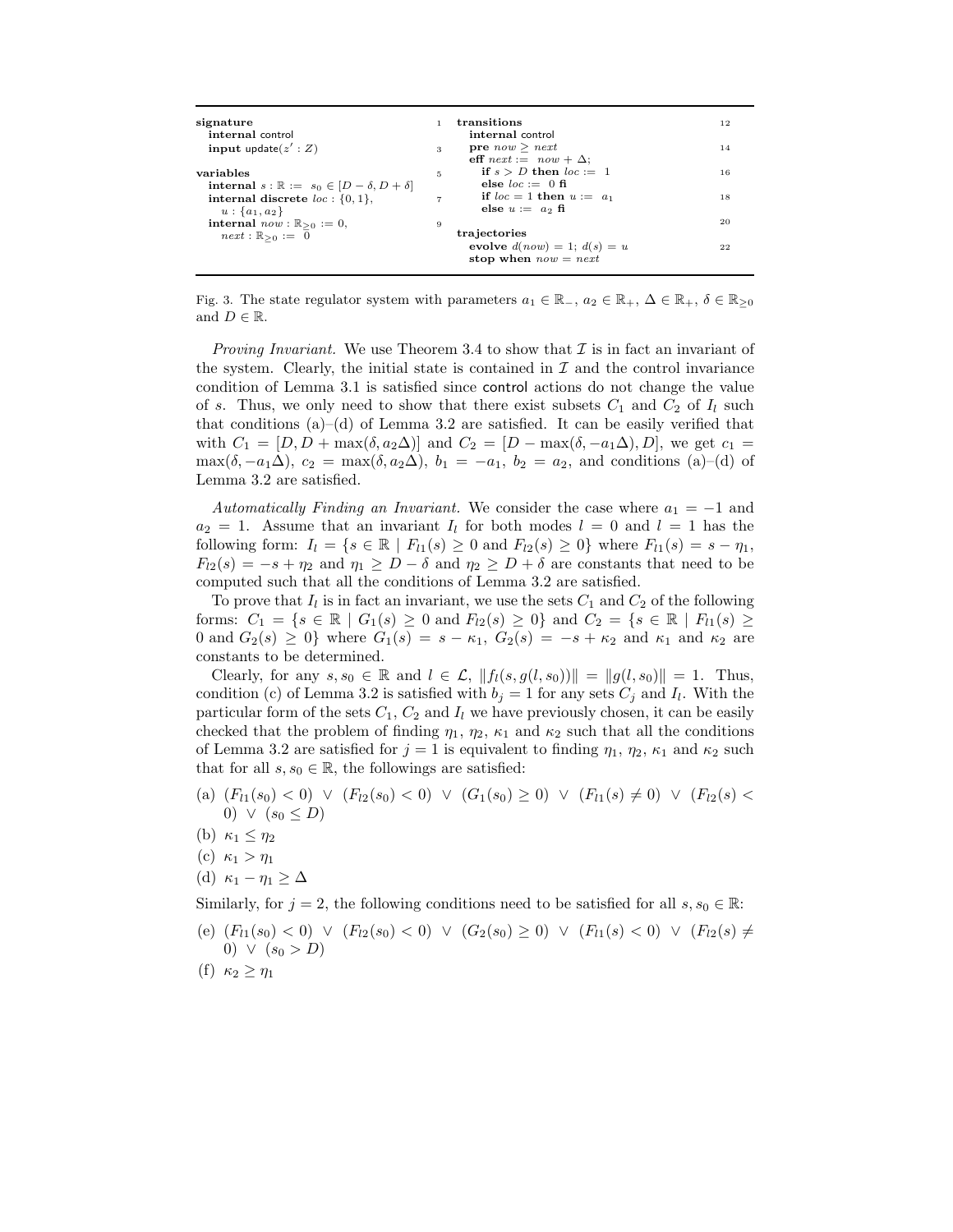```
signature                                          1
  internal control
  input update(z' : Z)                             3

variables                                          5
  internal s : ℝ := s_0 ∈ [D − δ, D + δ]
  internal discrete loc : {0, 1},                  7
    u : {a_1, a_2}
  internal now : ℝ_{≥0} := 0,                      9
    next : ℝ_{≥0} := 0

transitions                                        12
  internal control
  pre now ≥ next                                   14
  eff next := now + Δ;
    if s > D then loc := 1                         16
    else loc := 0 fi
    if loc = 1 then u := a_1                       18
    else u := a_2 fi
                                                   20
trajectories
  evolve d(now) = 1; d(s) = u                      22
  stop when now = next
```

Fig. 3. The state regulator system with parameters $a_1 \in \mathbb{R}_-$, $a_2 \in \mathbb{R}_+$, $\Delta \in \mathbb{R}_+$, $\delta \in \mathbb{R}_{\geq 0}$ and $D \in \mathbb{R}$.

*Proving Invariant.* We use Theorem 3.4 to show that $\mathcal{I}$ is in fact an invariant of the system. Clearly, the initial state is contained in $\mathcal{I}$ and the control invariance condition of Lemma 3.1 is satisfied since control actions do not change the value of $s$. Thus, we only need to show that there exist subsets $C_1$ and $C_2$ of $I_l$ such that conditions (a)–(d) of Lemma 3.2 are satisfied. It can be easily verified that with $C_1 = [D, D + \max(\delta, a_2\Delta)]$ and $C_2 = [D - \max(\delta, -a_1\Delta), D]$, we get $c_1 = \max(\delta, -a_1\Delta)$, $c_2 = \max(\delta, a_2\Delta)$, $b_1 = -a_1$, $b_2 = a_2$, and conditions (a)–(d) of Lemma 3.2 are satisfied.

*Automatically Finding an Invariant.* We consider the case where $a_1 = -1$ and $a_2 = 1$. Assume that an invariant $I_l$ for both modes $l = 0$ and $l = 1$ has the following form: $I_l = \{s \in \mathbb{R} \mid F_{l1}(s) \geq 0 \text{ and } F_{l2}(s) \geq 0\}$ where $F_{l1}(s) = s - \eta_1$, $F_{l2}(s) = -s + \eta_2$ and $\eta_1 \geq D - \delta$ and $\eta_2 \geq D + \delta$ are constants that need to be computed such that all the conditions of Lemma 3.2 are satisfied.

To prove that $I_l$ is in fact an invariant, we use the sets $C_1$ and $C_2$ of the following forms: $C_1 = \{s \in \mathbb{R} \mid G_1(s) \geq 0 \text{ and } F_{l2}(s) \geq 0\}$ and $C_2 = \{s \in \mathbb{R} \mid F_{l1}(s) \geq 0 \text{ and } G_2(s) \geq 0\}$ where $G_1(s) = s - \kappa_1$, $G_2(s) = -s + \kappa_2$ and $\kappa_1$ and $\kappa_2$ are constants to be determined.

Clearly, for any $s, s_0 \in \mathbb{R}$ and $l \in \mathcal{L}$, $\|f_l(s, g(l, s_0))\| = \|g(l, s_0)\| = 1$. Thus, condition (c) of Lemma 3.2 is satisfied with $b_j = 1$ for any sets $C_j$ and $I_l$. With the particular form of the sets $C_1$, $C_2$ and $I_l$ we have previously chosen, it can be easily checked that the problem of finding $\eta_1$, $\eta_2$, $\kappa_1$ and $\kappa_2$ such that all the conditions of Lemma 3.2 are satisfied for $j = 1$ is equivalent to finding $\eta_1$, $\eta_2$, $\kappa_1$ and $\kappa_2$ such that for all $s, s_0 \in \mathbb{R}$, the followings are satisfied:

(a) $(F_{l1}(s_0) < 0) \;\vee\; (F_{l2}(s_0) < 0) \;\vee\; (G_1(s_0) \geq 0) \;\vee\; (F_{l1}(s) \neq 0) \;\vee\; (F_{l2}(s) < 0) \;\vee\; (s_0 \leq D)$

(b) $\kappa_1 \leq \eta_2$

(c) $\kappa_1 > \eta_1$

(d) $\kappa_1 - \eta_1 \geq \Delta$

Similarly, for $j = 2$, the following conditions need to be satisfied for all $s, s_0 \in \mathbb{R}$:

(e) $(F_{l1}(s_0) < 0) \;\vee\; (F_{l2}(s_0) < 0) \;\vee\; (G_2(s_0) \geq 0) \;\vee\; (F_{l1}(s) < 0) \;\vee\; (F_{l2}(s) \neq 0) \;\vee\; (s_0 > D)$

(f) $\kappa_2 \geq \eta_1$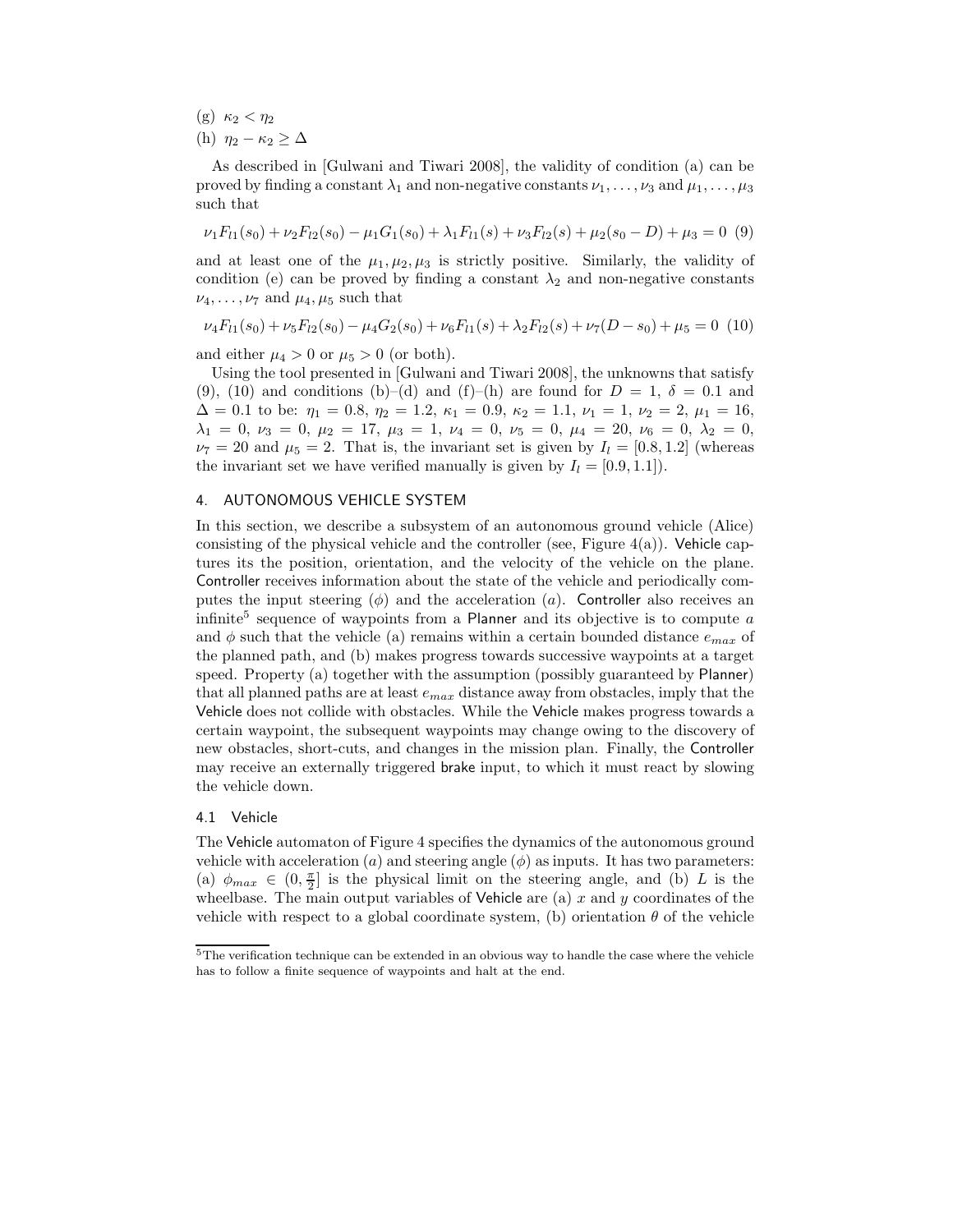(g) $\kappa_2 < \eta_2$

(h) $\eta_2 - \kappa_2 \geq \Delta$

As described in [Gulwani and Tiwari 2008], the validity of condition (a) can be proved by finding a constant $\lambda_1$ and non-negative constants $\nu_1, \ldots, \nu_3$ and $\mu_1, \ldots, \mu_3$ such that

$$\nu_1 F_{l1}(s_0) + \nu_2 F_{l2}(s_0) - \mu_1 G_1(s_0) + \lambda_1 F_{l1}(s) + \nu_3 F_{l2}(s) + \mu_2(s_0 - D) + \mu_3 = 0 \quad (9)$$

and at least one of the $\mu_1, \mu_2, \mu_3$ is strictly positive. Similarly, the validity of condition (e) can be proved by finding a constant $\lambda_2$ and non-negative constants $\nu_4, \ldots, \nu_7$ and $\mu_4, \mu_5$ such that

$$\nu_4 F_{l1}(s_0) + \nu_5 F_{l2}(s_0) - \mu_4 G_2(s_0) + \nu_6 F_{l1}(s) + \lambda_2 F_{l2}(s) + \nu_7(D - s_0) + \mu_5 = 0 \quad (10)$$

and either $\mu_4 > 0$ or $\mu_5 > 0$ (or both).

Using the tool presented in [Gulwani and Tiwari 2008], the unknowns that satisfy (9), (10) and conditions (b)–(d) and (f)–(h) are found for $D = 1$, $\delta = 0.1$ and $\Delta = 0.1$ to be: $\eta_1 = 0.8$, $\eta_2 = 1.2$, $\kappa_1 = 0.9$, $\kappa_2 = 1.1$, $\nu_1 = 1$, $\nu_2 = 2$, $\mu_1 = 16$, $\lambda_1 = 0$, $\nu_3 = 0$, $\mu_2 = 17$, $\mu_3 = 1$, $\nu_4 = 0$, $\nu_5 = 0$, $\mu_4 = 20$, $\nu_6 = 0$, $\lambda_2 = 0$, $\nu_7 = 20$ and $\mu_5 = 2$. That is, the invariant set is given by $I_l = [0.8, 1.2]$ (whereas the invariant set we have verified manually is given by $I_l = [0.9, 1.1]$).

## 4. AUTONOMOUS VEHICLE SYSTEM

In this section, we describe a subsystem of an autonomous ground vehicle (Alice) consisting of the physical vehicle and the controller (see, Figure 4(a)). Vehicle captures its the position, orientation, and the velocity of the vehicle on the plane. Controller receives information about the state of the vehicle and periodically computes the input steering ($\phi$) and the acceleration ($a$). Controller also receives an infinite[5] sequence of waypoints from a Planner and its objective is to compute $a$ and $\phi$ such that the vehicle (a) remains within a certain bounded distance $e_{max}$ of the planned path, and (b) makes progress towards successive waypoints at a target speed. Property (a) together with the assumption (possibly guaranteed by Planner) that all planned paths are at least $e_{max}$ distance away from obstacles, imply that the Vehicle does not collide with obstacles. While the Vehicle makes progress towards a certain waypoint, the subsequent waypoints may change owing to the discovery of new obstacles, short-cuts, and changes in the mission plan. Finally, the Controller may receive an externally triggered brake input, to which it must react by slowing the vehicle down.

### 4.1 Vehicle

The Vehicle automaton of Figure 4 specifies the dynamics of the autonomous ground vehicle with acceleration ($a$) and steering angle ($\phi$) as inputs. It has two parameters: (a) $\phi_{max} \in (0, \frac{\pi}{2}]$ is the physical limit on the steering angle, and (b) $L$ is the wheelbase. The main output variables of Vehicle are (a) $x$ and $y$ coordinates of the vehicle with respect to a global coordinate system, (b) orientation $\theta$ of the vehicle

[5] The verification technique can be extended in an obvious way to handle the case where the vehicle has to follow a finite sequence of waypoints and halt at the end.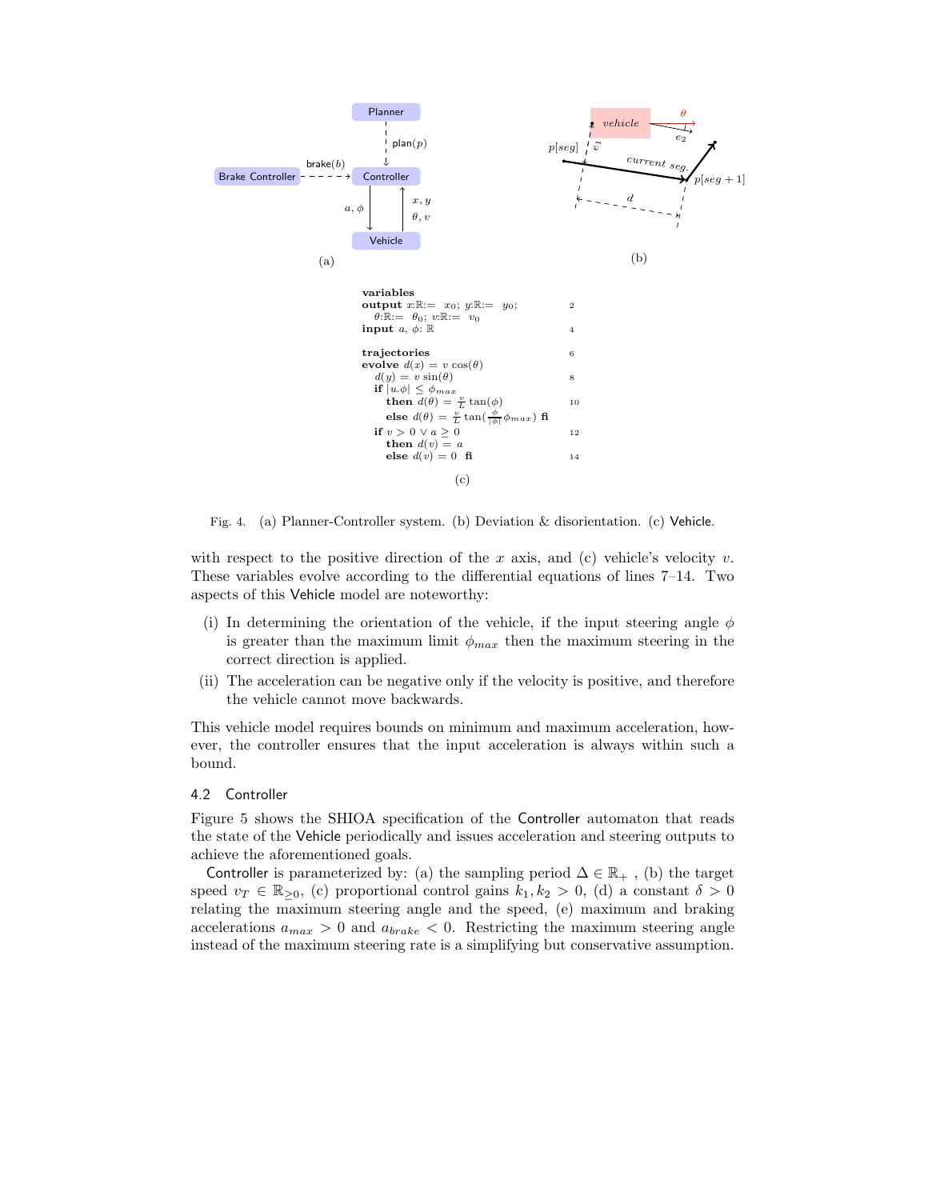```
variables
output x:ℝ:= x_0; y:ℝ:= y_0;                          2
   θ:ℝ:= θ_0; v:ℝ:= v_0
input a, ϕ: ℝ                                          4

trajectories                                           6
evolve d(x) = v cos(θ)
   d(y) = v sin(θ)                                     8
   if |u.ϕ| ≤ ϕ_max
      then d(θ) = (v/L) tan(ϕ)                         10
      else d(θ) = (v/L) tan((ϕ/|ϕ|) ϕ_max) fi
   if v > 0 ∨ a ≥ 0                                    12
      then d(v) = a
      else d(v) = 0  fi                                14
```

Fig. 4. (a) Planner-Controller system. (b) Deviation & disorientation. (c) Vehicle.

with respect to the positive direction of the $x$ axis, and (c) vehicle's velocity $v$. These variables evolve according to the differential equations of lines 7–14. Two aspects of this Vehicle model are noteworthy:

(i) In determining the orientation of the vehicle, if the input steering angle $\phi$ is greater than the maximum limit $\phi_{max}$ then the maximum steering in the correct direction is applied.

(ii) The acceleration can be negative only if the velocity is positive, and therefore the vehicle cannot move backwards.

This vehicle model requires bounds on minimum and maximum acceleration, however, the controller ensures that the input acceleration is always within such a bound.

### 4.2 Controller

Figure 5 shows the SHIOA specification of the Controller automaton that reads the state of the Vehicle periodically and issues acceleration and steering outputs to achieve the aforementioned goals.

Controller is parameterized by: (a) the sampling period $\Delta \in \mathbb{R}_+$ , (b) the target speed $v_T \in \mathbb{R}_{\geq 0}$, (c) proportional control gains $k_1, k_2 > 0$, (d) a constant $\delta > 0$ relating the maximum steering angle and the speed, (e) maximum and braking accelerations $a_{max} > 0$ and $a_{brake} < 0$. Restricting the maximum steering angle instead of the maximum steering rate is a simplifying but conservative assumption.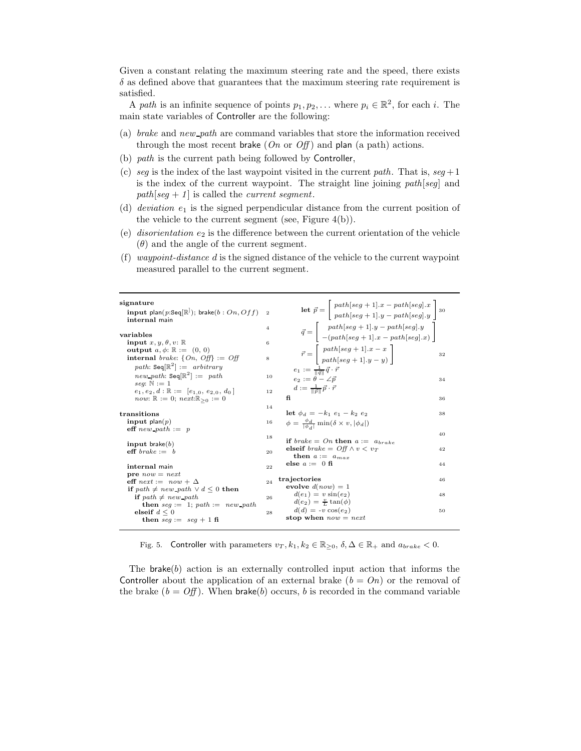Given a constant relating the maximum steering rate and the speed, there exists $\delta$ as defined above that guarantees that the maximum steering rate requirement is satisfied.

A *path* is an infinite sequence of points $p_1, p_2, \ldots$ where $p_i \in \mathbb{R}^2$, for each $i$. The main state variables of Controller are the following:

(a) *brake* and *new_path* are command variables that store the information received through the most recent brake (*On* or *Off*) and plan (a path) actions.
(b) *path* is the current path being followed by Controller,
(c) *seg* is the index of the last waypoint visited in the current *path*. That is, $seg+1$ is the index of the current waypoint. The straight line joining *path*[*seg*] and *path*[*seg + 1*] is called the *current segment*.
(d) *deviation* $e_1$ is the signed perpendicular distance from the current position of the vehicle to the current segment (see, Figure 4(b)).
(e) *disorientation* $e_2$ is the difference between the current orientation of the vehicle ($\theta$) and the angle of the current segment.
(f) *waypoint-distance* $d$ is the signed distance of the vehicle to the current waypoint measured parallel to the current segment.

```
signature
  input plan(p:Seq[ℝ]); brake(b : On, Off)                          2
  internal main
                                                                    4
variables
  input x, y, θ, v: ℝ                                               6
  output a, φ: ℝ := (0, 0)
  internal brake: {On, Off} := Off                                  8
    path: Seq[ℝ²] := arbitrary
    new_path: Seq[ℝ²] := path                                      10
    seg: ℕ := 1
    e1, e2, d : ℝ := [e1,0, e2,0, d0]                              12
    now: ℝ := 0; next:ℝ≥0 := 0
                                                                   14
transitions
  input plan(p)                                                    16
  eff new_path := p
                                                                   18
  input brake(b)
  eff brake := b                                                   20

  internal main                                                    22
  pre now = next
  eff next := now + Δ                                              24
  if path ≠ new_path ∨ d ≤ 0 then
    if path ≠ new_path                                             26
      then seg := 1; path := new_path
    elseif d ≤ 0                                                   28
      then seg := seg + 1 fi

      let p⃗ = [ path[seg+1].x − path[seg].x ]                       30
              [ path[seg+1].y − path[seg].y ]
          q⃗ = [  path[seg+1].y − path[seg].y     ]
              [ −(path[seg+1].x − path[seg].x) ]
          r⃗ = [ path[seg+1].x − x ]                                 32
              [ path[seg+1].y − y ]
      e1 := (1/‖q⃗‖) q⃗ · r⃗
      e2 := θ − ∠p⃗                                                  34
      d := (1/‖p⃗‖) p⃗ · r⃗
  fi                                                               36

  let φd = −k1 e1 − k2 e2                                          38
  φ = (φd/|φd|) min(δ × v, |φd|)
                                                                   40
  if brake = On then a := a_brake
  elseif brake = Off ∧ v < v_T                                     42
    then a := a_max
  else a := 0 fi                                                   44

trajectories                                                       46
  evolve d(now) = 1
    d(e1) = v sin(e2)                                              48
    d(e2) = (v/L) tan(φ)
    d(d) = -v cos(e2)                                              50
  stop when now = next
```

Fig. 5. Controller with parameters $v_T, k_1, k_2 \in \mathbb{R}_{\geq 0}$, $\delta, \Delta \in \mathbb{R}_+$ and $a_{brake} < 0$.

The brake($b$) action is an externally controlled input action that informs the Controller about the application of an external brake ($b = On$) or the removal of the brake ($b = Off$). When brake($b$) occurs, $b$ is recorded in the command variable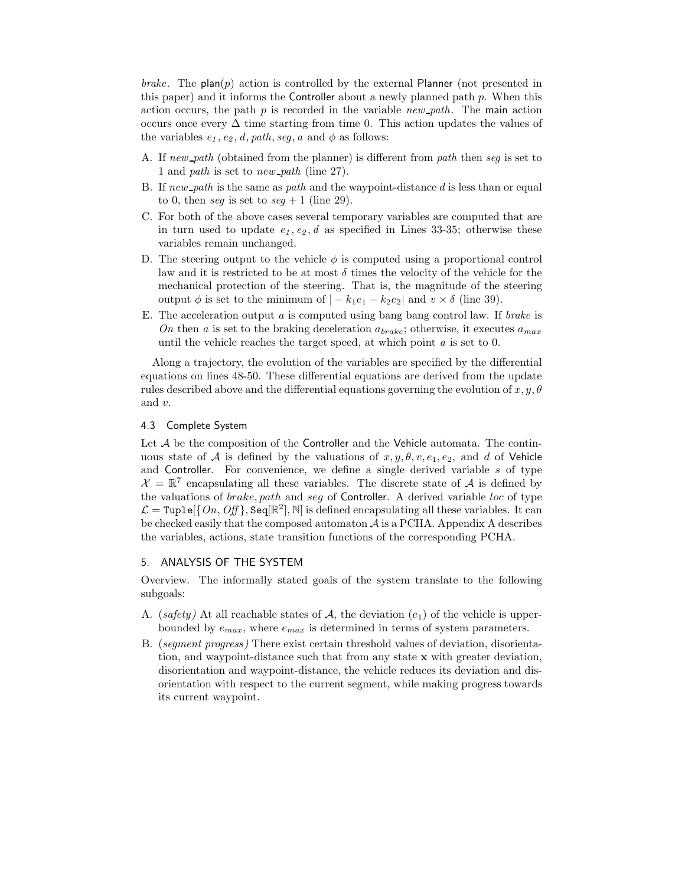*brake*. The $\mathsf{plan}(p)$ action is controlled by the external Planner (not presented in this paper) and it informs the Controller about a newly planned path $p$. When this action occurs, the path $p$ is recorded in the variable *new_path*. The main action occurs once every $\Delta$ time starting from time 0. This action updates the values of the variables $e_1$, $e_2$, $d$, *path*, *seg*, $a$ and $\phi$ as follows:

A. If *new_path* (obtained from the planner) is different from *path* then *seg* is set to 1 and *path* is set to *new_path* (line 27).
B. If *new_path* is the same as *path* and the waypoint-distance $d$ is less than or equal to 0, then *seg* is set to *seg* + 1 (line 29).
C. For both of the above cases several temporary variables are computed that are in turn used to update $e_1, e_2, d$ as specified in Lines 33-35; otherwise these variables remain unchanged.
D. The steering output to the vehicle $\phi$ is computed using a proportional control law and it is restricted to be at most $\delta$ times the velocity of the vehicle for the mechanical protection of the steering. That is, the magnitude of the steering output $\phi$ is set to the minimum of $|-k_1e_1 - k_2e_2|$ and $v \times \delta$ (line 39).
E. The acceleration output $a$ is computed using bang bang control law. If *brake* is *On* then $a$ is set to the braking deceleration $a_{brake}$; otherwise, it executes $a_{max}$ until the vehicle reaches the target speed, at which point $a$ is set to 0.

Along a trajectory, the evolution of the variables are specified by the differential equations on lines 48-50. These differential equations are derived from the update rules described above and the differential equations governing the evolution of $x, y, \theta$ and $v$.

### 4.3 Complete System

Let $\mathcal{A}$ be the composition of the Controller and the Vehicle automata. The continuous state of $\mathcal{A}$ is defined by the valuations of $x, y, \theta, v, e_1, e_2$, and $d$ of Vehicle and Controller. For convenience, we define a single derived variable $s$ of type $\mathcal{X} = \mathbb{R}^7$ encapsulating all these variables. The discrete state of $\mathcal{A}$ is defined by the valuations of *brake*, *path* and *seg* of Controller. A derived variable *loc* of type $\mathcal{L} = \mathtt{Tuple}[\{On, Off\}, \mathtt{Seq}[\mathbb{R}^2], \mathbb{N}]$ is defined encapsulating all these variables. It can be checked easily that the composed automaton $\mathcal{A}$ is a PCHA. Appendix A describes the variables, actions, state transition functions of the corresponding PCHA.

## 5. ANALYSIS OF THE SYSTEM

Overview. The informally stated goals of the system translate to the following subgoals:

A. (*safety*) At all reachable states of $\mathcal{A}$, the deviation ($e_1$) of the vehicle is upper-bounded by $e_{max}$, where $e_{max}$ is determined in terms of system parameters.
B. (*segment progress*) There exist certain threshold values of deviation, disorientation, and waypoint-distance such that from any state $\mathbf{x}$ with greater deviation, disorientation and waypoint-distance, the vehicle reduces its deviation and disorientation with respect to the current segment, while making progress towards its current waypoint.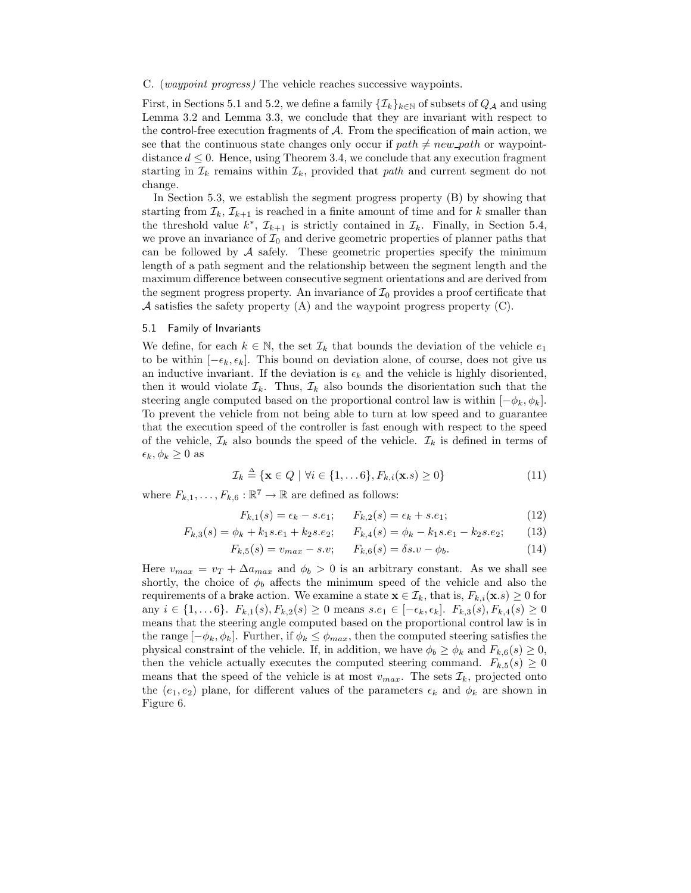C. (*waypoint progress*) The vehicle reaches successive waypoints.

First, in Sections 5.1 and 5.2, we define a family $\{\mathcal{I}_k\}_{k\in\mathbb{N}}$ of subsets of $Q_\mathcal{A}$ and using Lemma 3.2 and Lemma 3.3, we conclude that they are invariant with respect to the control-free execution fragments of $\mathcal{A}$. From the specification of main action, we see that the continuous state changes only occur if $path \neq new\_path$ or waypoint-distance $d \leq 0$. Hence, using Theorem 3.4, we conclude that any execution fragment starting in $\mathcal{I}_k$ remains within $\mathcal{I}_k$, provided that $path$ and current segment do not change.

In Section 5.3, we establish the segment progress property (B) by showing that starting from $\mathcal{I}_k$, $\mathcal{I}_{k+1}$ is reached in a finite amount of time and for $k$ smaller than the threshold value $k^*$, $\mathcal{I}_{k+1}$ is strictly contained in $\mathcal{I}_k$. Finally, in Section 5.4, we prove an invariance of $\mathcal{I}_0$ and derive geometric properties of planner paths that can be followed by $\mathcal{A}$ safely. These geometric properties specify the minimum length of a path segment and the relationship between the segment length and the maximum difference between consecutive segment orientations and are derived from the segment progress property. An invariance of $\mathcal{I}_0$ provides a proof certificate that $\mathcal{A}$ satisfies the safety property (A) and the waypoint progress property (C).

## 5.1 Family of Invariants

We define, for each $k \in \mathbb{N}$, the set $\mathcal{I}_k$ that bounds the deviation of the vehicle $e_1$ to be within $[-\epsilon_k, \epsilon_k]$. This bound on deviation alone, of course, does not give us an inductive invariant. If the deviation is $\epsilon_k$ and the vehicle is highly disoriented, then it would violate $\mathcal{I}_k$. Thus, $\mathcal{I}_k$ also bounds the disorientation such that the steering angle computed based on the proportional control law is within $[-\phi_k, \phi_k]$. To prevent the vehicle from not being able to turn at low speed and to guarantee that the execution speed of the controller is fast enough with respect to the speed of the vehicle, $\mathcal{I}_k$ also bounds the speed of the vehicle. $\mathcal{I}_k$ is defined in terms of $\epsilon_k, \phi_k \geq 0$ as

$$\mathcal{I}_k \triangleq \{\mathbf{x} \in Q \mid \forall i \in \{1, \ldots 6\}, F_{k,i}(\mathbf{x}.s) \geq 0\} \tag{11}$$

where $F_{k,1}, \ldots, F_{k,6} : \mathbb{R}^7 \to \mathbb{R}$ are defined as follows:

$$F_{k,1}(s) = \epsilon_k - s.e_1; \qquad F_{k,2}(s) = \epsilon_k + s.e_1; \tag{12}$$

$$F_{k,3}(s) = \phi_k + k_1 s.e_1 + k_2 s.e_2; \qquad F_{k,4}(s) = \phi_k - k_1 s.e_1 - k_2 s.e_2; \tag{13}$$

$$F_{k,5}(s) = v_{max} - s.v; \qquad F_{k,6}(s) = \delta s.v - \phi_b. \tag{14}$$

Here $v_{max} = v_T + \Delta a_{max}$ and $\phi_b > 0$ is an arbitrary constant. As we shall see shortly, the choice of $\phi_b$ affects the minimum speed of the vehicle and also the requirements of a brake action. We examine a state $\mathbf{x} \in \mathcal{I}_k$, that is, $F_{k,i}(\mathbf{x}.s) \geq 0$ for any $i \in \{1, \ldots 6\}$. $F_{k,1}(s), F_{k,2}(s) \geq 0$ means $s.e_1 \in [-\epsilon_k, \epsilon_k]$. $F_{k,3}(s), F_{k,4}(s) \geq 0$ means that the steering angle computed based on the proportional control law is in the range $[-\phi_k, \phi_k]$. Further, if $\phi_k \leq \phi_{max}$, then the computed steering satisfies the physical constraint of the vehicle. If, in addition, we have $\phi_b \geq \phi_k$ and $F_{k,6}(s) \geq 0$, then the vehicle actually executes the computed steering command. $F_{k,5}(s) \geq 0$ means that the speed of the vehicle is at most $v_{max}$. The sets $\mathcal{I}_k$, projected onto the $(e_1, e_2)$ plane, for different values of the parameters $\epsilon_k$ and $\phi_k$ are shown in Figure 6.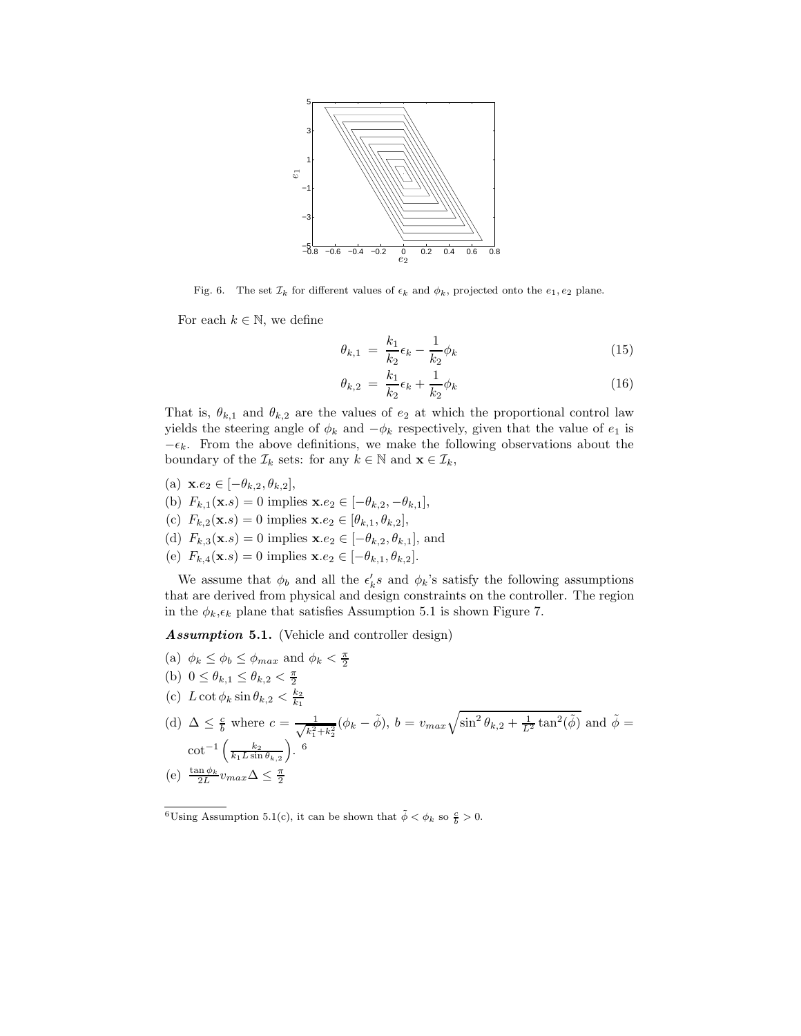Fig. 6. The set $\mathcal{I}_k$ for different values of $\epsilon_k$ and $\phi_k$, projected onto the $e_1, e_2$ plane.

For each $k \in \mathbb{N}$, we define

$$\theta_{k,1} = \frac{k_1}{k_2}\epsilon_k - \frac{1}{k_2}\phi_k \tag{15}$$

$$\theta_{k,2} = \frac{k_1}{k_2}\epsilon_k + \frac{1}{k_2}\phi_k \tag{16}$$

That is, $\theta_{k,1}$ and $\theta_{k,2}$ are the values of $e_2$ at which the proportional control law yields the steering angle of $\phi_k$ and $-\phi_k$ respectively, given that the value of $e_1$ is $-\epsilon_k$. From the above definitions, we make the following observations about the boundary of the $\mathcal{I}_k$ sets: for any $k \in \mathbb{N}$ and $\mathbf{x} \in \mathcal{I}_k$,

(a) $\mathbf{x}.e_2 \in [-\theta_{k,2}, \theta_{k,2}]$,
(b) $F_{k,1}(\mathbf{x}.s) = 0$ implies $\mathbf{x}.e_2 \in [-\theta_{k,2}, -\theta_{k,1}]$,
(c) $F_{k,2}(\mathbf{x}.s) = 0$ implies $\mathbf{x}.e_2 \in [\theta_{k,1}, \theta_{k,2}]$,
(d) $F_{k,3}(\mathbf{x}.s) = 0$ implies $\mathbf{x}.e_2 \in [-\theta_{k,2}, \theta_{k,1}]$, and
(e) $F_{k,4}(\mathbf{x}.s) = 0$ implies $\mathbf{x}.e_2 \in [-\theta_{k,1}, \theta_{k,2}]$.

We assume that $\phi_b$ and all the $\epsilon_k'$s and $\phi_k$'s satisfy the following assumptions that are derived from physical and design constraints on the controller. The region in the $\phi_k$,$\epsilon_k$ plane that satisfies Assumption 5.1 is shown Figure 7.

***Assumption* 5.1.** (Vehicle and controller design)

(a) $\phi_k \leq \phi_b \leq \phi_{max}$ and $\phi_k < \frac{\pi}{2}$
(b) $0 \leq \theta_{k,1} \leq \theta_{k,2} < \frac{\pi}{2}$
(c) $L \cot \phi_k \sin \theta_{k,2} < \frac{k_2}{k_1}$
(d) $\Delta \leq \frac{c}{b}$ where $c = \frac{1}{\sqrt{k_1^2 + k_2^2}}(\phi_k - \tilde{\phi})$, $b = v_{max}\sqrt{\sin^2 \theta_{k,2} + \frac{1}{L^2}\tan^2(\tilde{\phi})}$ and $\tilde{\phi} = \cot^{-1}\left(\frac{k_2}{k_1 L \sin \theta_{k,2}}\right)$. [6]
(e) $\frac{\tan \phi_k}{2L} v_{max} \Delta \leq \frac{\pi}{2}$

[6] Using Assumption 5.1(c), it can be shown that $\tilde{\phi} < \phi_k$ so $\frac{c}{b} > 0$.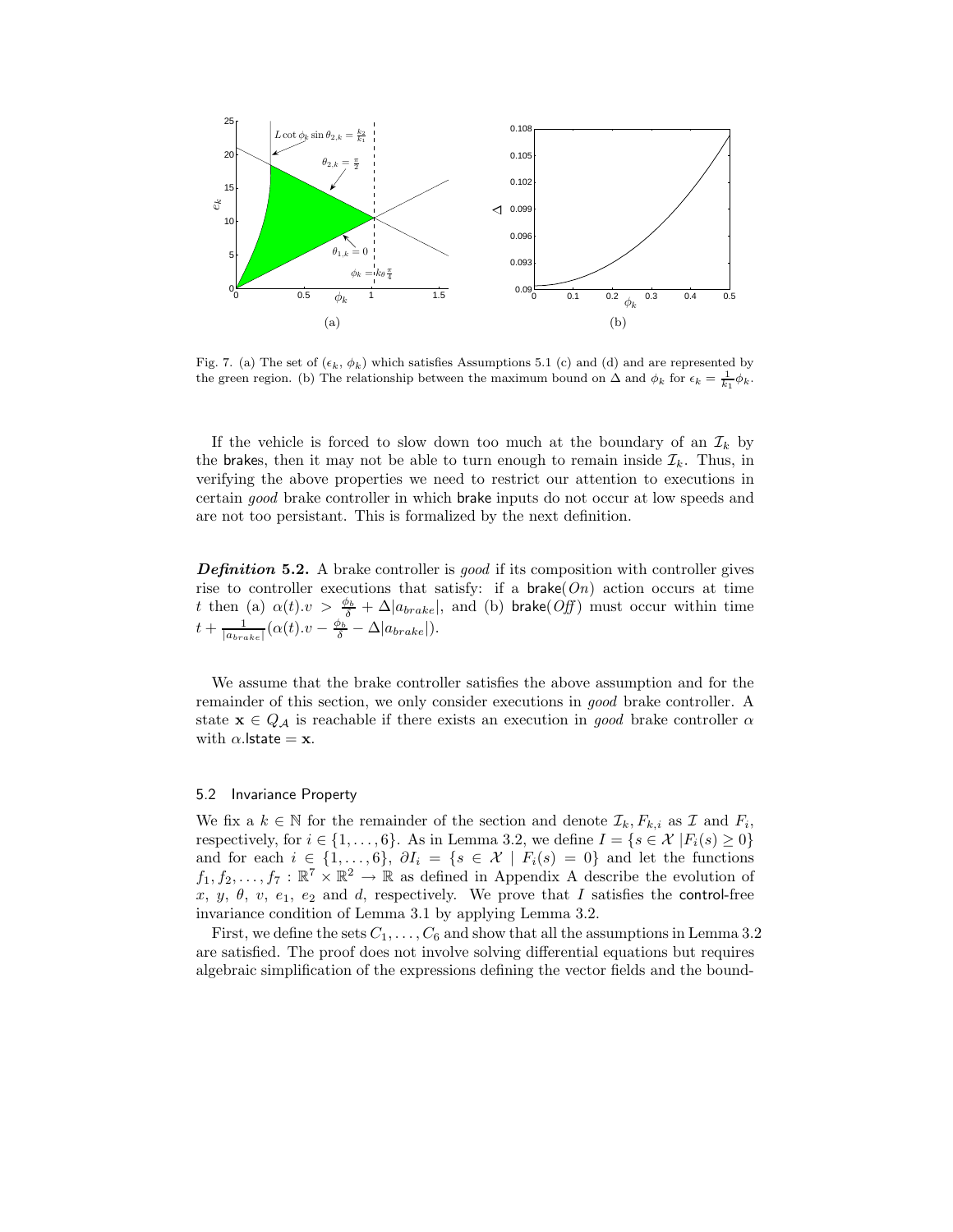Fig. 7. (a) The set of $(\epsilon_k, \phi_k)$ which satisfies Assumptions 5.1 (c) and (d) and are represented by the green region. (b) The relationship between the maximum bound on $\Delta$ and $\phi_k$ for $\epsilon_k = \frac{1}{k_1}\phi_k$.

If the vehicle is forced to slow down too much at the boundary of an $\mathcal{I}_k$ by the brakes, then it may not be able to turn enough to remain inside $\mathcal{I}_k$. Thus, in verifying the above properties we need to restrict our attention to executions in certain *good* brake controller in which brake inputs do not occur at low speeds and are not too persistant. This is formalized by the next definition.

***Definition* 5.2.** A brake controller is *good* if its composition with controller gives rise to controller executions that satisfy: if a brake($On$) action occurs at time $t$ then (a) $\alpha(t).v > \frac{\phi_b}{\delta} + \Delta|a_{brake}|$, and (b) brake($Off$) must occur within time $t + \frac{1}{|a_{brake}|}(\alpha(t).v - \frac{\phi_b}{\delta} - \Delta|a_{brake}|)$.

We assume that the brake controller satisfies the above assumption and for the remainder of this section, we only consider executions in *good* brake controller. A state $\mathbf{x} \in Q_{\mathcal{A}}$ is reachable if there exists an execution in *good* brake controller $\alpha$ with $\alpha$.lstate $= \mathbf{x}$.

### 5.2 Invariance Property

We fix a $k \in \mathbb{N}$ for the remainder of the section and denote $\mathcal{I}_k, F_{k,i}$ as $\mathcal{I}$ and $F_i$, respectively, for $i \in \{1, \ldots, 6\}$. As in Lemma 3.2, we define $I = \{s \in \mathcal{X} \mid F_i(s) \geq 0\}$ and for each $i \in \{1, \ldots, 6\}$, $\partial I_i = \{s \in \mathcal{X} \mid F_i(s) = 0\}$ and let the functions $f_1, f_2, \ldots, f_7 : \mathbb{R}^7 \times \mathbb{R}^2 \to \mathbb{R}$ as defined in Appendix A describe the evolution of $x$, $y$, $\theta$, $v$, $e_1$, $e_2$ and $d$, respectively. We prove that $I$ satisfies the control-free invariance condition of Lemma 3.1 by applying Lemma 3.2.

First, we define the sets $C_1, \ldots, C_6$ and show that all the assumptions in Lemma 3.2 are satisfied. The proof does not involve solving differential equations but requires algebraic simplification of the expressions defining the vector fields and the bound-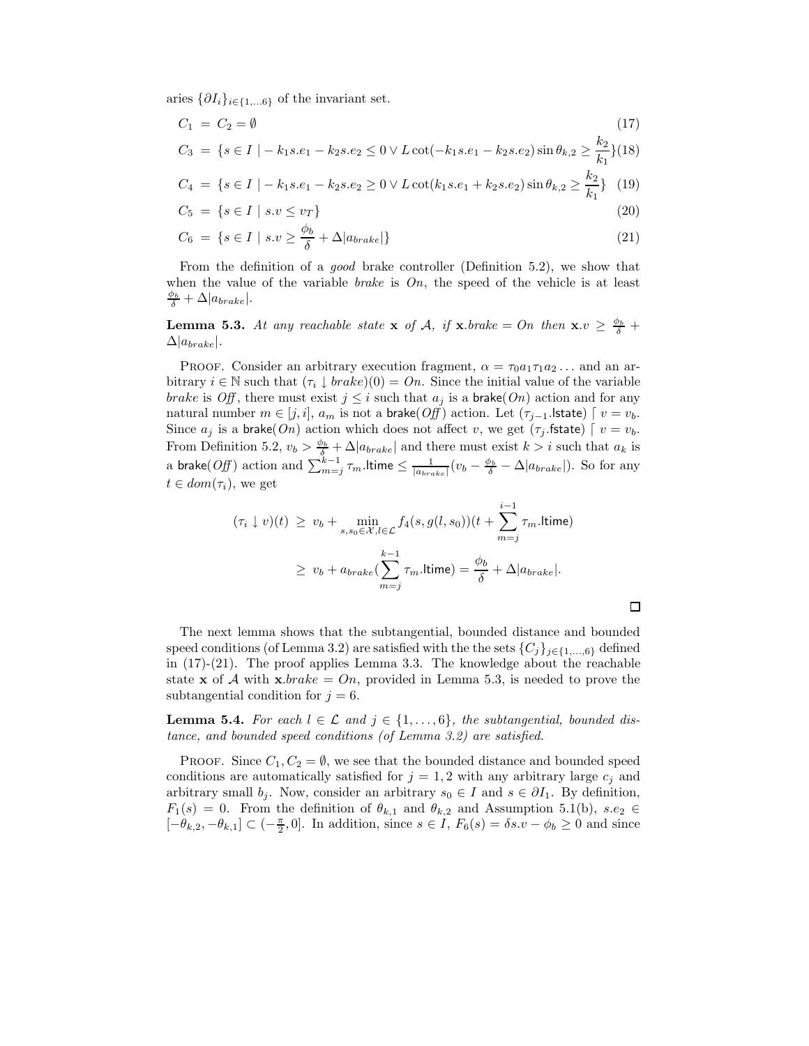aries $\{\partial I_i\}_{i\in\{1,\ldots 6\}}$ of the invariant set.

$$C_1 = C_2 = \emptyset \tag{17}$$

$$C_3 = \{s \in I \mid -k_1 s.e_1 - k_2 s.e_2 \leq 0 \vee L\cot(-k_1 s.e_1 - k_2 s.e_2)\sin\theta_{k,2} \geq \frac{k_2}{k_1}\} \tag{18}$$

$$C_4 = \{s \in I \mid -k_1 s.e_1 - k_2 s.e_2 \geq 0 \vee L\cot(k_1 s.e_1 + k_2 s.e_2)\sin\theta_{k,2} \geq \frac{k_2}{k_1}\} \tag{19}$$

$$C_5 = \{s \in I \mid s.v \leq v_T\} \tag{20}$$

$$C_6 = \{s \in I \mid s.v \geq \frac{\phi_b}{\delta} + \Delta|a_{brake}|\} \tag{21}$$

From the definition of a *good* brake controller (Definition 5.2), we show that when the value of the variable *brake* is *On*, the speed of the vehicle is at least $\frac{\phi_b}{\delta} + \Delta|a_{brake}|$.

**Lemma 5.3.** *At any reachable state* $\mathbf{x}$ *of* $\mathcal{A}$*, if* $\mathbf{x}.brake = On$ *then* $\mathbf{x}.v \geq \frac{\phi_b}{\delta} + \Delta|a_{brake}|$.

Proof. Consider an arbitrary execution fragment, $\alpha = \tau_0 a_1 \tau_1 a_2 \ldots$ and an arbitrary $i \in \mathbb{N}$ such that $(\tau_i \downarrow brake)(0) = On$. Since the initial value of the variable *brake* is *Off*, there must exist $j \leq i$ such that $a_j$ is a $\mathsf{brake}(On)$ action and for any natural number $m \in [j, i]$, $a_m$ is not a $\mathsf{brake}(Off)$ action. Let $(\tau_{j-1}.\mathsf{lstate}) \lceil v = v_b$. Since $a_j$ is a $\mathsf{brake}(On)$ action which does not affect $v$, we get $(\tau_j.\mathsf{fstate}) \lceil v = v_b$. From Definition 5.2, $v_b > \frac{\phi_b}{\delta} + \Delta|a_{brake}|$ and there must exist $k > i$ such that $a_k$ is a $\mathsf{brake}(Off)$ action and $\sum_{m=j}^{k-1} \tau_m.\mathsf{ltime} \leq \frac{1}{|a_{brake}|}(v_b - \frac{\phi_b}{\delta} - \Delta|a_{brake}|)$. So for any $t \in dom(\tau_i)$, we get

$$\begin{aligned}
(\tau_i \downarrow v)(t) &\geq v_b + \min_{s,s_0 \in \mathcal{X}, l \in \mathcal{L}} f_4(s, g(l, s_0))(t + \sum_{m=j}^{i-1} \tau_m.\mathsf{ltime}) \\
&\geq v_b + a_{brake}(\sum_{m=j}^{k-1} \tau_m.\mathsf{ltime}) = \frac{\phi_b}{\delta} + \Delta|a_{brake}|.
\end{aligned}$$

□

The next lemma shows that the subtangential, bounded distance and bounded speed conditions (of Lemma 3.2) are satisfied with the the sets $\{C_j\}_{j\in\{1,\ldots,6\}}$ defined in (17)-(21). The proof applies Lemma 3.3. The knowledge about the reachable state $\mathbf{x}$ of $\mathcal{A}$ with $\mathbf{x}.brake = On$, provided in Lemma 5.3, is needed to prove the subtangential condition for $j = 6$.

**Lemma 5.4.** *For each* $l \in \mathcal{L}$ *and* $j \in \{1, \ldots, 6\}$*, the subtangential, bounded distance, and bounded speed conditions (of Lemma 3.2) are satisfied.*

Proof. Since $C_1, C_2 = \emptyset$, we see that the bounded distance and bounded speed conditions are automatically satisfied for $j = 1, 2$ with any arbitrary large $c_j$ and arbitrary small $b_j$. Now, consider an arbitrary $s_0 \in I$ and $s \in \partial I_1$. By definition, $F_1(s) = 0$. From the definition of $\theta_{k,1}$ and $\theta_{k,2}$ and Assumption 5.1(b), $s.e_2 \in [-\theta_{k,2}, -\theta_{k,1}] \subset (-\frac{\pi}{2}, 0]$. In addition, since $s \in I$, $F_6(s) = \delta s.v - \phi_b \geq 0$ and since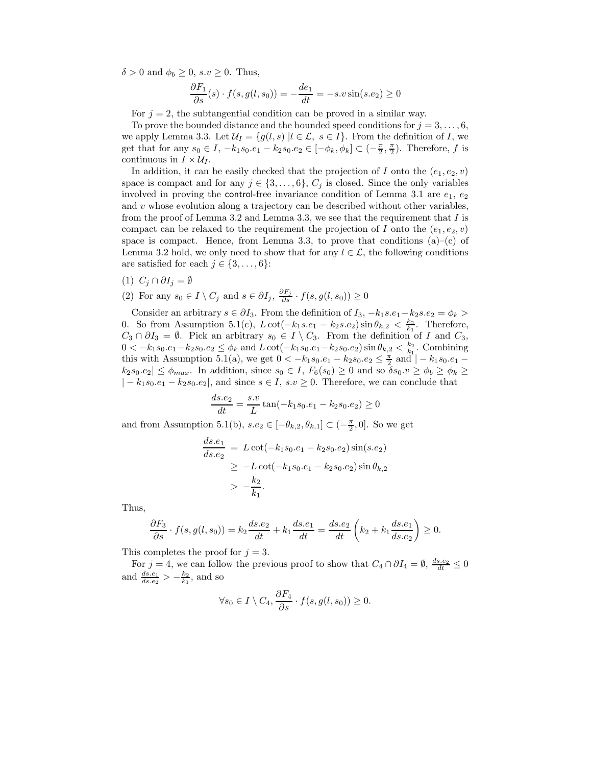$\delta > 0$ and $\phi_b \geq 0$, $s.v \geq 0$. Thus,

$$\frac{\partial F_1}{\partial s}(s) \cdot f(s, g(l, s_0)) = -\frac{de_1}{dt} = -s.v \sin(s.e_2) \geq 0$$

For $j = 2$, the subtangential condition can be proved in a similar way.

To prove the bounded distance and the bounded speed conditions for $j = 3, \ldots, 6$, we apply Lemma 3.3. Let $\mathcal{U}_I = \{g(l, s) \, | l \in \mathcal{L}, \; s \in I\}$. From the definition of $I$, we get that for any $s_0 \in I$, $-k_1 s_0.e_1 - k_2 s_0.e_2 \in [-\phi_k, \phi_k] \subset (-\frac{\pi}{2}, \frac{\pi}{2})$. Therefore, $f$ is continuous in $I \times \mathcal{U}_I$.

In addition, it can be easily checked that the projection of $I$ onto the $(e_1, e_2, v)$ space is compact and for any $j \in \{3, \ldots, 6\}$, $C_j$ is closed. Since the only variables involved in proving the control-free invariance condition of Lemma 3.1 are $e_1$, $e_2$ and $v$ whose evolution along a trajectory can be described without other variables, from the proof of Lemma 3.2 and Lemma 3.3, we see that the requirement that $I$ is compact can be relaxed to the requirement the projection of $I$ onto the $(e_1, e_2, v)$ space is compact. Hence, from Lemma 3.3, to prove that conditions (a)–(c) of Lemma 3.2 hold, we only need to show that for any $l \in \mathcal{L}$, the following conditions are satisfied for each $j \in \{3, \ldots, 6\}$:

(1) $C_j \cap \partial I_j = \emptyset$

(2) For any $s_0 \in I \setminus C_j$ and $s \in \partial I_j$, $\frac{\partial F_j}{\partial s} \cdot f(s, g(l, s_0)) \geq 0$

Consider an arbitrary $s \in \partial I_3$. From the definition of $I_3$, $-k_1 s.e_1 - k_2 s.e_2 = \phi_k > 0$. So from Assumption 5.1(c), $L \cot(-k_1 s.e_1 - k_2 s.e_2) \sin \theta_{k,2} < \frac{k_2}{k_1}$. Therefore, $C_3 \cap \partial I_3 = \emptyset$. Pick an arbitrary $s_0 \in I \setminus C_3$. From the definition of $I$ and $C_3$, $0 < -k_1 s_0.e_1 - k_2 s_0.e_2 \leq \phi_k$ and $L \cot(-k_1 s_0.e_1 - k_2 s_0.e_2) \sin \theta_{k,2} < \frac{k_2}{k_1}$. Combining this with Assumption 5.1(a), we get $0 < -k_1 s_0.e_1 - k_2 s_0.e_2 \leq \frac{\pi}{2}$ and $| - k_1 s_0.e_1 - k_2 s_0.e_2| \leq \phi_{max}$. In addition, since $s_0 \in I$, $F_6(s_0) \geq 0$ and so $\delta s_0.v \geq \phi_b \geq \phi_k \geq | - k_1 s_0.e_1 - k_2 s_0.e_2|$, and since $s \in I$, $s.v \geq 0$. Therefore, we can conclude that

$$\frac{ds.e_2}{dt} = \frac{s.v}{L} \tan(-k_1 s_0.e_1 - k_2 s_0.e_2) \geq 0$$

and from Assumption 5.1(b), $s.e_2 \in [-\theta_{k,2}, \theta_{k,1}] \subset (-\frac{\pi}{2}, 0]$. So we get

$$\begin{aligned}
\frac{ds.e_1}{ds.e_2} &= L \cot(-k_1 s_0.e_1 - k_2 s_0.e_2) \sin(s.e_2) \\
&\geq -L \cot(-k_1 s_0.e_1 - k_2 s_0.e_2) \sin \theta_{k,2} \\
&> -\frac{k_2}{k_1}.
\end{aligned}$$

Thus,

$$\frac{\partial F_3}{\partial s} \cdot f(s, g(l, s_0)) = k_2 \frac{ds.e_2}{dt} + k_1 \frac{ds.e_1}{dt} = \frac{ds.e_2}{dt} \left( k_2 + k_1 \frac{ds.e_1}{ds.e_2} \right) \geq 0.$$

This completes the proof for $j = 3$.

For $j = 4$, we can follow the previous proof to show that $C_4 \cap \partial I_4 = \emptyset$, $\frac{ds.e_2}{dt} \leq 0$ and $\frac{ds.e_1}{ds.e_2} > -\frac{k_2}{k_1}$, and so

$$\forall s_0 \in I \setminus C_4, \frac{\partial F_4}{\partial s} \cdot f(s, g(l, s_0)) \geq 0.$$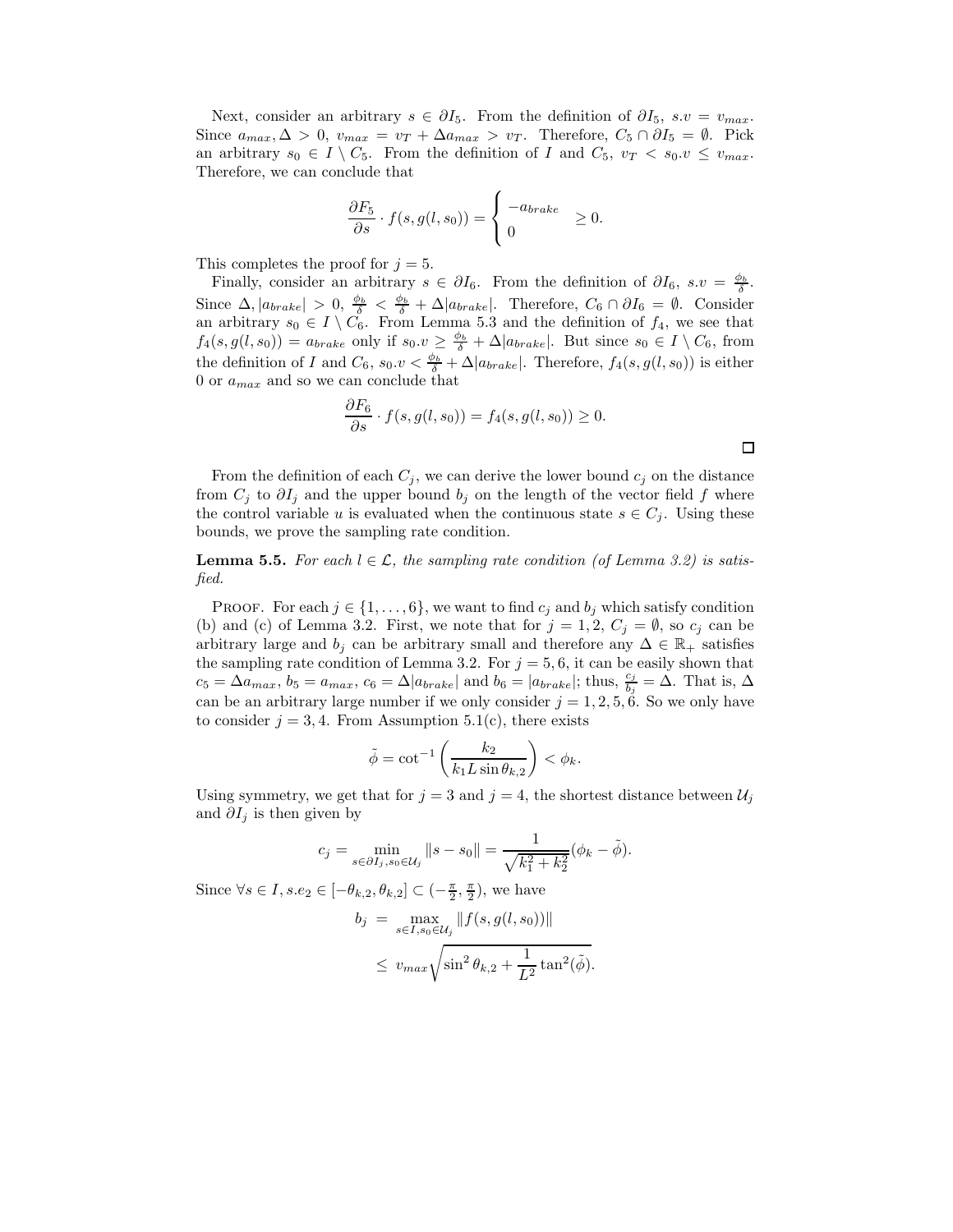Next, consider an arbitrary $s \in \partial I_5$. From the definition of $\partial I_5$, $s.v = v_{max}$. Since $a_{max}, \Delta > 0$, $v_{max} = v_T + \Delta a_{max} > v_T$. Therefore, $C_5 \cap \partial I_5 = \emptyset$. Pick an arbitrary $s_0 \in I \setminus C_5$. From the definition of $I$ and $C_5$, $v_T < s_0.v \leq v_{max}$. Therefore, we can conclude that

$$\frac{\partial F_5}{\partial s} \cdot f(s, g(l, s_0)) = \begin{cases} -a_{brake} \\ 0 \end{cases} \geq 0.$$

This completes the proof for $j = 5$.

Finally, consider an arbitrary $s \in \partial I_6$. From the definition of $\partial I_6$, $s.v = \frac{\phi_b}{\delta}$. Since $\Delta, |a_{brake}| > 0$, $\frac{\phi_b}{\delta} < \frac{\phi_b}{\delta} + \Delta |a_{brake}|$. Therefore, $C_6 \cap \partial I_6 = \emptyset$. Consider an arbitrary $s_0 \in I \setminus C_6$. From Lemma 5.3 and the definition of $f_4$, we see that $f_4(s, g(l, s_0)) = a_{brake}$ only if $s_0.v \geq \frac{\phi_b}{\delta} + \Delta |a_{brake}|$. But since $s_0 \in I \setminus C_6$, from the definition of $I$ and $C_6$, $s_0.v < \frac{\phi_b}{\delta} + \Delta |a_{brake}|$. Therefore, $f_4(s, g(l, s_0))$ is either 0 or $a_{max}$ and so we can conclude that

$$\frac{\partial F_6}{\partial s} \cdot f(s, g(l, s_0)) = f_4(s, g(l, s_0)) \geq 0.$$

□

From the definition of each $C_j$, we can derive the lower bound $c_j$ on the distance from $C_j$ to $\partial I_j$ and the upper bound $b_j$ on the length of the vector field $f$ where the control variable $u$ is evaluated when the continuous state $s \in C_j$. Using these bounds, we prove the sampling rate condition.

**Lemma 5.5.** *For each $l \in \mathcal{L}$, the sampling rate condition (of Lemma 3.2) is satisfied.*

Proof. For each $j \in \{1, \ldots, 6\}$, we want to find $c_j$ and $b_j$ which satisfy condition (b) and (c) of Lemma 3.2. First, we note that for $j = 1, 2$, $C_j = \emptyset$, so $c_j$ can be arbitrary large and $b_j$ can be arbitrary small and therefore any $\Delta \in \mathbb{R}_+$ satisfies the sampling rate condition of Lemma 3.2. For $j = 5, 6$, it can be easily shown that $c_5 = \Delta a_{max}$, $b_5 = a_{max}$, $c_6 = \Delta |a_{brake}|$ and $b_6 = |a_{brake}|$; thus, $\frac{c_j}{b_j} = \Delta$. That is, $\Delta$ can be an arbitrary large number if we only consider $j = 1, 2, 5, 6$. So we only have to consider $j = 3, 4$. From Assumption 5.1(c), there exists

$$\tilde{\phi} = \cot^{-1}\left(\frac{k_2}{k_1 L \sin \theta_{k,2}}\right) < \phi_k.$$

Using symmetry, we get that for $j = 3$ and $j = 4$, the shortest distance between $\mathcal{U}_j$ and $\partial I_j$ is then given by

$$c_j = \min_{s \in \partial I_j, s_0 \in \mathcal{U}_j} \|s - s_0\| = \frac{1}{\sqrt{k_1^2 + k_2^2}}(\phi_k - \tilde{\phi}).$$

Since $\forall s \in I, s.e_2 \in [-\theta_{k,2}, \theta_{k,2}] \subset (-\frac{\pi}{2}, \frac{\pi}{2})$, we have

$$\begin{aligned} b_j &= \max_{s \in I, s_0 \in \mathcal{U}_j} \|f(s, g(l, s_0))\| \\ &\leq v_{max} \sqrt{\sin^2 \theta_{k,2} + \frac{1}{L^2} \tan^2(\tilde{\phi})}. \end{aligned}$$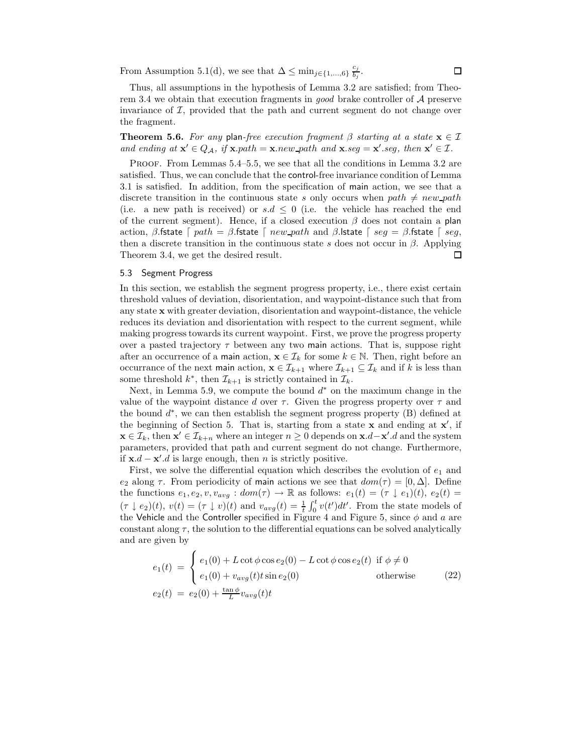From Assumption 5.1(d), we see that $\Delta \leq \min_{j \in \{1,\ldots,6\}} \frac{c_j}{b_j}$. $\square$

Thus, all assumptions in the hypothesis of Lemma 3.2 are satisfied; from Theorem 3.4 we obtain that execution fragments in *good* brake controller of $\mathcal{A}$ preserve invariance of $\mathcal{I}$, provided that the path and current segment do not change over the fragment.

**Theorem 5.6.** *For any* plan*-free execution fragment $\beta$ starting at a state $\mathbf{x} \in \mathcal{I}$ and ending at $\mathbf{x}' \in Q_{\mathcal{A}}$, if $\mathbf{x}.path = \mathbf{x}.new\_path$ and $\mathbf{x}.seg = \mathbf{x}'.seg$, then $\mathbf{x}' \in \mathcal{I}$.*

Proof. From Lemmas 5.4–5.5, we see that all the conditions in Lemma 3.2 are satisfied. Thus, we can conclude that the control-free invariance condition of Lemma 3.1 is satisfied. In addition, from the specification of main action, we see that a discrete transition in the continuous state $s$ only occurs when $path \neq new\_path$ (i.e. a new path is received) or $s.d \leq 0$ (i.e. the vehicle has reached the end of the current segment). Hence, if a closed execution $\beta$ does not contain a plan action, $\beta.\mathsf{fstate} \lceil\ path = \beta.\mathsf{fstate} \lceil\ new\_path$ and $\beta.\mathsf{lstate} \lceil\ seg = \beta.\mathsf{fstate} \lceil\ seg$, then a discrete transition in the continuous state $s$ does not occur in $\beta$. Applying Theorem 3.4, we get the desired result. $\square$

### 5.3 Segment Progress

In this section, we establish the segment progress property, i.e., there exist certain threshold values of deviation, disorientation, and waypoint-distance such that from any state $\mathbf{x}$ with greater deviation, disorientation and waypoint-distance, the vehicle reduces its deviation and disorientation with respect to the current segment, while making progress towards its current waypoint. First, we prove the progress property over a pasted trajectory $\tau$ between any two main actions. That is, suppose right after an occurrence of a main action, $\mathbf{x} \in \mathcal{I}_k$ for some $k \in \mathbb{N}$. Then, right before an occurrance of the next main action, $\mathbf{x} \in \mathcal{I}_{k+1}$ where $\mathcal{I}_{k+1} \subseteq \mathcal{I}_k$ and if $k$ is less than some threshold $k^*$, then $\mathcal{I}_{k+1}$ is strictly contained in $\mathcal{I}_k$.

Next, in Lemma 5.9, we compute the bound $d^*$ on the maximum change in the value of the waypoint distance $d$ over $\tau$. Given the progress property over $\tau$ and the bound $d^*$, we can then establish the segment progress property (B) defined at the beginning of Section 5. That is, starting from a state $\mathbf{x}$ and ending at $\mathbf{x}'$, if $\mathbf{x} \in \mathcal{I}_k$, then $\mathbf{x}' \in \mathcal{I}_{k+n}$ where an integer $n \geq 0$ depends on $\mathbf{x}.d - \mathbf{x}'.d$ and the system parameters, provided that path and current segment do not change. Furthermore, if $\mathbf{x}.d - \mathbf{x}'.d$ is large enough, then $n$ is strictly positive.

First, we solve the differential equation which describes the evolution of $e_1$ and $e_2$ along $\tau$. From periodicity of main actions we see that $dom(\tau) = [0, \Delta]$. Define the functions $e_1, e_2, v, v_{avg} : dom(\tau) \to \mathbb{R}$ as follows: $e_1(t) = (\tau \downarrow e_1)(t)$, $e_2(t) = (\tau \downarrow e_2)(t)$, $v(t) = (\tau \downarrow v)(t)$ and $v_{avg}(t) = \frac{1}{t}\int_0^t v(t')dt'$. From the state models of the Vehicle and the Controller specified in Figure 4 and Figure 5, since $\phi$ and $a$ are constant along $\tau$, the solution to the differential equations can be solved analytically and are given by

$$
\begin{aligned}
e_1(t) &= \begin{cases} e_1(0) + L\cot\phi\cos e_2(0) - L\cot\phi\cos e_2(t) & \text{if } \phi \neq 0 \\ e_1(0) + v_{avg}(t)t\sin e_2(0) & \text{otherwise} \end{cases} \\
e_2(t) &= e_2(0) + \frac{\tan\phi}{L}v_{avg}(t)t
\end{aligned}
\tag{22}
$$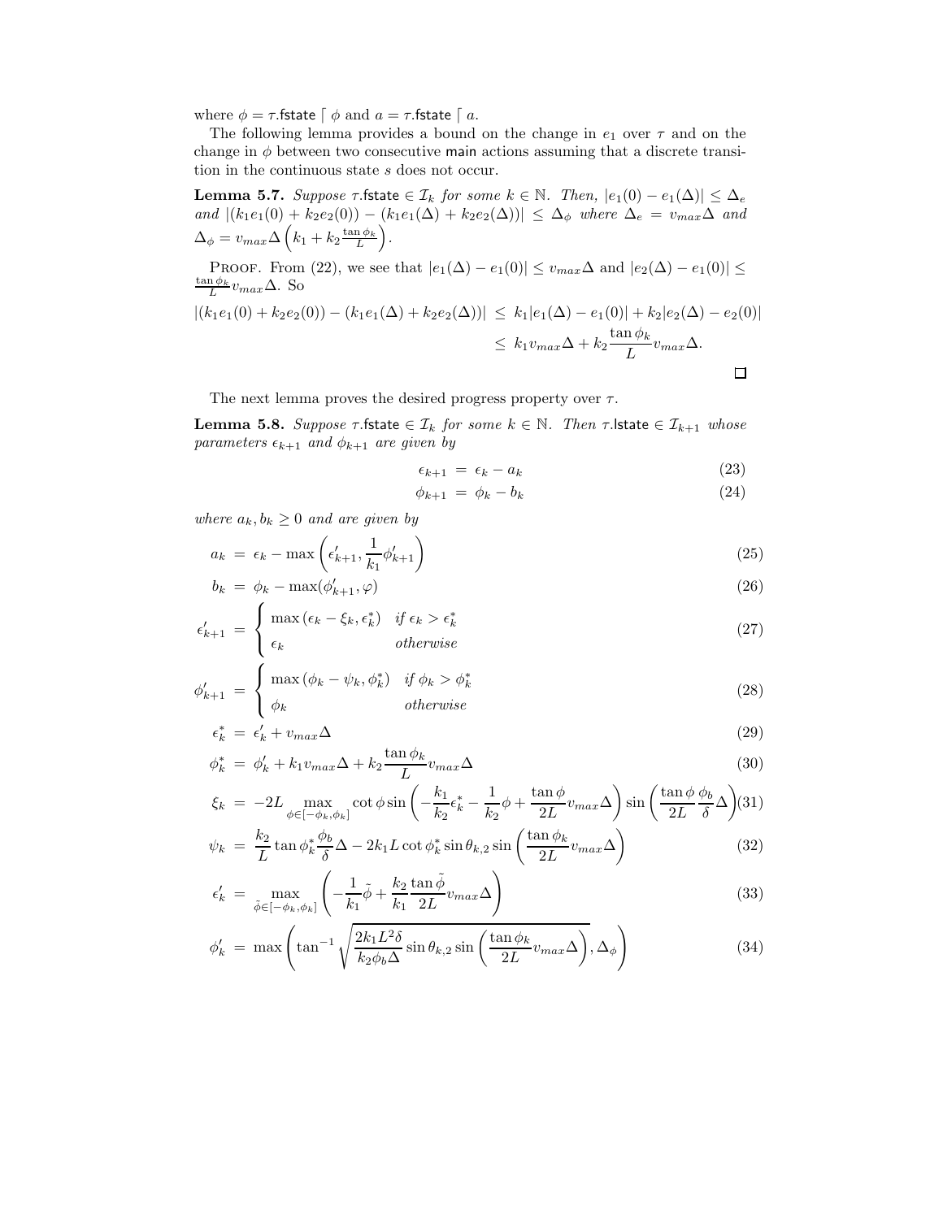where $\phi = \tau.\mathsf{fstate} \lceil \phi$ and $a = \tau.\mathsf{fstate} \lceil a$.

The following lemma provides a bound on the change in $e_1$ over $\tau$ and on the change in $\phi$ between two consecutive main actions assuming that a discrete transition in the continuous state $s$ does not occur.

**Lemma 5.7.** *Suppose $\tau.\mathsf{fstate} \in \mathcal{I}_k$ for some $k \in \mathbb{N}$. Then, $|e_1(0) - e_1(\Delta)| \leq \Delta_e$ and $|(k_1 e_1(0) + k_2 e_2(0)) - (k_1 e_1(\Delta) + k_2 e_2(\Delta))| \leq \Delta_\phi$ where $\Delta_e = v_{max}\Delta$ and $\Delta_\phi = v_{max}\Delta\left(k_1 + k_2 \frac{\tan \phi_k}{L}\right)$.*

Proof. From (22), we see that $|e_1(\Delta) - e_1(0)| \leq v_{max}\Delta$ and $|e_2(\Delta) - e_1(0)| \leq \frac{\tan \phi_k}{L} v_{max}\Delta$. So

$$
\begin{aligned}
|(k_1 e_1(0) + k_2 e_2(0)) - (k_1 e_1(\Delta) + k_2 e_2(\Delta))| &\leq k_1 |e_1(\Delta) - e_1(0)| + k_2 |e_2(\Delta) - e_2(0)| \\
&\leq k_1 v_{max}\Delta + k_2 \frac{\tan \phi_k}{L} v_{max}\Delta.
\end{aligned}
$$

□

The next lemma proves the desired progress property over $\tau$.

**Lemma 5.8.** *Suppose $\tau.\mathsf{fstate} \in \mathcal{I}_k$ for some $k \in \mathbb{N}$. Then $\tau.\mathsf{lstate} \in \mathcal{I}_{k+1}$ whose parameters $\epsilon_{k+1}$ and $\phi_{k+1}$ are given by*

$$\epsilon_{k+1} = \epsilon_k - a_k \tag{23}$$

$$\phi_{k+1} = \phi_k - b_k \tag{24}$$

*where $a_k, b_k \geq 0$ and are given by*

$$a_k = \epsilon_k - \max\left(\epsilon'_{k+1}, \frac{1}{k_1}\phi'_{k+1}\right) \tag{25}$$

$$b_k = \phi_k - \max(\phi'_{k+1}, \varphi) \tag{26}$$

$$\epsilon'_{k+1} = \begin{cases} \max(\epsilon_k - \xi_k, \epsilon^*_k) & \text{if } \epsilon_k > \epsilon^*_k \\ \epsilon_k & \text{otherwise} \end{cases} \tag{27}$$

$$\phi'_{k+1} = \begin{cases} \max(\phi_k - \psi_k, \phi^*_k) & \text{if } \phi_k > \phi^*_k \\ \phi_k & \text{otherwise} \end{cases} \tag{28}$$

$$\epsilon^*_k = \epsilon'_k + v_{max}\Delta \tag{29}$$

$$\phi^*_k = \phi'_k + k_1 v_{max}\Delta + k_2 \frac{\tan \phi_k}{L} v_{max}\Delta \tag{30}$$

$$\xi_k = -2L \max_{\phi \in [-\phi_k, \phi_k]} \cot\phi \sin\left(-\frac{k_1}{k_2}\epsilon^*_k - \frac{1}{k_2}\phi + \frac{\tan\phi}{2L} v_{max}\Delta\right) \sin\left(\frac{\tan\phi}{2L}\frac{\phi_b}{\delta}\Delta\right) \tag{31}$$

$$\psi_k = \frac{k_2}{L}\tan\phi^*_k \frac{\phi_b}{\delta}\Delta - 2k_1 L \cot\phi^*_k \sin\theta_{k,2} \sin\left(\frac{\tan\phi_k}{2L} v_{max}\Delta\right) \tag{32}$$

$$\epsilon'_k = \max_{\tilde{\phi} \in [-\phi_k, \phi_k]} \left(-\frac{1}{k_1}\tilde{\phi} + \frac{k_2}{k_1}\frac{\tan\tilde{\phi}}{2L} v_{max}\Delta\right) \tag{33}$$

$$\phi'_k = \max\left(\tan^{-1}\sqrt{\frac{2k_1 L^2 \delta}{k_2 \phi_b \Delta}\sin\theta_{k,2}\sin\left(\frac{\tan\phi_k}{2L} v_{max}\Delta\right)}, \Delta_\phi\right) \tag{34}$$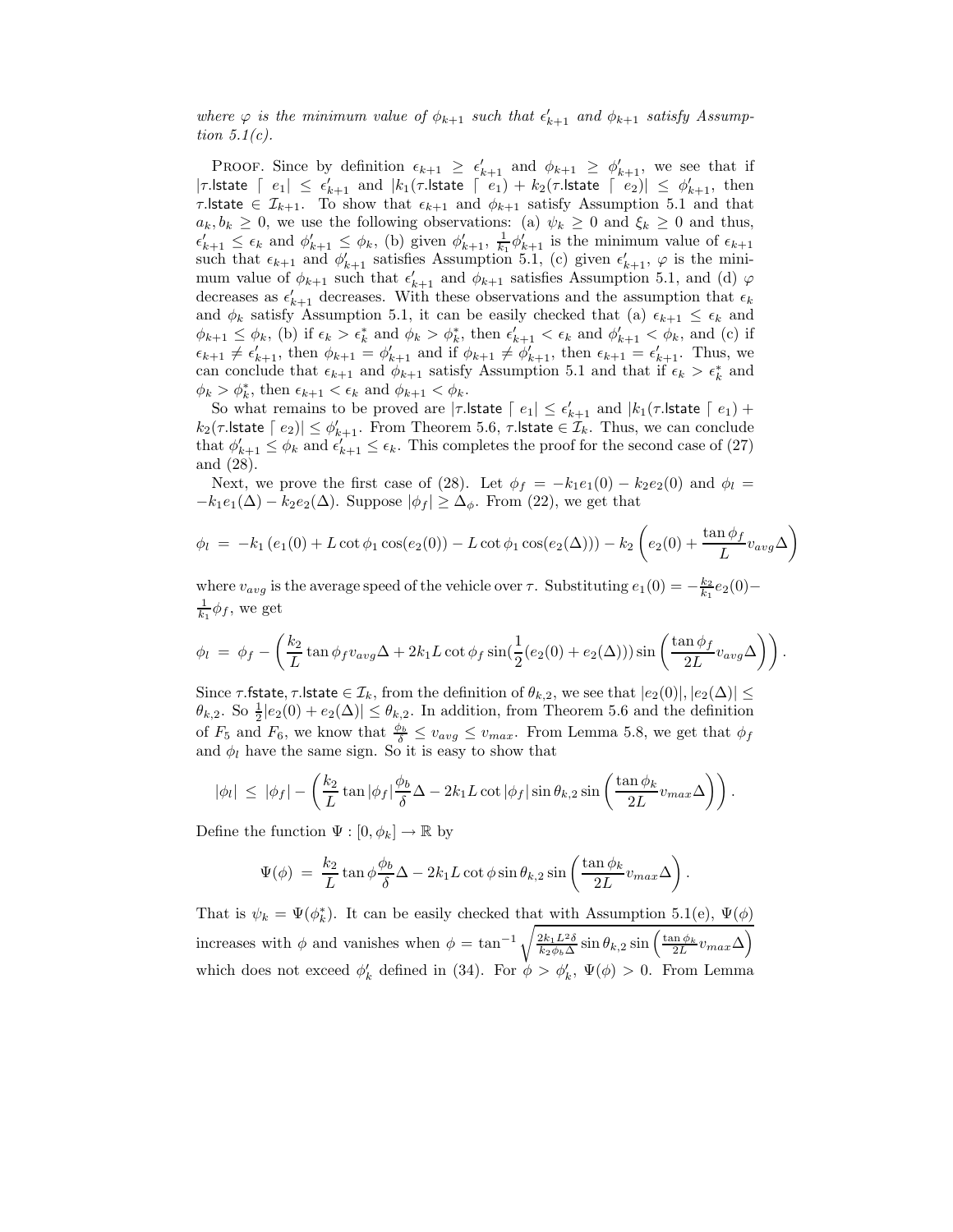*where $\varphi$ is the minimum value of $\phi_{k+1}$ such that $\epsilon'_{k+1}$ and $\phi_{k+1}$ satisfy Assumption 5.1(c).*

PROOF. Since by definition $\epsilon_{k+1} \geq \epsilon'_{k+1}$ and $\phi_{k+1} \geq \phi'_{k+1}$, we see that if $|\tau.\mathsf{lstate} \lceil e_1| \leq \epsilon'_{k+1}$ and $|k_1(\tau.\mathsf{lstate} \lceil e_1) + k_2(\tau.\mathsf{lstate} \lceil e_2)| \leq \phi'_{k+1}$, then $\tau.\mathsf{lstate} \in \mathcal{I}_{k+1}$. To show that $\epsilon_{k+1}$ and $\phi_{k+1}$ satisfy Assumption 5.1 and that $a_k, b_k \geq 0$, we use the following observations: (a) $\psi_k \geq 0$ and $\xi_k \geq 0$ and thus, $\epsilon'_{k+1} \leq \epsilon_k$ and $\phi'_{k+1} \leq \phi_k$, (b) given $\phi'_{k+1}$, $\frac{1}{k_1}\phi'_{k+1}$ is the minimum value of $\epsilon_{k+1}$ such that $\epsilon_{k+1}$ and $\phi'_{k+1}$ satisfies Assumption 5.1, (c) given $\epsilon'_{k+1}$, $\varphi$ is the minimum value of $\phi_{k+1}$ such that $\epsilon'_{k+1}$ and $\phi_{k+1}$ satisfies Assumption 5.1, and (d) $\varphi$ decreases as $\epsilon'_{k+1}$ decreases. With these observations and the assumption that $\epsilon_k$ and $\phi_k$ satisfy Assumption 5.1, it can be easily checked that (a) $\epsilon_{k+1} \leq \epsilon_k$ and $\phi_{k+1} \leq \phi_k$, (b) if $\epsilon_k > \epsilon^*_k$ and $\phi_k > \phi^*_k$, then $\epsilon'_{k+1} < \epsilon_k$ and $\phi'_{k+1} < \phi_k$, and (c) if $\epsilon_{k+1} \neq \epsilon'_{k+1}$, then $\phi_{k+1} = \phi'_{k+1}$ and if $\phi_{k+1} \neq \phi'_{k+1}$, then $\epsilon_{k+1} = \epsilon'_{k+1}$. Thus, we can conclude that $\epsilon_{k+1}$ and $\phi_{k+1}$ satisfy Assumption 5.1 and that if $\epsilon_k > \epsilon^*_k$ and $\phi_k > \phi^*_k$, then $\epsilon_{k+1} < \epsilon_k$ and $\phi_{k+1} < \phi_k$.

So what remains to be proved are $|\tau.\mathsf{lstate} \lceil e_1| \leq \epsilon'_{k+1}$ and $|k_1(\tau.\mathsf{lstate} \lceil e_1) + k_2(\tau.\mathsf{lstate} \lceil e_2)| \leq \phi'_{k+1}$. From Theorem 5.6, $\tau.\mathsf{lstate} \in \mathcal{I}_k$. Thus, we can conclude that $\phi'_{k+1} \leq \phi_k$ and $\epsilon'_{k+1} \leq \epsilon_k$. This completes the proof for the second case of (27) and (28).

Next, we prove the first case of (28). Let $\phi_f = -k_1 e_1(0) - k_2 e_2(0)$ and $\phi_l = -k_1 e_1(\Delta) - k_2 e_2(\Delta)$. Suppose $|\phi_f| \geq \Delta_\phi$. From (22), we get that

$$\phi_l \ = \ -k_1 \left(e_1(0) + L\cot\phi_1 \cos(e_2(0)) - L\cot\phi_1\cos(e_2(\Delta))\right) - k_2\left(e_2(0) + \frac{\tan\phi_f}{L} v_{avg}\Delta\right)$$

where $v_{avg}$ is the average speed of the vehicle over $\tau$. Substituting $e_1(0) = -\frac{k_2}{k_1}e_2(0) - \frac{1}{k_1}\phi_f$, we get

$$\phi_l \ = \ \phi_f - \left(\frac{k_2}{L}\tan\phi_f v_{avg}\Delta + 2k_1 L\cot\phi_f \sin(\frac{1}{2}(e_2(0)+e_2(\Delta)))\sin\left(\frac{\tan\phi_f}{2L}v_{avg}\Delta\right)\right).$$

Since $\tau.\mathsf{fstate}, \tau.\mathsf{lstate} \in \mathcal{I}_k$, from the definition of $\theta_{k,2}$, we see that $|e_2(0)|, |e_2(\Delta)| \leq \theta_{k,2}$. So $\frac{1}{2}|e_2(0) + e_2(\Delta)| \leq \theta_{k,2}$. In addition, from Theorem 5.6 and the definition of $F_5$ and $F_6$, we know that $\frac{\phi_b}{\delta} \leq v_{avg} \leq v_{max}$. From Lemma 5.8, we get that $\phi_f$ and $\phi_l$ have the same sign. So it is easy to show that

$$|\phi_l| \ \leq \ |\phi_f| - \left(\frac{k_2}{L}\tan|\phi_f|\frac{\phi_b}{\delta}\Delta - 2k_1 L\cot|\phi_f|\sin\theta_{k,2}\sin\left(\frac{\tan\phi_k}{2L}v_{max}\Delta\right)\right).$$

Define the function $\Psi : [0, \phi_k] \to \mathbb{R}$ by

$$\Psi(\phi) \ = \ \frac{k_2}{L}\tan\phi\frac{\phi_b}{\delta}\Delta - 2k_1 L\cot\phi\sin\theta_{k,2}\sin\left(\frac{\tan\phi_k}{2L}v_{max}\Delta\right).$$

That is $\psi_k = \Psi(\phi^*_k)$. It can be easily checked that with Assumption 5.1(e), $\Psi(\phi)$ increases with $\phi$ and vanishes when $\phi = \tan^{-1}\sqrt{\frac{2k_1 L^2\delta}{k_2\phi_b\Delta}\sin\theta_{k,2}\sin\left(\frac{\tan\phi_k}{2L}v_{max}\Delta\right)}$ which does not exceed $\phi'_k$ defined in (34). For $\phi > \phi'_k$, $\Psi(\phi) > 0$. From Lemma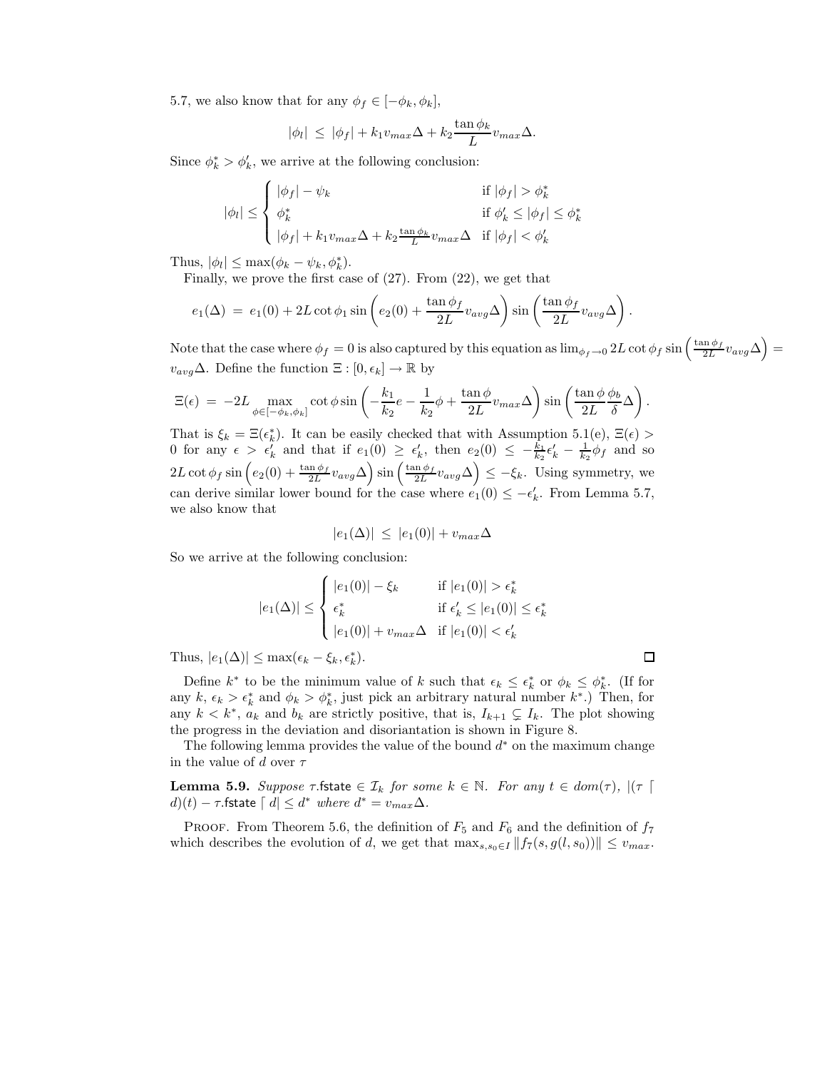5.7, we also know that for any $\phi_f \in [-\phi_k, \phi_k]$,

$$|\phi_l| \; \leq \; |\phi_f| + k_1 v_{max}\Delta + k_2 \frac{\tan\phi_k}{L} v_{max}\Delta.$$

Since $\phi_k^* > \phi_k'$, we arrive at the following conclusion:

$$|\phi_l| \leq \begin{cases} |\phi_f| - \psi_k & \text{if } |\phi_f| > \phi_k^* \\ \phi_k^* & \text{if } \phi_k' \leq |\phi_f| \leq \phi_k^* \\ |\phi_f| + k_1 v_{max}\Delta + k_2 \frac{\tan\phi_k}{L} v_{max}\Delta & \text{if } |\phi_f| < \phi_k' \end{cases}$$

Thus, $|\phi_l| \leq \max(\phi_k - \psi_k, \phi_k^*)$.

Finally, we prove the first case of (27). From (22), we get that

$$e_1(\Delta) \; = \; e_1(0) + 2L\cot\phi_1 \sin\left(e_2(0) + \frac{\tan\phi_f}{2L} v_{avg}\Delta\right)\sin\left(\frac{\tan\phi_f}{2L} v_{avg}\Delta\right).$$

Note that the case where $\phi_f = 0$ is also captured by this equation as $\lim_{\phi_f \to 0} 2L\cot\phi_f \sin\left(\frac{\tan\phi_f}{2L} v_{avg}\Delta\right) = v_{avg}\Delta$. Define the function $\Xi : [0, \epsilon_k] \to \mathbb{R}$ by

$$\Xi(\epsilon) \; = \; -2L \max_{\phi \in [-\phi_k, \phi_k]} \cot\phi \sin\left(-\frac{k_1}{k_2} e - \frac{1}{k_2}\phi + \frac{\tan\phi}{2L} v_{max}\Delta\right)\sin\left(\frac{\tan\phi}{2L}\frac{\phi_b}{\delta}\Delta\right).$$

That is $\xi_k = \Xi(\epsilon_k^*)$. It can be easily checked that with Assumption 5.1(e), $\Xi(\epsilon) > 0$ for any $\epsilon > \epsilon_k'$ and that if $e_1(0) \geq \epsilon_k'$, then $e_2(0) \leq -\frac{k_1}{k_2}\epsilon_k' - \frac{1}{k_2}\phi_f$ and so $2L\cot\phi_f \sin\left(e_2(0) + \frac{\tan\phi_f}{2L} v_{avg}\Delta\right)\sin\left(\frac{\tan\phi_f}{2L} v_{avg}\Delta\right) \leq -\xi_k$. Using symmetry, we can derive similar lower bound for the case where $e_1(0) \leq -\epsilon_k'$. From Lemma 5.7, we also know that

$$|e_1(\Delta)| \; \leq \; |e_1(0)| + v_{max}\Delta$$

So we arrive at the following conclusion:

$$|e_1(\Delta)| \leq \begin{cases} |e_1(0)| - \xi_k & \text{if } |e_1(0)| > \epsilon_k^* \\ \epsilon_k^* & \text{if } \epsilon_k' \leq |e_1(0)| \leq \epsilon_k^* \\ |e_1(0)| + v_{max}\Delta & \text{if } |e_1(0)| < \epsilon_k' \end{cases}$$

Thus, $|e_1(\Delta)| \leq \max(\epsilon_k - \xi_k, \epsilon_k^*)$. ☐

Define $k^*$ to be the minimum value of $k$ such that $\epsilon_k \leq \epsilon_k^*$ or $\phi_k \leq \phi_k^*$. (If for any $k$, $\epsilon_k > \epsilon_k^*$ and $\phi_k > \phi_k^*$, just pick an arbitrary natural number $k^*$.) Then, for any $k < k^*$, $a_k$ and $b_k$ are strictly positive, that is, $I_{k+1} \subsetneq I_k$. The plot showing the progress in the deviation and disoriantation is shown in Figure 8.

The following lemma provides the value of the bound $d^*$ on the maximum change in the value of $d$ over $\tau$

**Lemma 5.9.** *Suppose* $\tau.\mathsf{fstate} \in \mathcal{I}_k$ *for some* $k \in \mathbb{N}$. *For any* $t \in dom(\tau)$, $|(\tau \lceil d)(t) - \tau.\mathsf{fstate} \lceil d| \leq d^*$ *where* $d^* = v_{max}\Delta$.

Proof. From Theorem 5.6, the definition of $F_5$ and $F_6$ and the definition of $f_7$ which describes the evolution of $d$, we get that $\max_{s, s_0 \in I} \|f_7(s, g(l, s_0))\| \leq v_{max}$.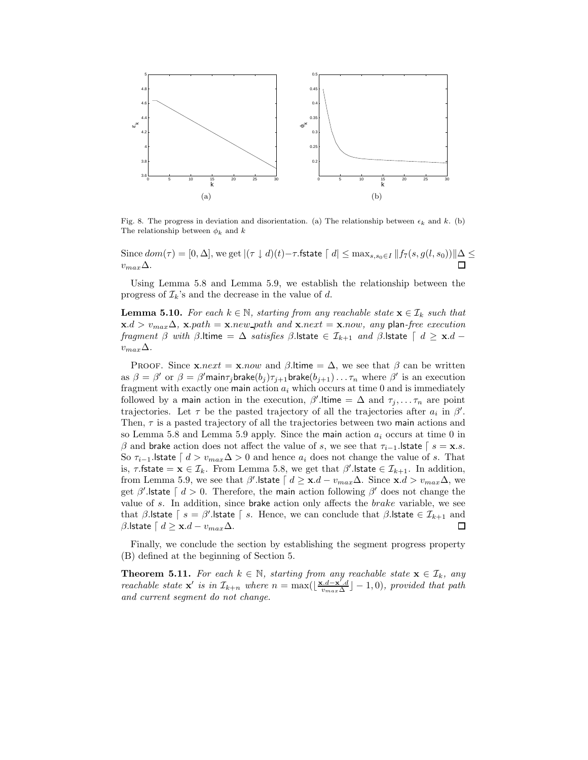Fig. 8. The progress in deviation and disorientation. (a) The relationship between $\epsilon_k$ and $k$. (b) The relationship between $\phi_k$ and $k$

Since $dom(\tau) = [0, \Delta]$, we get $|(\tau \downarrow d)(t) - \tau.\mathsf{fstate} \lceil d| \leq \max_{s,s_0 \in I} \|f_7(s, g(l, s_0))\|\Delta \leq v_{max}\Delta$. □

Using Lemma 5.8 and Lemma 5.9, we establish the relationship between the progress of $\mathcal{I}_k$'s and the decrease in the value of $d$.

**Lemma 5.10.** *For each $k \in \mathbb{N}$, starting from any reachable state $\mathbf{x} \in \mathcal{I}_k$ such that $\mathbf{x}.d > v_{max}\Delta$, $\mathbf{x}.path = \mathbf{x}.new\_path$ and $\mathbf{x}.next = \mathbf{x}.now$, any* plan-free *execution fragment $\beta$ with $\beta.\mathsf{ltime} = \Delta$ satisfies $\beta.\mathsf{lstate} \in \mathcal{I}_{k+1}$ and $\beta.\mathsf{lstate} \lceil d \geq \mathbf{x}.d - v_{max}\Delta$.*

Proof. Since $\mathbf{x}.next = \mathbf{x}.now$ and $\beta.\mathsf{ltime} = \Delta$, we see that $\beta$ can be written as $\beta = \beta'$ or $\beta = \beta' \mathsf{main} \tau_j \mathsf{brake}(b_j) \tau_{j+1} \mathsf{brake}(b_{j+1}) \ldots \tau_n$ where $\beta'$ is an execution fragment with exactly one main action $a_i$ which occurs at time 0 and is immediately followed by a main action in the execution, $\beta'.\mathsf{ltime} = \Delta$ and $\tau_j, \ldots \tau_n$ are point trajectories. Let $\tau$ be the pasted trajectory of all the trajectories after $a_i$ in $\beta'$. Then, $\tau$ is a pasted trajectory of all the trajectories between two main actions and so Lemma 5.8 and Lemma 5.9 apply. Since the main action $a_i$ occurs at time 0 in $\beta$ and brake action does not affect the value of $s$, we see that $\tau_{i-1}.\mathsf{lstate} \lceil s = \mathbf{x}.s$. So $\tau_{i-1}.\mathsf{lstate} \lceil d > v_{max}\Delta > 0$ and hence $a_i$ does not change the value of $s$. That is, $\tau.\mathsf{fstate} = \mathbf{x} \in \mathcal{I}_k$. From Lemma 5.8, we get that $\beta'.\mathsf{lstate} \in \mathcal{I}_{k+1}$. In addition, from Lemma 5.9, we see that $\beta'.\mathsf{lstate} \lceil d \geq \mathbf{x}.d - v_{max}\Delta$. Since $\mathbf{x}.d > v_{max}\Delta$, we get $\beta'.\mathsf{lstate} \lceil d > 0$. Therefore, the main action following $\beta'$ does not change the value of $s$. In addition, since brake action only affects the *brake* variable, we see that $\beta.\mathsf{lstate} \lceil s = \beta'.\mathsf{lstate} \lceil s$. Hence, we can conclude that $\beta.\mathsf{lstate} \in \mathcal{I}_{k+1}$ and $\beta.\mathsf{lstate} \lceil d \geq \mathbf{x}.d - v_{max}\Delta$. □

Finally, we conclude the section by establishing the segment progress property (B) defined at the beginning of Section 5.

**Theorem 5.11.** *For each $k \in \mathbb{N}$, starting from any reachable state $\mathbf{x} \in \mathcal{I}_k$, any reachable state $\mathbf{x}'$ is in $\mathcal{I}_{k+n}$ where $n = \max(\lfloor \frac{\mathbf{x}.d - \mathbf{x}'.d}{v_{max}\Delta} \rfloor - 1, 0)$, provided that path and current segment do not change.*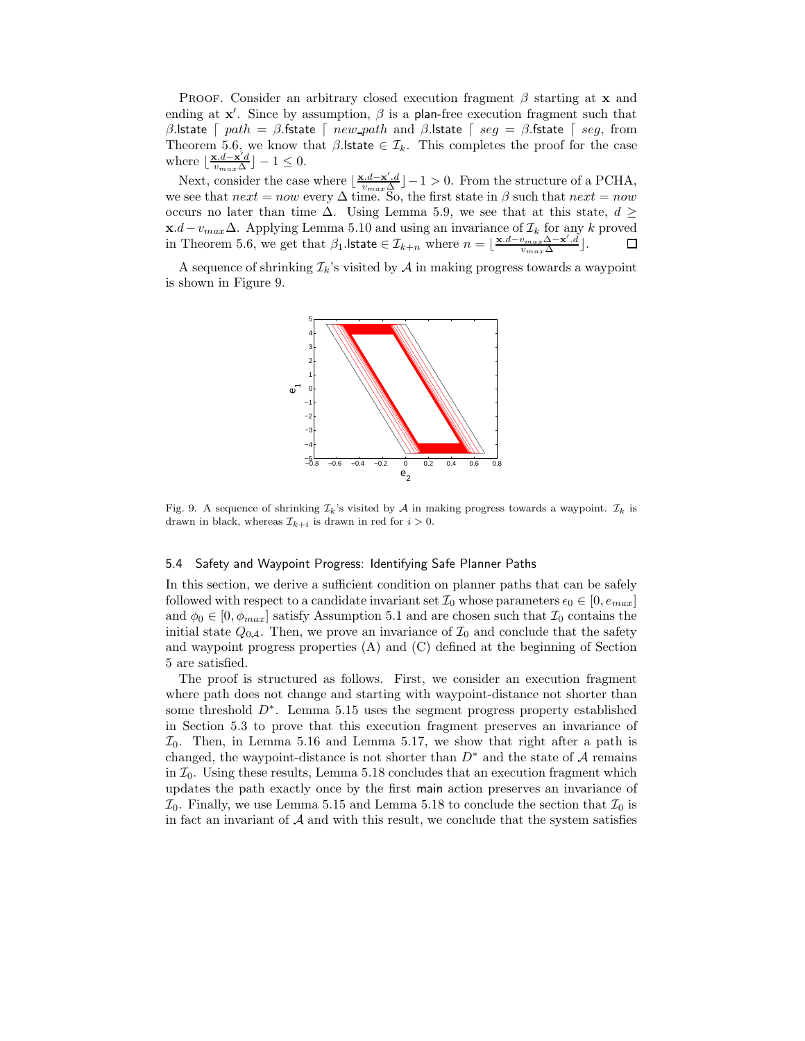PROOF. Consider an arbitrary closed execution fragment $\beta$ starting at $\mathbf{x}$ and ending at $\mathbf{x}'$. Since by assumption, $\beta$ is a plan-free execution fragment such that $\beta.\mathsf{lstate} \lceil \mathit{path} = \beta.\mathsf{fstate} \lceil \mathit{new\_path}$ and $\beta.\mathsf{lstate} \lceil \mathit{seg} = \beta.\mathsf{fstate} \lceil \mathit{seg}$, from Theorem 5.6, we know that $\beta.\mathsf{lstate} \in \mathcal{I}_k$. This completes the proof for the case where $\lfloor \frac{\mathbf{x}.d - \mathbf{x}'.d}{v_{max}\Delta} \rfloor - 1 \leq 0$.

Next, consider the case where $\lfloor \frac{\mathbf{x}.d - \mathbf{x}'.d}{v_{max}\Delta} \rfloor - 1 > 0$. From the structure of a PCHA, we see that $\mathit{next} = \mathit{now}$ every $\Delta$ time. So, the first state in $\beta$ such that $\mathit{next} = \mathit{now}$ occurs no later than time $\Delta$. Using Lemma 5.9, we see that at this state, $d \geq \mathbf{x}.d - v_{max}\Delta$. Applying Lemma 5.10 and using an invariance of $\mathcal{I}_k$ for any $k$ proved in Theorem 5.6, we get that $\beta_1.\mathsf{lstate} \in \mathcal{I}_{k+n}$ where $n = \lfloor \frac{\mathbf{x}.d - v_{max}\Delta - \mathbf{x}'.d}{v_{max}\Delta} \rfloor$. □

A sequence of shrinking $\mathcal{I}_k$'s visited by $\mathcal{A}$ in making progress towards a waypoint is shown in Figure 9.

Fig. 9. A sequence of shrinking $\mathcal{I}_k$'s visited by $\mathcal{A}$ in making progress towards a waypoint. $\mathcal{I}_k$ is drawn in black, whereas $\mathcal{I}_{k+i}$ is drawn in red for $i > 0$.

### 5.4 Safety and Waypoint Progress: Identifying Safe Planner Paths

In this section, we derive a sufficient condition on planner paths that can be safely followed with respect to a candidate invariant set $\mathcal{I}_0$ whose parameters $\epsilon_0 \in [0, e_{max}]$ and $\phi_0 \in [0, \phi_{max}]$ satisfy Assumption 5.1 and are chosen such that $\mathcal{I}_0$ contains the initial state $Q_{0\mathcal{A}}$. Then, we prove an invariance of $\mathcal{I}_0$ and conclude that the safety and waypoint progress properties (A) and (C) defined at the beginning of Section 5 are satisfied.

The proof is structured as follows. First, we consider an execution fragment where path does not change and starting with waypoint-distance not shorter than some threshold $D^*$. Lemma 5.15 uses the segment progress property established in Section 5.3 to prove that this execution fragment preserves an invariance of $\mathcal{I}_0$. Then, in Lemma 5.16 and Lemma 5.17, we show that right after a path is changed, the waypoint-distance is not shorter than $D^*$ and the state of $\mathcal{A}$ remains in $\mathcal{I}_0$. Using these results, Lemma 5.18 concludes that an execution fragment which updates the path exactly once by the first main action preserves an invariance of $\mathcal{I}_0$. Finally, we use Lemma 5.15 and Lemma 5.18 to conclude the section that $\mathcal{I}_0$ is in fact an invariant of $\mathcal{A}$ and with this result, we conclude that the system satisfies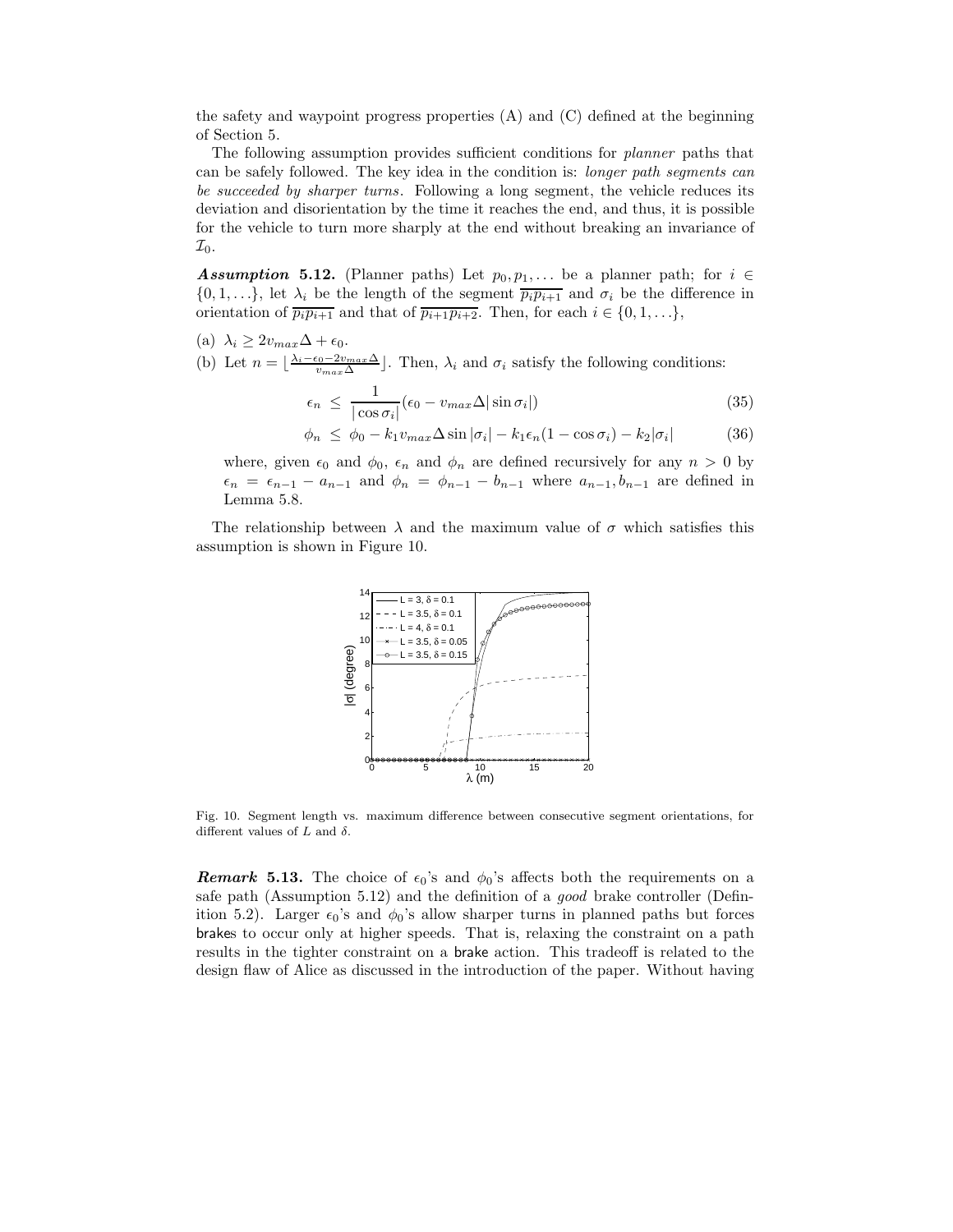the safety and waypoint progress properties (A) and (C) defined at the beginning of Section 5.

The following assumption provides sufficient conditions for *planner* paths that can be safely followed. The key idea in the condition is: *longer path segments can be succeeded by sharper turns*. Following a long segment, the vehicle reduces its deviation and disorientation by the time it reaches the end, and thus, it is possible for the vehicle to turn more sharply at the end without breaking an invariance of $\mathcal{I}_0$.

***Assumption* 5.12.** (Planner paths) Let $p_0, p_1, \ldots$ be a planner path; for $i \in \{0, 1, \ldots\}$, let $\lambda_i$ be the length of the segment $\overline{p_i p_{i+1}}$ and $\sigma_i$ be the difference in orientation of $\overline{p_i p_{i+1}}$ and that of $\overline{p_{i+1} p_{i+2}}$. Then, for each $i \in \{0, 1, \ldots\}$,

(a) $\lambda_i \geq 2 v_{max} \Delta + \epsilon_0$.

(b) Let $n = \lfloor \frac{\lambda_i - \epsilon_0 - 2 v_{max} \Delta}{v_{max} \Delta} \rfloor$. Then, $\lambda_i$ and $\sigma_i$ satisfy the following conditions:

$$\epsilon_n \leq \frac{1}{|\cos \sigma_i|} (\epsilon_0 - v_{max} \Delta |\sin \sigma_i|) \tag{35}$$

$$\phi_n \leq \phi_0 - k_1 v_{max} \Delta \sin |\sigma_i| - k_1 \epsilon_n (1 - \cos \sigma_i) - k_2 |\sigma_i| \tag{36}$$

where, given $\epsilon_0$ and $\phi_0$, $\epsilon_n$ and $\phi_n$ are defined recursively for any $n > 0$ by $\epsilon_n = \epsilon_{n-1} - a_{n-1}$ and $\phi_n = \phi_{n-1} - b_{n-1}$ where $a_{n-1}, b_{n-1}$ are defined in Lemma 5.8.

The relationship between $\lambda$ and the maximum value of $\sigma$ which satisfies this assumption is shown in Figure 10.

Fig. 10. Segment length vs. maximum difference between consecutive segment orientations, for different values of $L$ and $\delta$.

***Remark* 5.13.** The choice of $\epsilon_0$'s and $\phi_0$'s affects both the requirements on a safe path (Assumption 5.12) and the definition of a *good* brake controller (Definition 5.2). Larger $\epsilon_0$'s and $\phi_0$'s allow sharper turns in planned paths but forces brakes to occur only at higher speeds. That is, relaxing the constraint on a path results in the tighter constraint on a brake action. This tradeoff is related to the design flaw of Alice as discussed in the introduction of the paper. Without having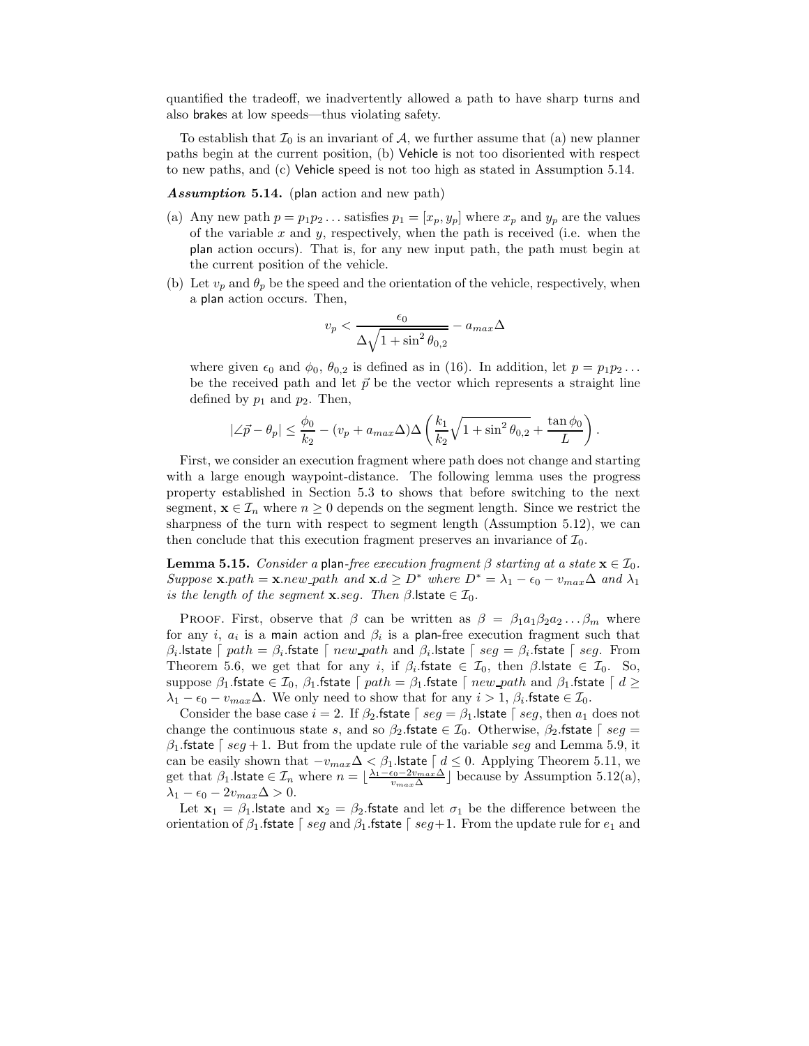quantified the tradeoff, we inadvertently allowed a path to have sharp turns and also brakes at low speeds—thus violating safety.

To establish that $\mathcal{I}_0$ is an invariant of $\mathcal{A}$, we further assume that (a) new planner paths begin at the current position, (b) Vehicle is not too disoriented with respect to new paths, and (c) Vehicle speed is not too high as stated in Assumption 5.14.

***Assumption* 5.14.** (plan action and new path)

(a) Any new path $p = p_1 p_2 \ldots$ satisfies $p_1 = [x_p, y_p]$ where $x_p$ and $y_p$ are the values of the variable $x$ and $y$, respectively, when the path is received (i.e. when the plan action occurs). That is, for any new input path, the path must begin at the current position of the vehicle.

(b) Let $v_p$ and $\theta_p$ be the speed and the orientation of the vehicle, respectively, when a plan action occurs. Then,

$$v_p < \frac{\epsilon_0}{\Delta\sqrt{1 + \sin^2 \theta_{0,2}}} - a_{max}\Delta$$

where given $\epsilon_0$ and $\phi_0$, $\theta_{0,2}$ is defined as in (16). In addition, let $p = p_1 p_2 \ldots$ be the received path and let $\vec{p}$ be the vector which represents a straight line defined by $p_1$ and $p_2$. Then,

$$|\angle\vec{p} - \theta_p| \leq \frac{\phi_0}{k_2} - (v_p + a_{max}\Delta)\Delta\left(\frac{k_1}{k_2}\sqrt{1 + \sin^2 \theta_{0,2}} + \frac{\tan\phi_0}{L}\right).$$

First, we consider an execution fragment where path does not change and starting with a large enough waypoint-distance. The following lemma uses the progress property established in Section 5.3 to shows that before switching to the next segment, $\mathbf{x} \in \mathcal{I}_n$ where $n \geq 0$ depends on the segment length. Since we restrict the sharpness of the turn with respect to segment length (Assumption 5.12), we can then conclude that this execution fragment preserves an invariance of $\mathcal{I}_0$.

**Lemma 5.15.** *Consider a* plan*-free execution fragment $\beta$ starting at a state $\mathbf{x} \in \mathcal{I}_0$. Suppose $\mathbf{x}.path = \mathbf{x}.new\_path$ and $\mathbf{x}.d \geq D^*$ where $D^* = \lambda_1 - \epsilon_0 - v_{max}\Delta$ and $\lambda_1$ is the length of the segment $\mathbf{x}.seg$. Then $\beta$.*lstate *$\in \mathcal{I}_0$.*

Proof. First, observe that $\beta$ can be written as $\beta = \beta_1 a_1 \beta_2 a_2 \ldots \beta_m$ where for any $i$, $a_i$ is a main action and $\beta_i$ is a plan-free execution fragment such that $\beta_i.\mathsf{lstate} \lceil path = \beta_i.\mathsf{fstate} \lceil new\_path$ and $\beta_i.\mathsf{lstate} \lceil seg = \beta_i.\mathsf{fstate} \lceil seg$. From Theorem 5.6, we get that for any $i$, if $\beta_i.\mathsf{fstate} \in \mathcal{I}_0$, then $\beta.\mathsf{lstate} \in \mathcal{I}_0$. So, suppose $\beta_1.\mathsf{fstate} \in \mathcal{I}_0$, $\beta_1.\mathsf{fstate} \lceil path = \beta_1.\mathsf{fstate} \lceil new\_path$ and $\beta_1.\mathsf{fstate} \lceil d \geq \lambda_1 - \epsilon_0 - v_{max}\Delta$. We only need to show that for any $i > 1$, $\beta_i.\mathsf{fstate} \in \mathcal{I}_0$.

Consider the base case $i = 2$. If $\beta_2.\mathsf{fstate} \lceil seg = \beta_1.\mathsf{lstate} \lceil seg$, then $a_1$ does not change the continuous state $s$, and so $\beta_2.\mathsf{fstate} \in \mathcal{I}_0$. Otherwise, $\beta_2.\mathsf{fstate} \lceil seg = \beta_1.\mathsf{fstate} \lceil seg + 1$. But from the update rule of the variable $seg$ and Lemma 5.9, it can be easily shown that $-v_{max}\Delta < \beta_1.\mathsf{lstate} \lceil d \leq 0$. Applying Theorem 5.11, we get that $\beta_1.\mathsf{lstate} \in \mathcal{I}_n$ where $n = \lfloor \frac{\lambda_1 - \epsilon_0 - 2v_{max}\Delta}{v_{max}\Delta} \rfloor$ because by Assumption 5.12(a), $\lambda_1 - \epsilon_0 - 2v_{max}\Delta > 0$.

Let $\mathbf{x}_1 = \beta_1.\mathsf{lstate}$ and $\mathbf{x}_2 = \beta_2.\mathsf{fstate}$ and let $\sigma_1$ be the difference between the orientation of $\beta_1.\mathsf{fstate} \lceil seg$ and $\beta_1.\mathsf{fstate} \lceil seg+1$. From the update rule for $e_1$ and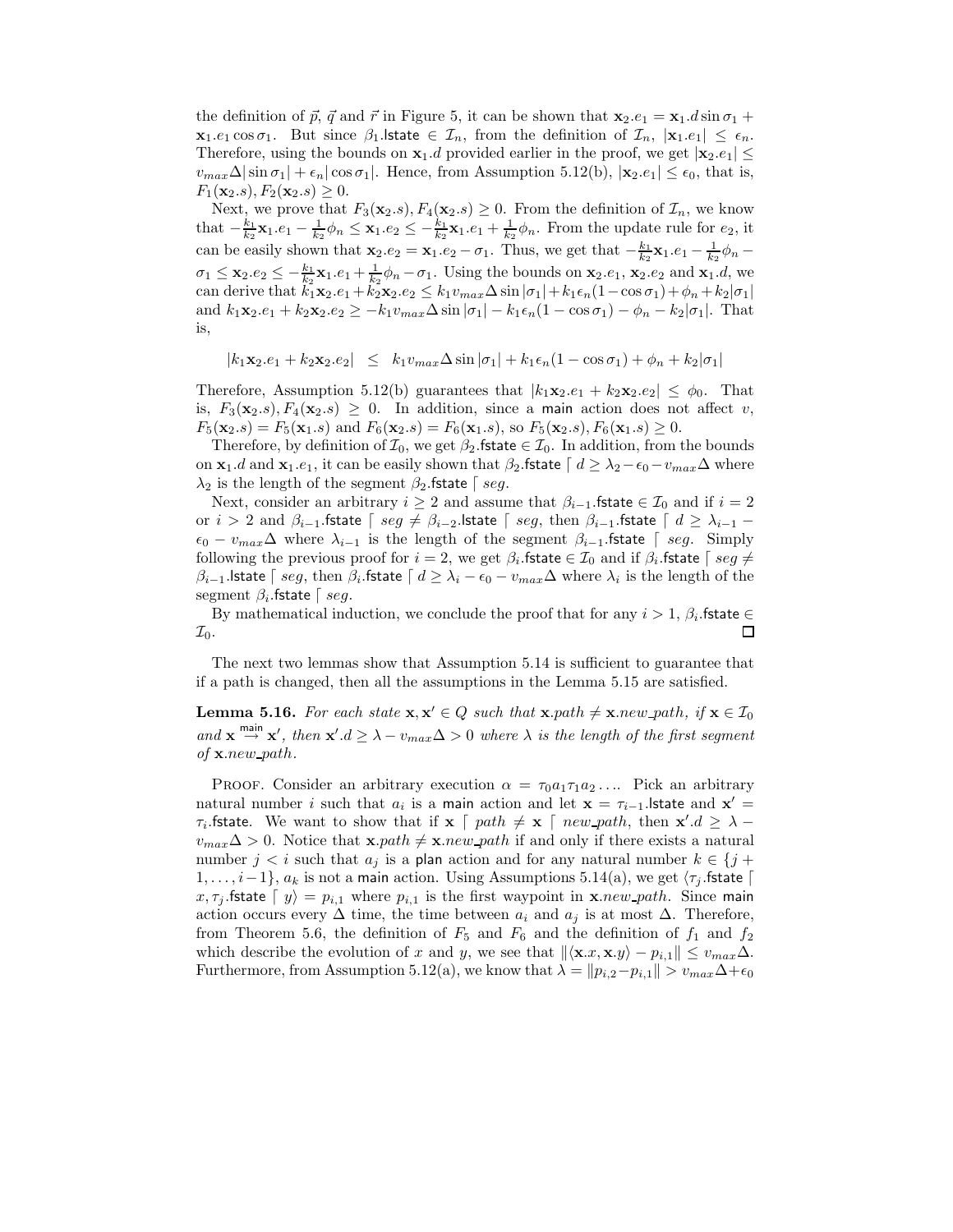the definition of $\vec{p}$, $\vec{q}$ and $\vec{r}$ in Figure 5, it can be shown that $\mathbf{x}_2.e_1 = \mathbf{x}_1.d \sin\sigma_1 + \mathbf{x}_1.e_1 \cos\sigma_1$. But since $\beta_1.\mathsf{lstate} \in \mathcal{I}_n$, from the definition of $\mathcal{I}_n$, $|\mathbf{x}_1.e_1| \le \epsilon_n$. Therefore, using the bounds on $\mathbf{x}_1.d$ provided earlier in the proof, we get $|\mathbf{x}_2.e_1| \le v_{max}\Delta|\sin\sigma_1| + \epsilon_n|\cos\sigma_1|$. Hence, from Assumption 5.12(b), $|\mathbf{x}_2.e_1| \le \epsilon_0$, that is, $F_1(\mathbf{x}_2.s), F_2(\mathbf{x}_2.s) \ge 0$.

Next, we prove that $F_3(\mathbf{x}_2.s), F_4(\mathbf{x}_2.s) \ge 0$. From the definition of $\mathcal{I}_n$, we know that $-\frac{k_1}{k_2}\mathbf{x}_1.e_1 - \frac{1}{k_2}\phi_n \le \mathbf{x}_1.e_2 \le -\frac{k_1}{k_2}\mathbf{x}_1.e_1 + \frac{1}{k_2}\phi_n$. From the update rule for $e_2$, it can be easily shown that $\mathbf{x}_2.e_2 = \mathbf{x}_1.e_2 - \sigma_1$. Thus, we get that $-\frac{k_1}{k_2}\mathbf{x}_1.e_1 - \frac{1}{k_2}\phi_n - \sigma_1 \le \mathbf{x}_2.e_2 \le -\frac{k_1}{k_2}\mathbf{x}_1.e_1 + \frac{1}{k_2}\phi_n - \sigma_1$. Using the bounds on $\mathbf{x}_2.e_1$, $\mathbf{x}_2.e_2$ and $\mathbf{x}_1.d$, we can derive that $k_1\mathbf{x}_2.e_1 + k_2\mathbf{x}_2.e_2 \le k_1 v_{max}\Delta\sin|\sigma_1| + k_1\epsilon_n(1-\cos\sigma_1) + \phi_n + k_2|\sigma_1|$ and $k_1\mathbf{x}_2.e_1 + k_2\mathbf{x}_2.e_2 \ge -k_1 v_{max}\Delta\sin|\sigma_1| - k_1\epsilon_n(1-\cos\sigma_1) - \phi_n - k_2|\sigma_1|$. That is,

$$|k_1\mathbf{x}_2.e_1 + k_2\mathbf{x}_2.e_2| \;\le\; k_1 v_{max}\Delta\sin|\sigma_1| + k_1\epsilon_n(1-\cos\sigma_1) + \phi_n + k_2|\sigma_1|$$

Therefore, Assumption 5.12(b) guarantees that $|k_1\mathbf{x}_2.e_1 + k_2\mathbf{x}_2.e_2| \le \phi_0$. That is, $F_3(\mathbf{x}_2.s), F_4(\mathbf{x}_2.s) \ge 0$. In addition, since a $\mathsf{main}$ action does not affect $v$, $F_5(\mathbf{x}_2.s) = F_5(\mathbf{x}_1.s)$ and $F_6(\mathbf{x}_2.s) = F_6(\mathbf{x}_1.s)$, so $F_5(\mathbf{x}_2.s), F_6(\mathbf{x}_1.s) \ge 0$.

Therefore, by definition of $\mathcal{I}_0$, we get $\beta_2.\mathsf{fstate} \in \mathcal{I}_0$. In addition, from the bounds on $\mathbf{x}_1.d$ and $\mathbf{x}_1.e_1$, it can be easily shown that $\beta_2.\mathsf{fstate} \lceil d \ge \lambda_2 - \epsilon_0 - v_{max}\Delta$ where $\lambda_2$ is the length of the segment $\beta_2.\mathsf{fstate} \lceil seg$.

Next, consider an arbitrary $i \ge 2$ and assume that $\beta_{i-1}.\mathsf{fstate} \in \mathcal{I}_0$ and if $i = 2$ or $i > 2$ and $\beta_{i-1}.\mathsf{fstate} \lceil seg \ne \beta_{i-2}.\mathsf{lstate} \lceil seg$, then $\beta_{i-1}.\mathsf{fstate} \lceil d \ge \lambda_{i-1} - \epsilon_0 - v_{max}\Delta$ where $\lambda_{i-1}$ is the length of the segment $\beta_{i-1}.\mathsf{fstate} \lceil seg$. Simply following the previous proof for $i = 2$, we get $\beta_i.\mathsf{fstate} \in \mathcal{I}_0$ and if $\beta_i.\mathsf{fstate} \lceil seg \ne \beta_{i-1}.\mathsf{lstate} \lceil seg$, then $\beta_i.\mathsf{fstate} \lceil d \ge \lambda_i - \epsilon_0 - v_{max}\Delta$ where $\lambda_i$ is the length of the segment $\beta_i.\mathsf{fstate} \lceil seg$.

By mathematical induction, we conclude the proof that for any $i > 1$, $\beta_i.\mathsf{fstate} \in \mathcal{I}_0$. ◻

The next two lemmas show that Assumption 5.14 is sufficient to guarantee that if a path is changed, then all the assumptions in the Lemma 5.15 are satisfied.

**Lemma 5.16.** *For each state $\mathbf{x}, \mathbf{x}' \in Q$ such that $\mathbf{x}.path \ne \mathbf{x}.new\_path$, if $\mathbf{x} \in \mathcal{I}_0$ and $\mathbf{x} \overset{\mathsf{main}}{\to} \mathbf{x}'$, then $\mathbf{x}'.d \ge \lambda - v_{max}\Delta > 0$ where $\lambda$ is the length of the first segment of $\mathbf{x}.new\_path$.*

Proof. Consider an arbitrary execution $\alpha = \tau_0 a_1 \tau_1 a_2 \ldots$. Pick an arbitrary natural number $i$ such that $a_i$ is a $\mathsf{main}$ action and let $\mathbf{x} = \tau_{i-1}.\mathsf{lstate}$ and $\mathbf{x}' = \tau_i.\mathsf{fstate}$. We want to show that if $\mathbf{x} \lceil path \ne \mathbf{x} \lceil new\_path$, then $\mathbf{x}'.d \ge \lambda - v_{max}\Delta > 0$. Notice that $\mathbf{x}.path \ne \mathbf{x}.new\_path$ if and only if there exists a natural number $j < i$ such that $a_j$ is a $\mathsf{plan}$ action and for any natural number $k \in \{j+1, \ldots, i-1\}$, $a_k$ is not a $\mathsf{main}$ action. Using Assumptions 5.14(a), we get $\langle \tau_j.\mathsf{fstate} \lceil x, \tau_j.\mathsf{fstate} \lceil y\rangle = p_{i,1}$ where $p_{i,1}$ is the first waypoint in $\mathbf{x}.new\_path$. Since $\mathsf{main}$ action occurs every $\Delta$ time, the time between $a_i$ and $a_j$ is at most $\Delta$. Therefore, from Theorem 5.6, the definition of $F_5$ and $F_6$ and the definition of $f_1$ and $f_2$ which describe the evolution of $x$ and $y$, we see that $\|\langle \mathbf{x}.x, \mathbf{x}.y\rangle - p_{i,1}\| \le v_{max}\Delta$. Furthermore, from Assumption 5.12(a), we know that $\lambda = \|p_{i,2} - p_{i,1}\| > v_{max}\Delta + \epsilon_0$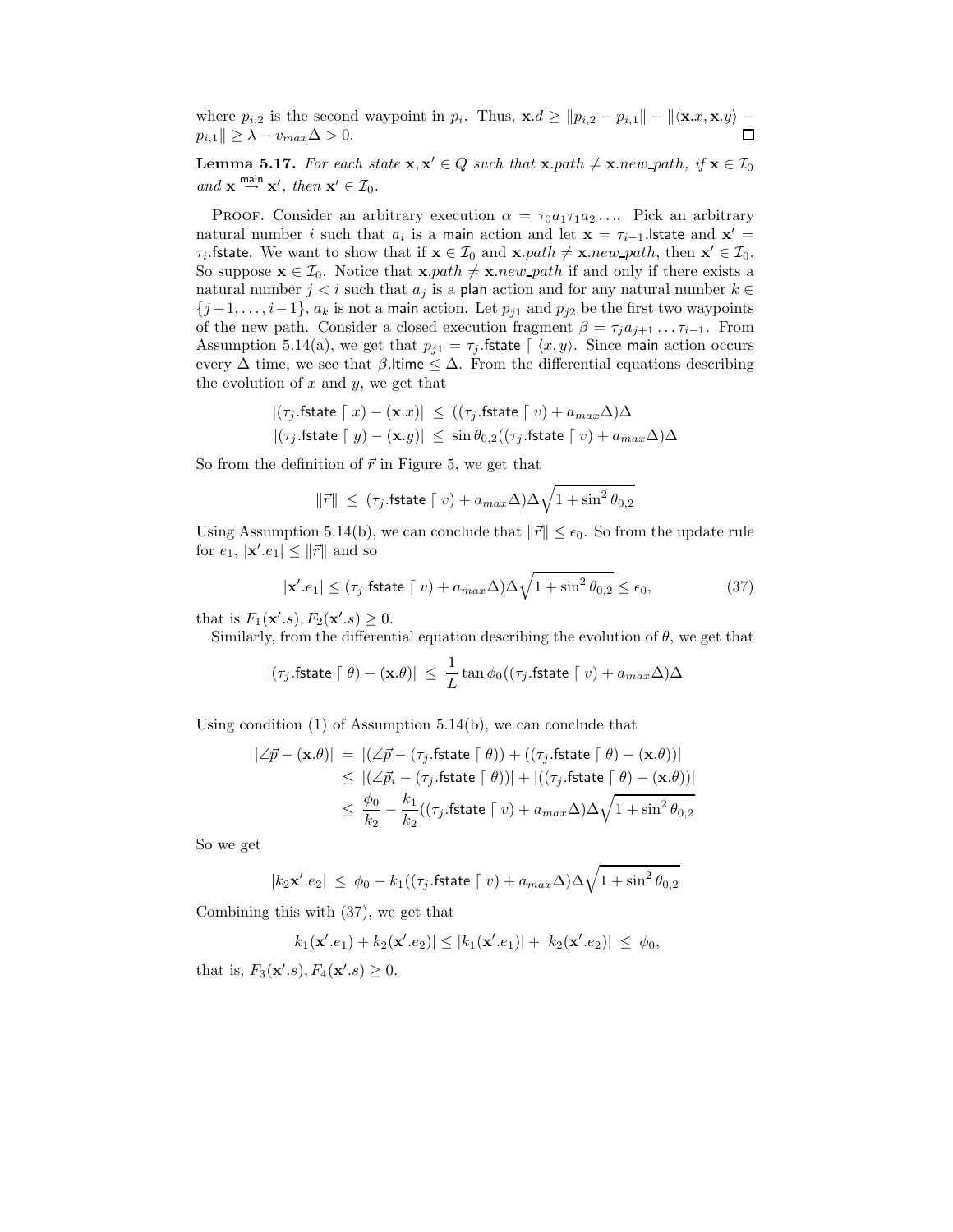where $p_{i,2}$ is the second waypoint in $p_i$. Thus, $\mathbf{x}.d \geq \|p_{i,2} - p_{i,1}\| - \|\langle \mathbf{x}.x, \mathbf{x}.y\rangle - p_{i,1}\| \geq \lambda - v_{max}\Delta > 0$. □

**Lemma 5.17.** *For each state $\mathbf{x}, \mathbf{x}' \in Q$ such that $\mathbf{x}.path \neq \mathbf{x}.new\_path$, if $\mathbf{x} \in \mathcal{I}_0$ and $\mathbf{x} \xrightarrow{\mathsf{main}} \mathbf{x}'$, then $\mathbf{x}' \in \mathcal{I}_0$.*

Proof. Consider an arbitrary execution $\alpha = \tau_0 a_1 \tau_1 a_2 \ldots$. Pick an arbitrary natural number $i$ such that $a_i$ is a main action and let $\mathbf{x} = \tau_{i-1}.\mathsf{lstate}$ and $\mathbf{x}' = \tau_i.\mathsf{fstate}$. We want to show that if $\mathbf{x} \in \mathcal{I}_0$ and $\mathbf{x}.path \neq \mathbf{x}.new\_path$, then $\mathbf{x}' \in \mathcal{I}_0$. So suppose $\mathbf{x} \in \mathcal{I}_0$. Notice that $\mathbf{x}.path \neq \mathbf{x}.new\_path$ if and only if there exists a natural number $j < i$ such that $a_j$ is a plan action and for any natural number $k \in \{j+1, \ldots, i-1\}$, $a_k$ is not a main action. Let $p_{j1}$ and $p_{j2}$ be the first two waypoints of the new path. Consider a closed execution fragment $\beta = \tau_j a_{j+1} \ldots \tau_{i-1}$. From Assumption 5.14(a), we get that $p_{j1} = \tau_j.\mathsf{fstate} \lceil \langle x, y\rangle$. Since main action occurs every $\Delta$ time, we see that $\beta.\mathsf{ltime} \leq \Delta$. From the differential equations describing the evolution of $x$ and $y$, we get that

$$
\begin{aligned}
|(\tau_j.\mathsf{fstate} \lceil x) - (\mathbf{x}.x)| &\leq ((\tau_j.\mathsf{fstate} \lceil v) + a_{max}\Delta)\Delta \\
|(\tau_j.\mathsf{fstate} \lceil y) - (\mathbf{x}.y)| &\leq \sin\theta_{0,2}((\tau_j.\mathsf{fstate} \lceil v) + a_{max}\Delta)\Delta
\end{aligned}
$$

So from the definition of $\vec{r}$ in Figure 5, we get that

$$
\|\vec{r}\| \leq (\tau_j.\mathsf{fstate} \lceil v) + a_{max}\Delta)\Delta\sqrt{1 + \sin^2\theta_{0,2}}
$$

Using Assumption 5.14(b), we can conclude that $\|\vec{r}\| \leq \epsilon_0$. So from the update rule for $e_1$, $|\mathbf{x}'.e_1| \leq \|\vec{r}\|$ and so

$$
|\mathbf{x}'.e_1| \leq (\tau_j.\mathsf{fstate} \lceil v) + a_{max}\Delta)\Delta\sqrt{1 + \sin^2\theta_{0,2}} \leq \epsilon_0, \tag{37}
$$

that is $F_1(\mathbf{x}'.s), F_2(\mathbf{x}'.s) \geq 0$.

Similarly, from the differential equation describing the evolution of $\theta$, we get that

$$
|(\tau_j.\mathsf{fstate} \lceil \theta) - (\mathbf{x}.\theta)| \leq \frac{1}{L}\tan\phi_0((\tau_j.\mathsf{fstate} \lceil v) + a_{max}\Delta)\Delta
$$

Using condition (1) of Assumption 5.14(b), we can conclude that

$$
\begin{aligned}
|\angle\vec{p} - (\mathbf{x}.\theta)| &= |(\angle\vec{p} - (\tau_j.\mathsf{fstate} \lceil \theta)) + ((\tau_j.\mathsf{fstate} \lceil \theta) - (\mathbf{x}.\theta))| \\
&\leq |(\angle\vec{p}_i - (\tau_j.\mathsf{fstate} \lceil \theta))| + |((\tau_j.\mathsf{fstate} \lceil \theta) - (\mathbf{x}.\theta))| \\
&\leq \frac{\phi_0}{k_2} - \frac{k_1}{k_2}((\tau_j.\mathsf{fstate} \lceil v) + a_{max}\Delta)\Delta\sqrt{1 + \sin^2\theta_{0,2}}
\end{aligned}
$$

So we get

$$
|k_2\mathbf{x}'.e_2| \leq \phi_0 - k_1((\tau_j.\mathsf{fstate} \lceil v) + a_{max}\Delta)\Delta\sqrt{1 + \sin^2\theta_{0,2}}
$$

Combining this with (37), we get that

$$
|k_1(\mathbf{x}'.e_1) + k_2(\mathbf{x}'.e_2)| \leq |k_1(\mathbf{x}'.e_1)| + |k_2(\mathbf{x}'.e_2)| \leq \phi_0,
$$

that is, $F_3(\mathbf{x}'.s), F_4(\mathbf{x}'.s) \geq 0$.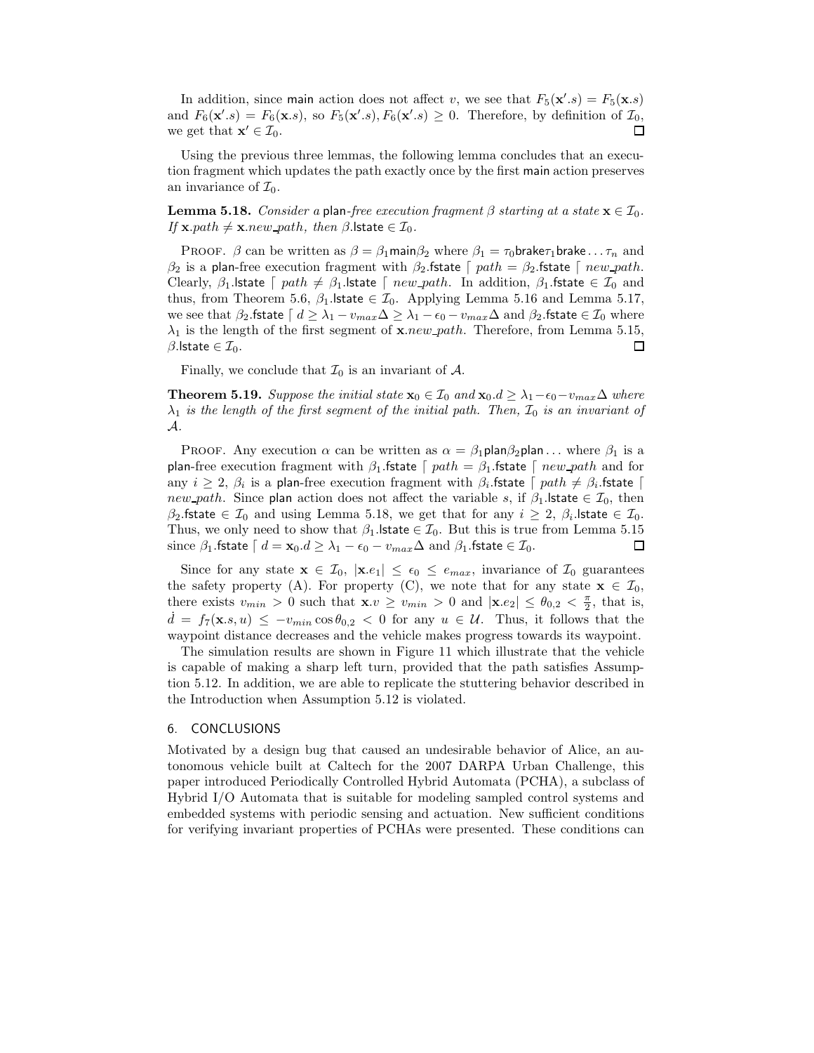In addition, since main action does not affect $v$, we see that $F_5(\mathbf{x}'.s) = F_5(\mathbf{x}.s)$ and $F_6(\mathbf{x}'.s) = F_6(\mathbf{x}.s)$, so $F_5(\mathbf{x}'.s), F_6(\mathbf{x}'.s) \geq 0$. Therefore, by definition of $\mathcal{I}_0$, we get that $\mathbf{x}' \in \mathcal{I}_0$. $\square$

Using the previous three lemmas, the following lemma concludes that an execution fragment which updates the path exactly once by the first main action preserves an invariance of $\mathcal{I}_0$.

**Lemma 5.18.** *Consider a* plan*-free execution fragment $\beta$ starting at a state $\mathbf{x} \in \mathcal{I}_0$. If $\mathbf{x}.path \neq \mathbf{x}.new\_path$, then $\beta$.*lstate *$\in \mathcal{I}_0$.*

PROOF. $\beta$ can be written as $\beta = \beta_1 \mathsf{main} \beta_2$ where $\beta_1 = \tau_0 \mathsf{brake} \tau_1 \mathsf{brake} \ldots \tau_n$ and $\beta_2$ is a plan-free execution fragment with $\beta_2.\mathsf{fstate} \lceil path = \beta_2.\mathsf{fstate} \lceil new\_path$. Clearly, $\beta_1.\mathsf{lstate} \lceil path \neq \beta_1.\mathsf{lstate} \lceil new\_path$. In addition, $\beta_1.\mathsf{fstate} \in \mathcal{I}_0$ and thus, from Theorem 5.6, $\beta_1.\mathsf{lstate} \in \mathcal{I}_0$. Applying Lemma 5.16 and Lemma 5.17, we see that $\beta_2.\mathsf{fstate} \lceil d \geq \lambda_1 - v_{max}\Delta \geq \lambda_1 - \epsilon_0 - v_{max}\Delta$ and $\beta_2.\mathsf{fstate} \in \mathcal{I}_0$ where $\lambda_1$ is the length of the first segment of $\mathbf{x}.new\_path$. Therefore, from Lemma 5.15, $\beta.\mathsf{lstate} \in \mathcal{I}_0$. $\square$

Finally, we conclude that $\mathcal{I}_0$ is an invariant of $\mathcal{A}$.

**Theorem 5.19.** *Suppose the initial state $\mathbf{x}_0 \in \mathcal{I}_0$ and $\mathbf{x}_0.d \geq \lambda_1 - \epsilon_0 - v_{max}\Delta$ where $\lambda_1$ is the length of the first segment of the initial path. Then, $\mathcal{I}_0$ is an invariant of $\mathcal{A}$.*

PROOF. Any execution $\alpha$ can be written as $\alpha = \beta_1 \mathsf{plan} \beta_2 \mathsf{plan} \ldots$ where $\beta_1$ is a plan-free execution fragment with $\beta_1.\mathsf{fstate} \lceil path = \beta_1.\mathsf{fstate} \lceil new\_path$ and for any $i \geq 2$, $\beta_i$ is a plan-free execution fragment with $\beta_i.\mathsf{fstate} \lceil path \neq \beta_i.\mathsf{fstate} \lceil new\_path$. Since plan action does not affect the variable $s$, if $\beta_1.\mathsf{lstate} \in \mathcal{I}_0$, then $\beta_2.\mathsf{fstate} \in \mathcal{I}_0$ and using Lemma 5.18, we get that for any $i \geq 2$, $\beta_i.\mathsf{lstate} \in \mathcal{I}_0$. Thus, we only need to show that $\beta_1.\mathsf{lstate} \in \mathcal{I}_0$. But this is true from Lemma 5.15 since $\beta_1.\mathsf{fstate} \lceil d = \mathbf{x}_0.d \geq \lambda_1 - \epsilon_0 - v_{max}\Delta$ and $\beta_1.\mathsf{fstate} \in \mathcal{I}_0$. $\square$

Since for any state $\mathbf{x} \in \mathcal{I}_0$, $|\mathbf{x}.e_1| \leq \epsilon_0 \leq e_{max}$, invariance of $\mathcal{I}_0$ guarantees the safety property (A). For property (C), we note that for any state $\mathbf{x} \in \mathcal{I}_0$, there exists $v_{min} > 0$ such that $\mathbf{x}.v \geq v_{min} > 0$ and $|\mathbf{x}.e_2| \leq \theta_{0,2} < \frac{\pi}{2}$, that is, $\dot{d} = f_7(\mathbf{x}.s, u) \leq -v_{min} \cos\theta_{0,2} < 0$ for any $u \in \mathcal{U}$. Thus, it follows that the waypoint distance decreases and the vehicle makes progress towards its waypoint.

The simulation results are shown in Figure 11 which illustrate that the vehicle is capable of making a sharp left turn, provided that the path satisfies Assumption 5.12. In addition, we are able to replicate the stuttering behavior described in the Introduction when Assumption 5.12 is violated.

## 6. CONCLUSIONS

Motivated by a design bug that caused an undesirable behavior of Alice, an autonomous vehicle built at Caltech for the 2007 DARPA Urban Challenge, this paper introduced Periodically Controlled Hybrid Automata (PCHA), a subclass of Hybrid I/O Automata that is suitable for modeling sampled control systems and embedded systems with periodic sensing and actuation. New sufficient conditions for verifying invariant properties of PCHAs were presented. These conditions can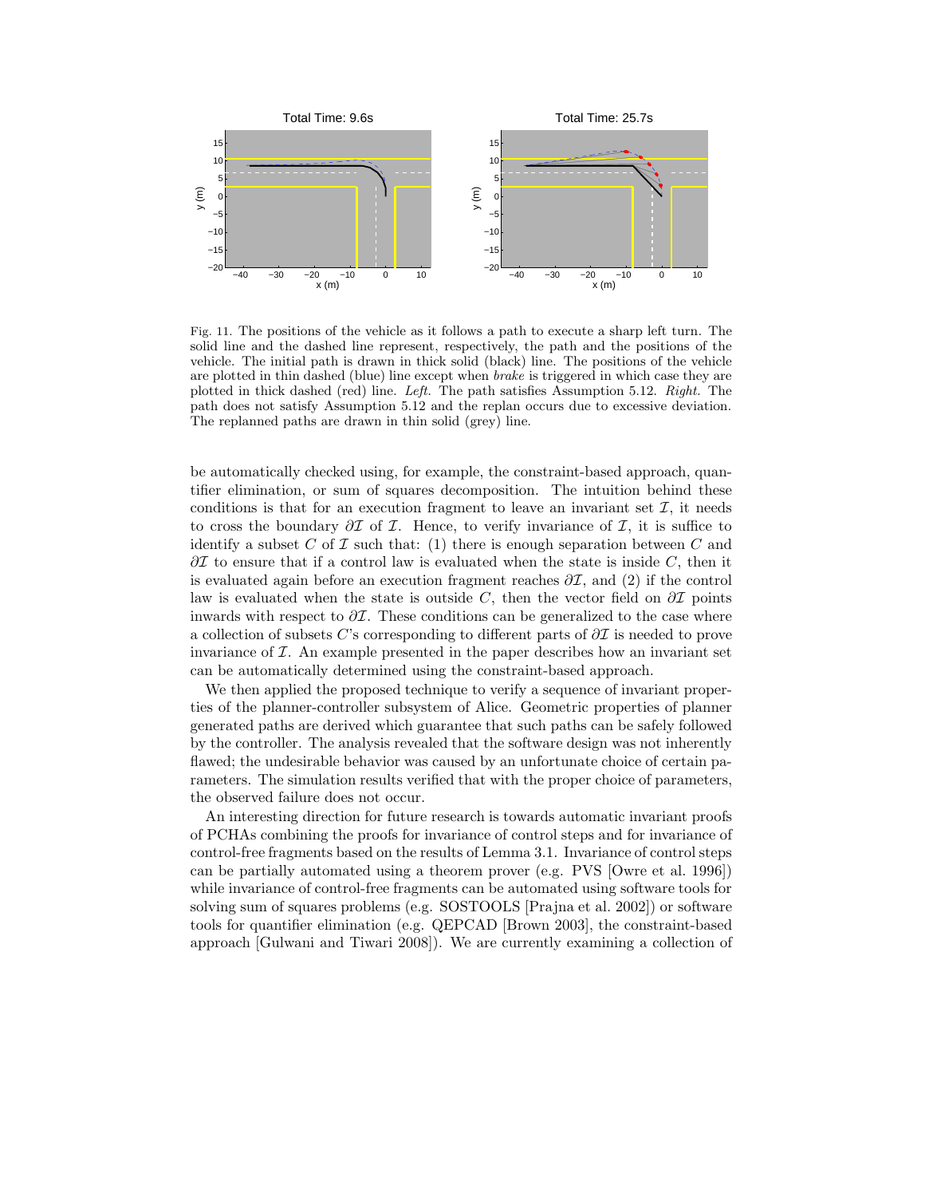Fig. 11. The positions of the vehicle as it follows a path to execute a sharp left turn. The solid line and the dashed line represent, respectively, the path and the positions of the vehicle. The initial path is drawn in thick solid (black) line. The positions of the vehicle are plotted in thin dashed (blue) line except when *brake* is triggered in which case they are plotted in thick dashed (red) line. *Left.* The path satisfies Assumption 5.12. *Right.* The path does not satisfy Assumption 5.12 and the replan occurs due to excessive deviation. The replanned paths are drawn in thin solid (grey) line.

be automatically checked using, for example, the constraint-based approach, quantifier elimination, or sum of squares decomposition. The intuition behind these conditions is that for an execution fragment to leave an invariant set $\mathcal{I}$, it needs to cross the boundary $\partial\mathcal{I}$ of $\mathcal{I}$. Hence, to verify invariance of $\mathcal{I}$, it is suffice to identify a subset $C$ of $\mathcal{I}$ such that: (1) there is enough separation between $C$ and $\partial\mathcal{I}$ to ensure that if a control law is evaluated when the state is inside $C$, then it is evaluated again before an execution fragment reaches $\partial\mathcal{I}$, and (2) if the control law is evaluated when the state is outside $C$, then the vector field on $\partial\mathcal{I}$ points inwards with respect to $\partial\mathcal{I}$. These conditions can be generalized to the case where a collection of subsets $C$'s corresponding to different parts of $\partial\mathcal{I}$ is needed to prove invariance of $\mathcal{I}$. An example presented in the paper describes how an invariant set can be automatically determined using the constraint-based approach.

We then applied the proposed technique to verify a sequence of invariant properties of the planner-controller subsystem of Alice. Geometric properties of planner generated paths are derived which guarantee that such paths can be safely followed by the controller. The analysis revealed that the software design was not inherently flawed; the undesirable behavior was caused by an unfortunate choice of certain parameters. The simulation results verified that with the proper choice of parameters, the observed failure does not occur.

An interesting direction for future research is towards automatic invariant proofs of PCHAs combining the proofs for invariance of control steps and for invariance of control-free fragments based on the results of Lemma 3.1. Invariance of control steps can be partially automated using a theorem prover (e.g. PVS [Owre et al. 1996]) while invariance of control-free fragments can be automated using software tools for solving sum of squares problems (e.g. SOSTOOLS [Prajna et al. 2002]) or software tools for quantifier elimination (e.g. QEPCAD [Brown 2003], the constraint-based approach [Gulwani and Tiwari 2008]). We are currently examining a collection of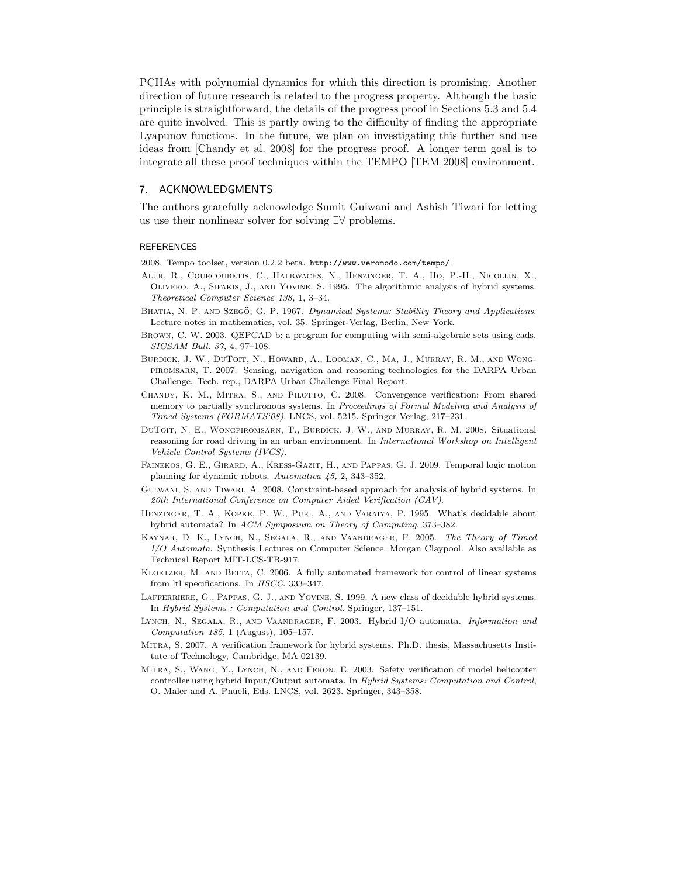PCHAs with polynomial dynamics for which this direction is promising. Another direction of future research is related to the progress property. Although the basic principle is straightforward, the details of the progress proof in Sections 5.3 and 5.4 are quite involved. This is partly owing to the difficulty of finding the appropriate Lyapunov functions. In the future, we plan on investigating this further and use ideas from [Chandy et al. 2008] for the progress proof. A longer term goal is to integrate all these proof techniques within the TEMPO [TEM 2008] environment.

## 7. ACKNOWLEDGMENTS

The authors gratefully acknowledge Sumit Gulwani and Ashish Tiwari for letting us use their nonlinear solver for solving ∃∀ problems.

### REFERENCES

2008. Tempo toolset, version 0.2.2 beta. `http://www.veromodo.com/tempo/`.

Alur, R., Courcoubetis, C., Halbwachs, N., Henzinger, T. A., Ho, P.-H., Nicollin, X., Olivero, A., Sifakis, J., and Yovine, S. 1995. The algorithmic analysis of hybrid systems. *Theoretical Computer Science 138,* 1, 3–34.

Bhatia, N. P. and Szegö, G. P. 1967. *Dynamical Systems: Stability Theory and Applications*. Lecture notes in mathematics, vol. 35. Springer-Verlag, Berlin; New York.

Brown, C. W. 2003. QEPCAD b: a program for computing with semi-algebraic sets using cads. *SIGSAM Bull. 37,* 4, 97–108.

Burdick, J. W., DuToit, N., Howard, A., Looman, C., Ma, J., Murray, R. M., and Wongpiromsarn, T. 2007. Sensing, navigation and reasoning technologies for the DARPA Urban Challenge. Tech. rep., DARPA Urban Challenge Final Report.

Chandy, K. M., Mitra, S., and Pilotto, C. 2008. Convergence verification: From shared memory to partially synchronous systems. In *Proceedings of Formal Modeling and Analysis of Timed Systems (FORMATS'08)*. LNCS, vol. 5215. Springer Verlag, 217–231.

DuToit, N. E., Wongpiromsarn, T., Burdick, J. W., and Murray, R. M. 2008. Situational reasoning for road driving in an urban environment. In *International Workshop on Intelligent Vehicle Control Systems (IVCS)*.

Fainekos, G. E., Girard, A., Kress-Gazit, H., and Pappas, G. J. 2009. Temporal logic motion planning for dynamic robots. *Automatica 45,* 2, 343–352.

Gulwani, S. and Tiwari, A. 2008. Constraint-based approach for analysis of hybrid systems. In *20th International Conference on Computer Aided Verification (CAV)*.

Henzinger, T. A., Kopke, P. W., Puri, A., and Varaiya, P. 1995. What's decidable about hybrid automata? In *ACM Symposium on Theory of Computing*. 373–382.

Kaynar, D. K., Lynch, N., Segala, R., and Vaandrager, F. 2005. *The Theory of Timed I/O Automata*. Synthesis Lectures on Computer Science. Morgan Claypool. Also available as Technical Report MIT-LCS-TR-917.

Kloetzer, M. and Belta, C. 2006. A fully automated framework for control of linear systems from ltl specifications. In *HSCC*. 333–347.

Lafferriere, G., Pappas, G. J., and Yovine, S. 1999. A new class of decidable hybrid systems. In *Hybrid Systems : Computation and Control*. Springer, 137–151.

Lynch, N., Segala, R., and Vaandrager, F. 2003. Hybrid I/O automata. *Information and Computation 185,* 1 (August), 105–157.

Mitra, S. 2007. A verification framework for hybrid systems. Ph.D. thesis, Massachusetts Institute of Technology, Cambridge, MA 02139.

Mitra, S., Wang, Y., Lynch, N., and Feron, E. 2003. Safety verification of model helicopter controller using hybrid Input/Output automata. In *Hybrid Systems: Computation and Control*, O. Maler and A. Pnueli, Eds. LNCS, vol. 2623. Springer, 343–358.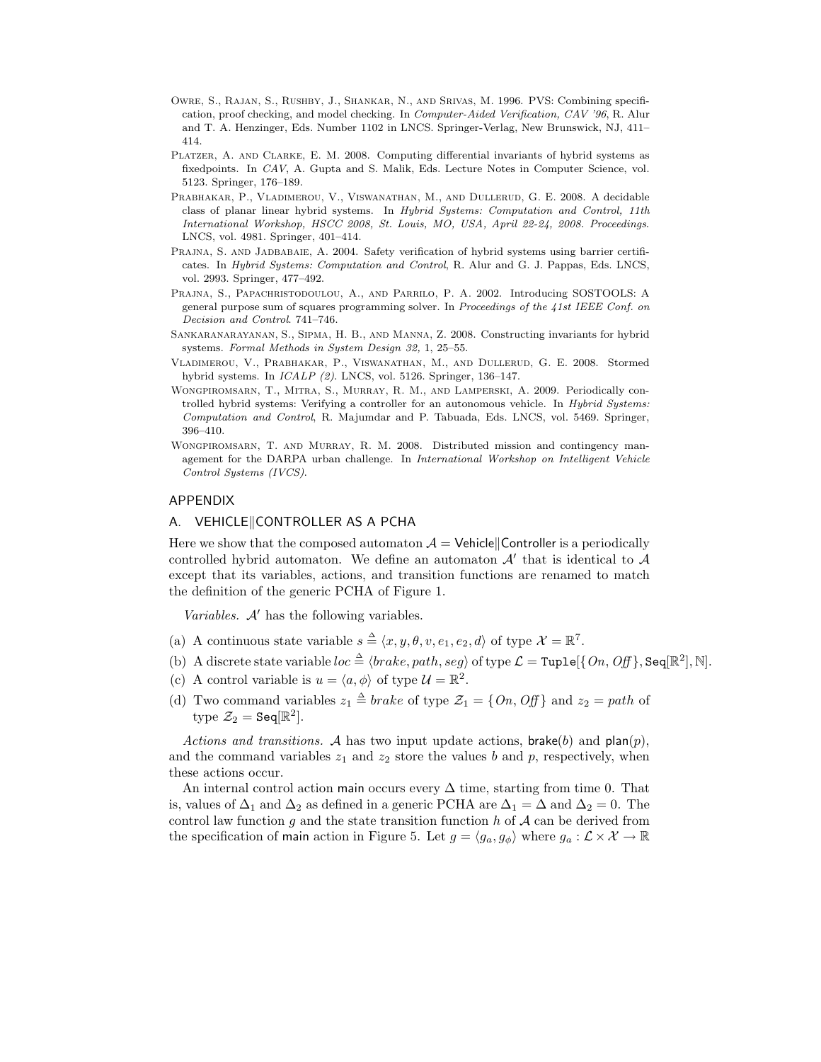Owre, S., Rajan, S., Rushby, J., Shankar, N., and Srivas, M. 1996. PVS: Combining specification, proof checking, and model checking. In *Computer-Aided Verification, CAV '96*, R. Alur and T. A. Henzinger, Eds. Number 1102 in LNCS. Springer-Verlag, New Brunswick, NJ, 411–414.

Platzer, A. and Clarke, E. M. 2008. Computing differential invariants of hybrid systems as fixedpoints. In *CAV*, A. Gupta and S. Malik, Eds. Lecture Notes in Computer Science, vol. 5123. Springer, 176–189.

Prabhakar, P., Vladimerou, V., Viswanathan, M., and Dullerud, G. E. 2008. A decidable class of planar linear hybrid systems. In *Hybrid Systems: Computation and Control, 11th International Workshop, HSCC 2008, St. Louis, MO, USA, April 22-24, 2008. Proceedings*. LNCS, vol. 4981. Springer, 401–414.

Prajna, S. and Jadbabaie, A. 2004. Safety verification of hybrid systems using barrier certificates. In *Hybrid Systems: Computation and Control*, R. Alur and G. J. Pappas, Eds. LNCS, vol. 2993. Springer, 477–492.

Prajna, S., Papachristodoulou, A., and Parrilo, P. A. 2002. Introducing SOSTOOLS: A general purpose sum of squares programming solver. In *Proceedings of the 41st IEEE Conf. on Decision and Control*. 741–746.

Sankaranarayanan, S., Sipma, H. B., and Manna, Z. 2008. Constructing invariants for hybrid systems. *Formal Methods in System Design 32,* 1, 25–55.

Vladimerou, V., Prabhakar, P., Viswanathan, M., and Dullerud, G. E. 2008. Stormed hybrid systems. In *ICALP (2)*. LNCS, vol. 5126. Springer, 136–147.

Wongpiromsarn, T., Mitra, S., Murray, R. M., and Lamperski, A. 2009. Periodically controlled hybrid systems: Verifying a controller for an autonomous vehicle. In *Hybrid Systems: Computation and Control*, R. Majumdar and P. Tabuada, Eds. LNCS, vol. 5469. Springer, 396–410.

Wongpiromsarn, T. and Murray, R. M. 2008. Distributed mission and contingency management for the DARPA urban challenge. In *International Workshop on Intelligent Vehicle Control Systems (IVCS)*.

## APPENDIX

### A. VEHICLE‖CONTROLLER AS A PCHA

Here we show that the composed automaton $\mathcal{A} = \mathsf{Vehicle} \| \mathsf{Controller}$ is a periodically controlled hybrid automaton. We define an automaton $\mathcal{A}'$ that is identical to $\mathcal{A}$ except that its variables, actions, and transition functions are renamed to match the definition of the generic PCHA of Figure 1.

*Variables.* $\mathcal{A}'$ has the following variables.

(a) A continuous state variable $s \triangleq \langle x, y, \theta, v, e_1, e_2, d \rangle$ of type $\mathcal{X} = \mathbb{R}^7$.

(b) A discrete state variable $loc \triangleq \langle brake, path, seg \rangle$ of type $\mathcal{L} = \mathtt{Tuple}[\{On, \mathit{Off}\}, \mathtt{Seq}[\mathbb{R}^2], \mathbb{N}]$.

(c) A control variable is $u = \langle a, \phi \rangle$ of type $\mathcal{U} = \mathbb{R}^2$.

(d) Two command variables $z_1 \triangleq brake$ of type $\mathcal{Z}_1 = \{On, \mathit{Off}\}$ and $z_2 = path$ of type $\mathcal{Z}_2 = \mathtt{Seq}[\mathbb{R}^2]$.

*Actions and transitions.* $\mathcal{A}$ has two input update actions, $\mathsf{brake}(b)$ and $\mathsf{plan}(p)$, and the command variables $z_1$ and $z_2$ store the values $b$ and $p$, respectively, when these actions occur.

An internal control action $\mathsf{main}$ occurs every $\Delta$ time, starting from time 0. That is, values of $\Delta_1$ and $\Delta_2$ as defined in a generic PCHA are $\Delta_1 = \Delta$ and $\Delta_2 = 0$. The control law function $g$ and the state transition function $h$ of $\mathcal{A}$ can be derived from the specification of $\mathsf{main}$ action in Figure 5. Let $g = \langle g_a, g_\phi \rangle$ where $g_a : \mathcal{L} \times \mathcal{X} \to \mathbb{R}$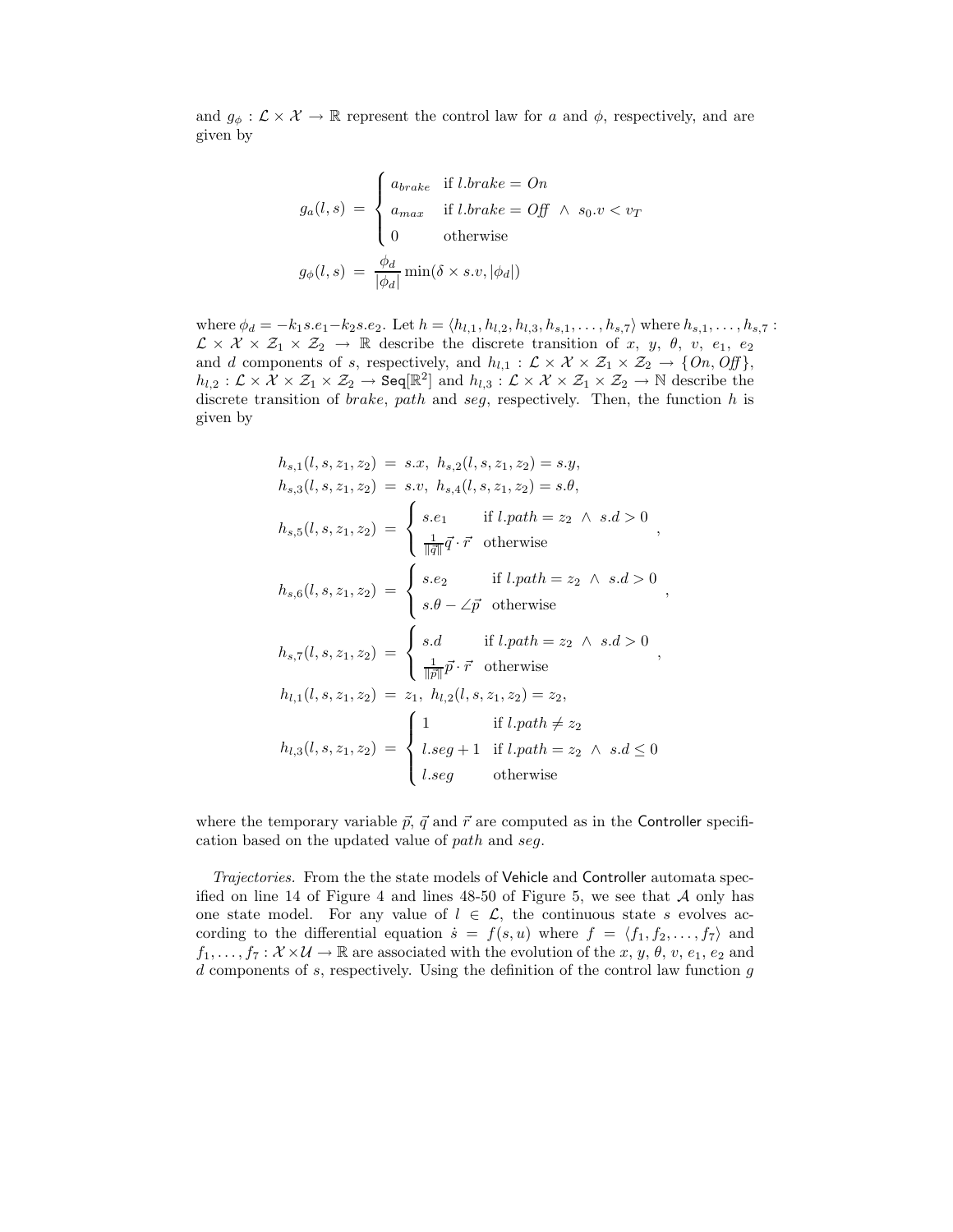and $g_\phi : \mathcal{L} \times \mathcal{X} \to \mathbb{R}$ represent the control law for $a$ and $\phi$, respectively, and are given by

$$
\begin{aligned}
g_a(l,s) &= \begin{cases} a_{brake} & \text{if } l.brake = On \\ a_{max} & \text{if } l.brake = Off \ \wedge \ s_0.v < v_T \\ 0 & \text{otherwise} \end{cases} \\
g_\phi(l,s) &= \frac{\phi_d}{|\phi_d|} \min(\delta \times s.v, |\phi_d|)
\end{aligned}
$$

where $\phi_d = -k_1 s.e_1 - k_2 s.e_2$. Let $h = \langle h_{l,1}, h_{l,2}, h_{l,3}, h_{s,1}, \ldots, h_{s,7} \rangle$ where $h_{s,1}, \ldots, h_{s,7} : \mathcal{L} \times \mathcal{X} \times \mathcal{Z}_1 \times \mathcal{Z}_2 \to \mathbb{R}$ describe the discrete transition of $x$, $y$, $\theta$, $v$, $e_1$, $e_2$ and $d$ components of $s$, respectively, and $h_{l,1} : \mathcal{L} \times \mathcal{X} \times \mathcal{Z}_1 \times \mathcal{Z}_2 \to \{On, Off\}$, $h_{l,2} : \mathcal{L} \times \mathcal{X} \times \mathcal{Z}_1 \times \mathcal{Z}_2 \to \mathsf{Seq}[\mathbb{R}^2]$ and $h_{l,3} : \mathcal{L} \times \mathcal{X} \times \mathcal{Z}_1 \times \mathcal{Z}_2 \to \mathbb{N}$ describe the discrete transition of *brake*, *path* and *seg*, respectively. Then, the function $h$ is given by

$$
\begin{aligned}
h_{s,1}(l,s,z_1,z_2) &= s.x, \ h_{s,2}(l,s,z_1,z_2) = s.y, \\
h_{s,3}(l,s,z_1,z_2) &= s.v, \ h_{s,4}(l,s,z_1,z_2) = s.\theta, \\
h_{s,5}(l,s,z_1,z_2) &= \begin{cases} s.e_1 & \text{if } l.path = z_2 \ \wedge \ s.d > 0 \\ \frac{1}{\|\vec{q}\|}\vec{q} \cdot \vec{r} & \text{otherwise} \end{cases}, \\
h_{s,6}(l,s,z_1,z_2) &= \begin{cases} s.e_2 & \text{if } l.path = z_2 \ \wedge \ s.d > 0 \\ s.\theta - \angle\vec{p} & \text{otherwise} \end{cases}, \\
h_{s,7}(l,s,z_1,z_2) &= \begin{cases} s.d & \text{if } l.path = z_2 \ \wedge \ s.d > 0 \\ \frac{1}{\|\vec{p}\|}\vec{p} \cdot \vec{r} & \text{otherwise} \end{cases}, \\
h_{l,1}(l,s,z_1,z_2) &= z_1, \ h_{l,2}(l,s,z_1,z_2) = z_2, \\
h_{l,3}(l,s,z_1,z_2) &= \begin{cases} 1 & \text{if } l.path \neq z_2 \\ l.seg + 1 & \text{if } l.path = z_2 \ \wedge \ s.d \leq 0 \\ l.seg & \text{otherwise} \end{cases}
\end{aligned}
$$

where the temporary variable $\vec{p}$, $\vec{q}$ and $\vec{r}$ are computed as in the Controller specification based on the updated value of *path* and *seg*.

*Trajectories.* From the the state models of Vehicle and Controller automata specified on line 14 of Figure 4 and lines 48-50 of Figure 5, we see that $\mathcal{A}$ only has one state model. For any value of $l \in \mathcal{L}$, the continuous state $s$ evolves according to the differential equation $\dot{s} = f(s,u)$ where $f = \langle f_1, f_2, \ldots, f_7 \rangle$ and $f_1, \ldots, f_7 : \mathcal{X} \times \mathcal{U} \to \mathbb{R}$ are associated with the evolution of the $x$, $y$, $\theta$, $v$, $e_1$, $e_2$ and $d$ components of $s$, respectively. Using the definition of the control law function $g$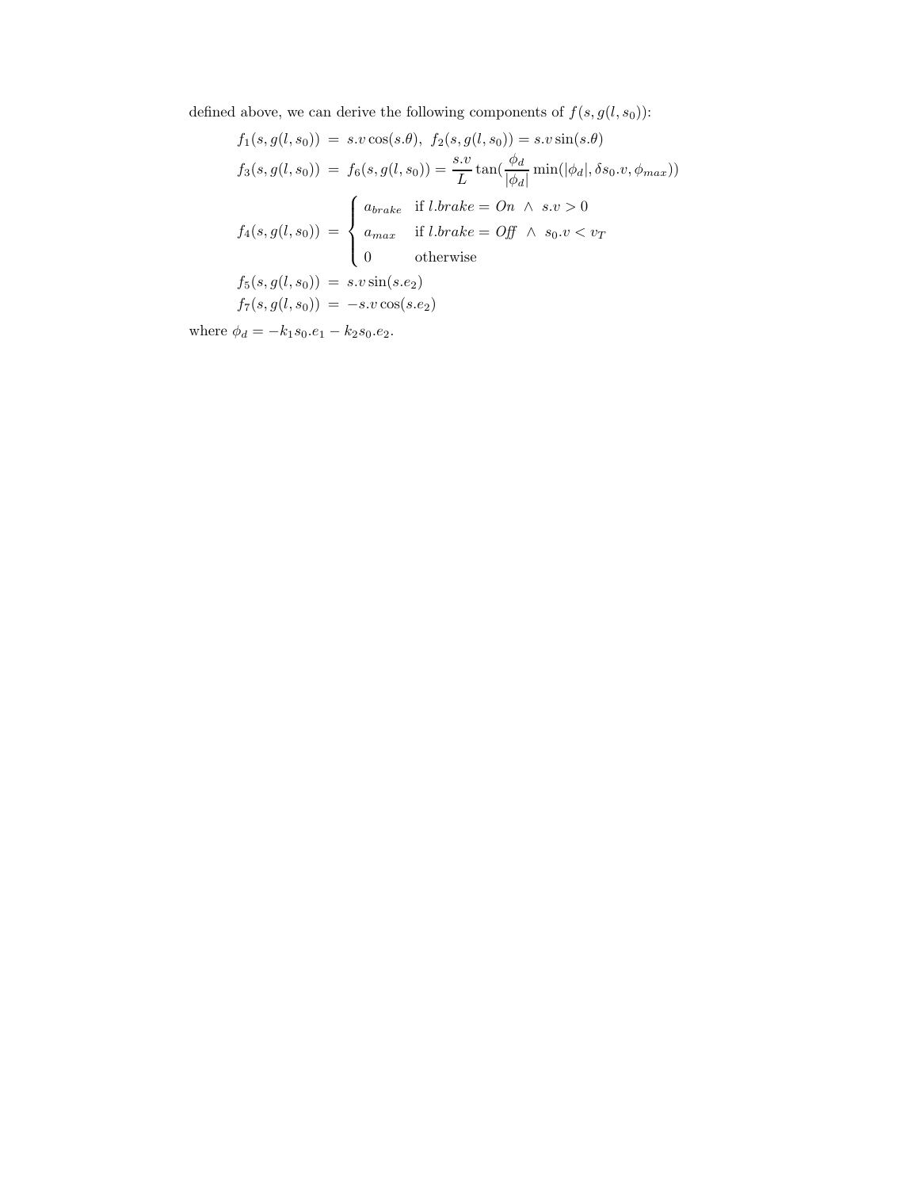defined above, we can derive the following components of $f(s, g(l, s_0))$:

$$
\begin{aligned}
f_1(s, g(l, s_0)) &= s.v\cos(s.\theta),\;\; f_2(s, g(l, s_0)) = s.v\sin(s.\theta) \\
f_3(s, g(l, s_0)) &= f_6(s, g(l, s_0)) = \frac{s.v}{L}\tan\left(\frac{\phi_d}{|\phi_d|}\min(|\phi_d|, \delta s_0.v, \phi_{max})\right) \\
f_4(s, g(l, s_0)) &= \begin{cases} a_{brake} & \text{if } l.brake = \mathit{On} \;\wedge\; s.v > 0 \\ a_{max} & \text{if } l.brake = \mathit{Off} \;\wedge\; s_0.v < v_T \\ 0 & \text{otherwise} \end{cases} \\
f_5(s, g(l, s_0)) &= s.v\sin(s.e_2) \\
f_7(s, g(l, s_0)) &= -s.v\cos(s.e_2)
\end{aligned}
$$

where $\phi_d = -k_1 s_0.e_1 - k_2 s_0.e_2$.